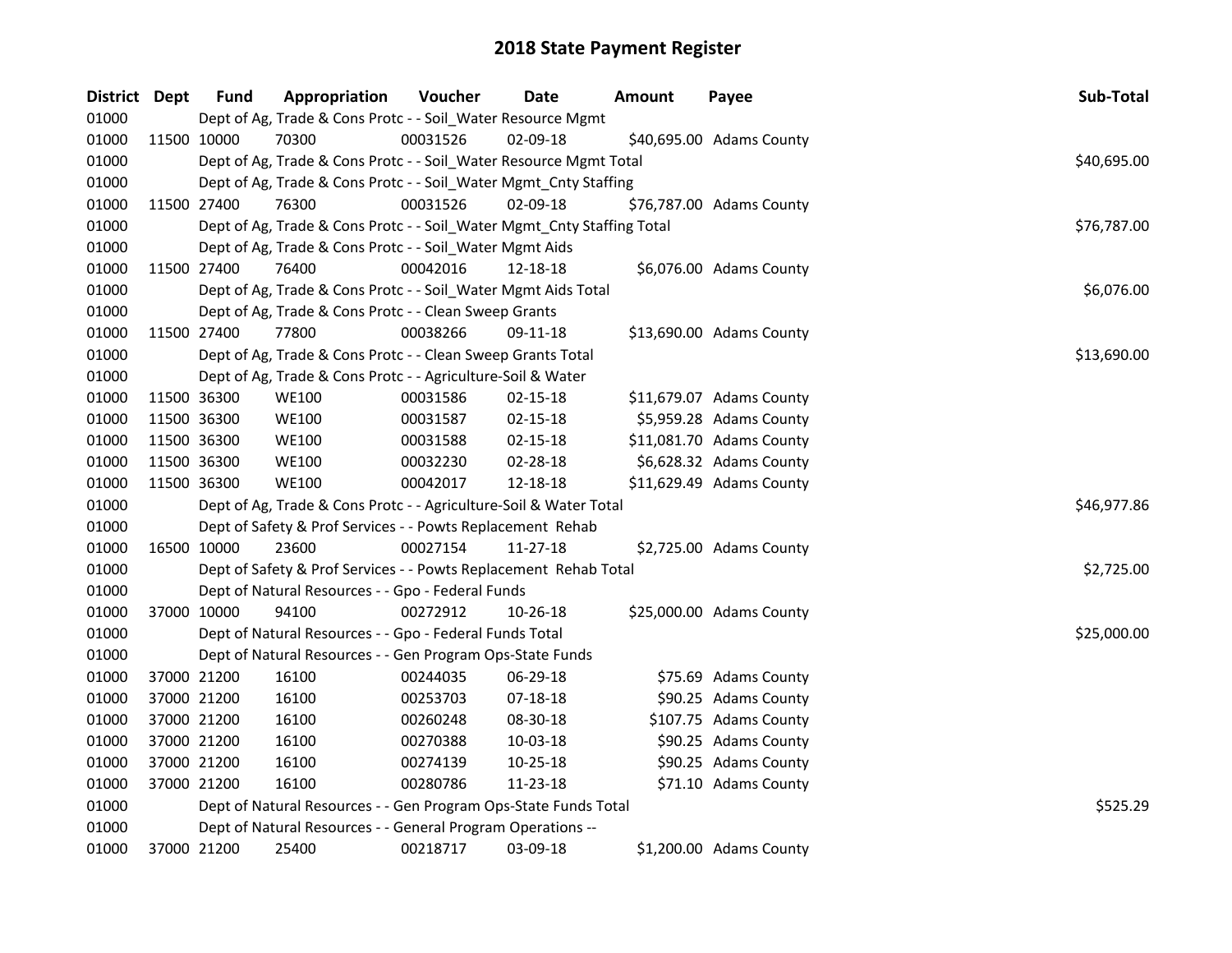# 2018 State Payment Register

| District | Dept | Fund | Appropriation | Voucher | Date | Amount | Payee | Sub-Total |
|---|---|---|---|---|---|---|---|---|
| 01000 | | Dept of Ag, Trade & Cons Protc - - Soil_Water Resource Mgmt | | | | | | |
| 01000 | 11500 | 10000 | 70300 | 00031526 | 02-09-18 | $40,695.00 | Adams County | |
| 01000 | | Dept of Ag, Trade & Cons Protc - - Soil_Water Resource Mgmt Total | | | | | | $40,695.00 |
| 01000 | | Dept of Ag, Trade & Cons Protc - - Soil_Water Mgmt_Cnty Staffing | | | | | | |
| 01000 | 11500 | 27400 | 76300 | 00031526 | 02-09-18 | $76,787.00 | Adams County | |
| 01000 | | Dept of Ag, Trade & Cons Protc - - Soil_Water Mgmt_Cnty Staffing Total | | | | | | $76,787.00 |
| 01000 | | Dept of Ag, Trade & Cons Protc - - Soil_Water Mgmt Aids | | | | | | |
| 01000 | 11500 | 27400 | 76400 | 00042016 | 12-18-18 | $6,076.00 | Adams County | |
| 01000 | | Dept of Ag, Trade & Cons Protc - - Soil_Water Mgmt Aids Total | | | | | | $6,076.00 |
| 01000 | | Dept of Ag, Trade & Cons Protc - - Clean Sweep Grants | | | | | | |
| 01000 | 11500 | 27400 | 77800 | 00038266 | 09-11-18 | $13,690.00 | Adams County | |
| 01000 | | Dept of Ag, Trade & Cons Protc - - Clean Sweep Grants Total | | | | | | $13,690.00 |
| 01000 | | Dept of Ag, Trade & Cons Protc - - Agriculture-Soil & Water | | | | | | |
| 01000 | 11500 | 36300 | WE100 | 00031586 | 02-15-18 | $11,679.07 | Adams County | |
| 01000 | 11500 | 36300 | WE100 | 00031587 | 02-15-18 | $5,959.28 | Adams County | |
| 01000 | 11500 | 36300 | WE100 | 00031588 | 02-15-18 | $11,081.70 | Adams County | |
| 01000 | 11500 | 36300 | WE100 | 00032230 | 02-28-18 | $6,628.32 | Adams County | |
| 01000 | 11500 | 36300 | WE100 | 00042017 | 12-18-18 | $11,629.49 | Adams County | |
| 01000 | | Dept of Ag, Trade & Cons Protc - - Agriculture-Soil & Water Total | | | | | | $46,977.86 |
| 01000 | | Dept of Safety & Prof Services - - Powts Replacement Rehab | | | | | | |
| 01000 | 16500 | 10000 | 23600 | 00027154 | 11-27-18 | $2,725.00 | Adams County | |
| 01000 | | Dept of Safety & Prof Services - - Powts Replacement Rehab Total | | | | | | $2,725.00 |
| 01000 | | Dept of Natural Resources - - Gpo - Federal Funds | | | | | | |
| 01000 | 37000 | 10000 | 94100 | 00272912 | 10-26-18 | $25,000.00 | Adams County | |
| 01000 | | Dept of Natural Resources - - Gpo - Federal Funds Total | | | | | | $25,000.00 |
| 01000 | | Dept of Natural Resources - - Gen Program Ops-State Funds | | | | | | |
| 01000 | 37000 | 21200 | 16100 | 00244035 | 06-29-18 | $75.69 | Adams County | |
| 01000 | 37000 | 21200 | 16100 | 00253703 | 07-18-18 | $90.25 | Adams County | |
| 01000 | 37000 | 21200 | 16100 | 00260248 | 08-30-18 | $107.75 | Adams County | |
| 01000 | 37000 | 21200 | 16100 | 00270388 | 10-03-18 | $90.25 | Adams County | |
| 01000 | 37000 | 21200 | 16100 | 00274139 | 10-25-18 | $90.25 | Adams County | |
| 01000 | 37000 | 21200 | 16100 | 00280786 | 11-23-18 | $71.10 | Adams County | |
| 01000 | | Dept of Natural Resources - - Gen Program Ops-State Funds Total | | | | | | $525.29 |
| 01000 | | Dept of Natural Resources - - General Program Operations -- | | | | | | |
| 01000 | 37000 | 21200 | 25400 | 00218717 | 03-09-18 | $1,200.00 | Adams County | |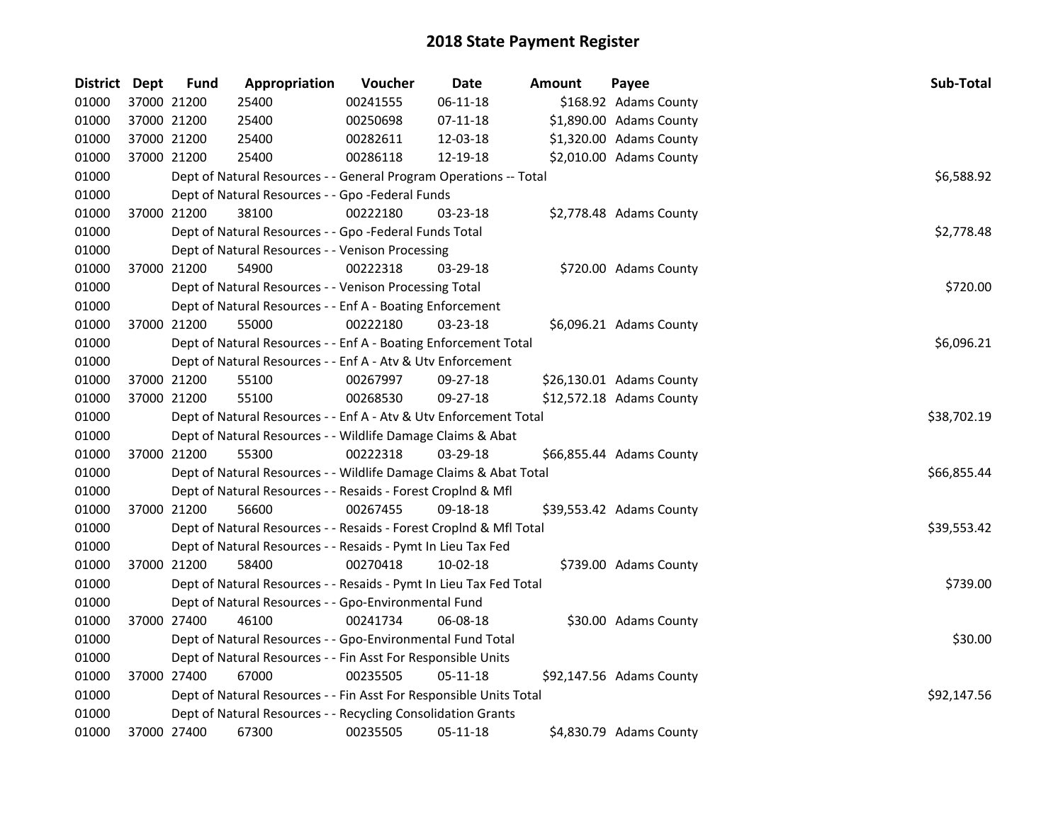# 2018 State Payment Register

| District | Dept | Fund | Appropriation | Voucher | Date | Amount | Payee | Sub-Total |
|---|---|---|---|---|---|---|---|---|
| 01000 | 37000 | 21200 | 25400 | 00241555 | 06-11-18 | $168.92 | Adams County | |
| 01000 | 37000 | 21200 | 25400 | 00250698 | 07-11-18 | $1,890.00 | Adams County | |
| 01000 | 37000 | 21200 | 25400 | 00282611 | 12-03-18 | $1,320.00 | Adams County | |
| 01000 | 37000 | 21200 | 25400 | 00286118 | 12-19-18 | $2,010.00 | Adams County | |
| 01000 | | Dept of Natural Resources - - General Program Operations -- Total | | | | | | $6,588.92 |
| 01000 | | Dept of Natural Resources - - Gpo -Federal Funds | | | | | | |
| 01000 | 37000 | 21200 | 38100 | 00222180 | 03-23-18 | $2,778.48 | Adams County | |
| 01000 | | Dept of Natural Resources - - Gpo -Federal Funds Total | | | | | | $2,778.48 |
| 01000 | | Dept of Natural Resources - - Venison Processing | | | | | | |
| 01000 | 37000 | 21200 | 54900 | 00222318 | 03-29-18 | $720.00 | Adams County | |
| 01000 | | Dept of Natural Resources - - Venison Processing Total | | | | | | $720.00 |
| 01000 | | Dept of Natural Resources - - Enf A - Boating Enforcement | | | | | | |
| 01000 | 37000 | 21200 | 55000 | 00222180 | 03-23-18 | $6,096.21 | Adams County | |
| 01000 | | Dept of Natural Resources - - Enf A - Boating Enforcement Total | | | | | | $6,096.21 |
| 01000 | | Dept of Natural Resources - - Enf A - Atv & Utv Enforcement | | | | | | |
| 01000 | 37000 | 21200 | 55100 | 00267997 | 09-27-18 | $26,130.01 | Adams County | |
| 01000 | 37000 | 21200 | 55100 | 00268530 | 09-27-18 | $12,572.18 | Adams County | |
| 01000 | | Dept of Natural Resources - - Enf A - Atv & Utv Enforcement Total | | | | | | $38,702.19 |
| 01000 | | Dept of Natural Resources - - Wildlife Damage Claims & Abat | | | | | | |
| 01000 | 37000 | 21200 | 55300 | 00222318 | 03-29-18 | $66,855.44 | Adams County | |
| 01000 | | Dept of Natural Resources - - Wildlife Damage Claims & Abat Total | | | | | | $66,855.44 |
| 01000 | | Dept of Natural Resources - - Resaids - Forest Croplnd & Mfl | | | | | | |
| 01000 | 37000 | 21200 | 56600 | 00267455 | 09-18-18 | $39,553.42 | Adams County | |
| 01000 | | Dept of Natural Resources - - Resaids - Forest Croplnd & Mfl Total | | | | | | $39,553.42 |
| 01000 | | Dept of Natural Resources - - Resaids - Pymt In Lieu Tax Fed | | | | | | |
| 01000 | 37000 | 21200 | 58400 | 00270418 | 10-02-18 | $739.00 | Adams County | |
| 01000 | | Dept of Natural Resources - - Resaids - Pymt In Lieu Tax Fed Total | | | | | | $739.00 |
| 01000 | | Dept of Natural Resources - - Gpo-Environmental Fund | | | | | | |
| 01000 | 37000 | 27400 | 46100 | 00241734 | 06-08-18 | $30.00 | Adams County | |
| 01000 | | Dept of Natural Resources - - Gpo-Environmental Fund Total | | | | | | $30.00 |
| 01000 | | Dept of Natural Resources - - Fin Asst For Responsible Units | | | | | | |
| 01000 | 37000 | 27400 | 67000 | 00235505 | 05-11-18 | $92,147.56 | Adams County | |
| 01000 | | Dept of Natural Resources - - Fin Asst For Responsible Units Total | | | | | | $92,147.56 |
| 01000 | | Dept of Natural Resources - - Recycling Consolidation Grants | | | | | | |
| 01000 | 37000 | 27400 | 67300 | 00235505 | 05-11-18 | $4,830.79 | Adams County | |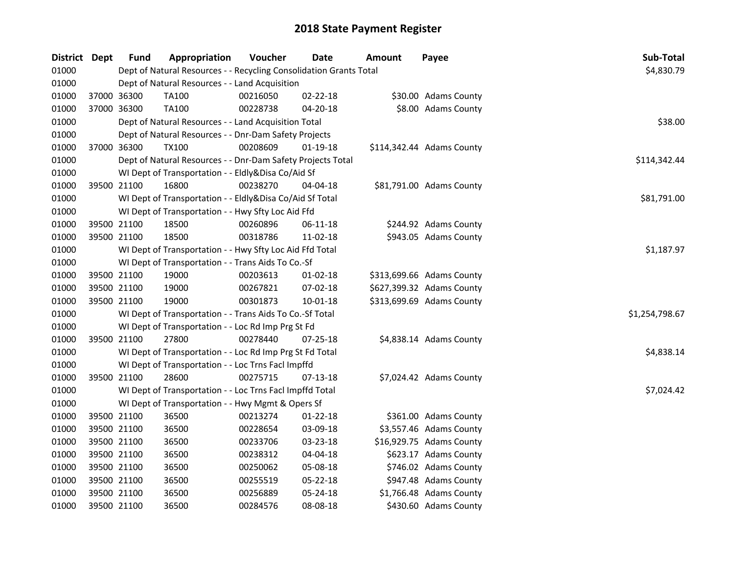# 2018 State Payment Register

| District | Dept | Fund | Appropriation | Voucher | Date | Amount | Payee | Sub-Total |
|---|---|---|---|---|---|---|---|---|
| 01000 | | | Dept of Natural Resources - - Recycling Consolidation Grants Total | | | | | $4,830.79 |
| 01000 | | | Dept of Natural Resources - - Land Acquisition | | | | | |
| 01000 | 37000 | 36300 | TA100 | 00216050 | 02-22-18 | $30.00 | Adams County | |
| 01000 | 37000 | 36300 | TA100 | 00228738 | 04-20-18 | $8.00 | Adams County | |
| 01000 | | | Dept of Natural Resources - - Land Acquisition Total | | | | | $38.00 |
| 01000 | | | Dept of Natural Resources - - Dnr-Dam Safety Projects | | | | | |
| 01000 | 37000 | 36300 | TX100 | 00208609 | 01-19-18 | $114,342.44 | Adams County | |
| 01000 | | | Dept of Natural Resources - - Dnr-Dam Safety Projects Total | | | | | $114,342.44 |
| 01000 | | | WI Dept of Transportation - - Eldly&Disa Co/Aid Sf | | | | | |
| 01000 | 39500 | 21100 | 16800 | 00238270 | 04-04-18 | $81,791.00 | Adams County | |
| 01000 | | | WI Dept of Transportation - - Eldly&Disa Co/Aid Sf Total | | | | | $81,791.00 |
| 01000 | | | WI Dept of Transportation - - Hwy Sfty Loc Aid Ffd | | | | | |
| 01000 | 39500 | 21100 | 18500 | 00260896 | 06-11-18 | $244.92 | Adams County | |
| 01000 | 39500 | 21100 | 18500 | 00318786 | 11-02-18 | $943.05 | Adams County | |
| 01000 | | | WI Dept of Transportation - - Hwy Sfty Loc Aid Ffd Total | | | | | $1,187.97 |
| 01000 | | | WI Dept of Transportation - - Trans Aids To Co.-Sf | | | | | |
| 01000 | 39500 | 21100 | 19000 | 00203613 | 01-02-18 | $313,699.66 | Adams County | |
| 01000 | 39500 | 21100 | 19000 | 00267821 | 07-02-18 | $627,399.32 | Adams County | |
| 01000 | 39500 | 21100 | 19000 | 00301873 | 10-01-18 | $313,699.69 | Adams County | |
| 01000 | | | WI Dept of Transportation - - Trans Aids To Co.-Sf Total | | | | | $1,254,798.67 |
| 01000 | | | WI Dept of Transportation - - Loc Rd Imp Prg St Fd | | | | | |
| 01000 | 39500 | 21100 | 27800 | 00278440 | 07-25-18 | $4,838.14 | Adams County | |
| 01000 | | | WI Dept of Transportation - - Loc Rd Imp Prg St Fd Total | | | | | $4,838.14 |
| 01000 | | | WI Dept of Transportation - - Loc Trns Facl Impffd | | | | | |
| 01000 | 39500 | 21100 | 28600 | 00275715 | 07-13-18 | $7,024.42 | Adams County | |
| 01000 | | | WI Dept of Transportation - - Loc Trns Facl Impffd Total | | | | | $7,024.42 |
| 01000 | | | WI Dept of Transportation - - Hwy Mgmt & Opers Sf | | | | | |
| 01000 | 39500 | 21100 | 36500 | 00213274 | 01-22-18 | $361.00 | Adams County | |
| 01000 | 39500 | 21100 | 36500 | 00228654 | 03-09-18 | $3,557.46 | Adams County | |
| 01000 | 39500 | 21100 | 36500 | 00233706 | 03-23-18 | $16,929.75 | Adams County | |
| 01000 | 39500 | 21100 | 36500 | 00238312 | 04-04-18 | $623.17 | Adams County | |
| 01000 | 39500 | 21100 | 36500 | 00250062 | 05-08-18 | $746.02 | Adams County | |
| 01000 | 39500 | 21100 | 36500 | 00255519 | 05-22-18 | $947.48 | Adams County | |
| 01000 | 39500 | 21100 | 36500 | 00256889 | 05-24-18 | $1,766.48 | Adams County | |
| 01000 | 39500 | 21100 | 36500 | 00284576 | 08-08-18 | $430.60 | Adams County | |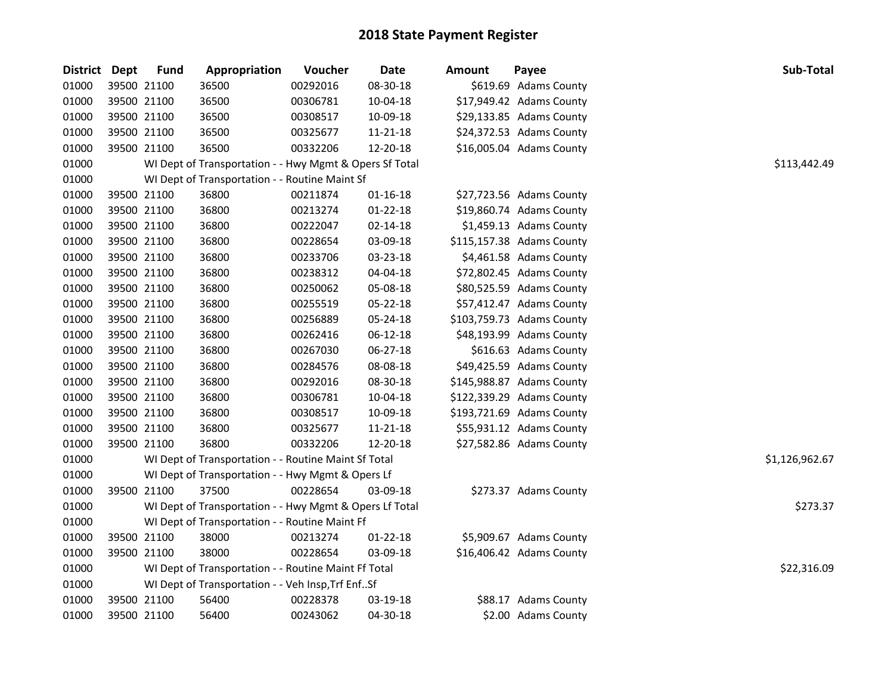# 2018 State Payment Register

| District | Dept | Fund | Appropriation | Voucher | Date | Amount | Payee | Sub-Total |
|---|---|---|---|---|---|---|---|---|
| 01000 | 39500 | 21100 | 36500 | 00292016 | 08-30-18 | $619.69 | Adams County | |
| 01000 | 39500 | 21100 | 36500 | 00306781 | 10-04-18 | $17,949.42 | Adams County | |
| 01000 | 39500 | 21100 | 36500 | 00308517 | 10-09-18 | $29,133.85 | Adams County | |
| 01000 | 39500 | 21100 | 36500 | 00325677 | 11-21-18 | $24,372.53 | Adams County | |
| 01000 | 39500 | 21100 | 36500 | 00332206 | 12-20-18 | $16,005.04 | Adams County | |
| 01000 | | | WI Dept of Transportation - - Hwy Mgmt & Opers Sf Total | | | | | $113,442.49 |
| 01000 | | | WI Dept of Transportation - - Routine Maint Sf | | | | | |
| 01000 | 39500 | 21100 | 36800 | 00211874 | 01-16-18 | $27,723.56 | Adams County | |
| 01000 | 39500 | 21100 | 36800 | 00213274 | 01-22-18 | $19,860.74 | Adams County | |
| 01000 | 39500 | 21100 | 36800 | 00222047 | 02-14-18 | $1,459.13 | Adams County | |
| 01000 | 39500 | 21100 | 36800 | 00228654 | 03-09-18 | $115,157.38 | Adams County | |
| 01000 | 39500 | 21100 | 36800 | 00233706 | 03-23-18 | $4,461.58 | Adams County | |
| 01000 | 39500 | 21100 | 36800 | 00238312 | 04-04-18 | $72,802.45 | Adams County | |
| 01000 | 39500 | 21100 | 36800 | 00250062 | 05-08-18 | $80,525.59 | Adams County | |
| 01000 | 39500 | 21100 | 36800 | 00255519 | 05-22-18 | $57,412.47 | Adams County | |
| 01000 | 39500 | 21100 | 36800 | 00256889 | 05-24-18 | $103,759.73 | Adams County | |
| 01000 | 39500 | 21100 | 36800 | 00262416 | 06-12-18 | $48,193.99 | Adams County | |
| 01000 | 39500 | 21100 | 36800 | 00267030 | 06-27-18 | $616.63 | Adams County | |
| 01000 | 39500 | 21100 | 36800 | 00284576 | 08-08-18 | $49,425.59 | Adams County | |
| 01000 | 39500 | 21100 | 36800 | 00292016 | 08-30-18 | $145,988.87 | Adams County | |
| 01000 | 39500 | 21100 | 36800 | 00306781 | 10-04-18 | $122,339.29 | Adams County | |
| 01000 | 39500 | 21100 | 36800 | 00308517 | 10-09-18 | $193,721.69 | Adams County | |
| 01000 | 39500 | 21100 | 36800 | 00325677 | 11-21-18 | $55,931.12 | Adams County | |
| 01000 | 39500 | 21100 | 36800 | 00332206 | 12-20-18 | $27,582.86 | Adams County | |
| 01000 | | | WI Dept of Transportation - - Routine Maint Sf Total | | | | | $1,126,962.67 |
| 01000 | | | WI Dept of Transportation - - Hwy Mgmt & Opers Lf | | | | | |
| 01000 | 39500 | 21100 | 37500 | 00228654 | 03-09-18 | $273.37 | Adams County | |
| 01000 | | | WI Dept of Transportation - - Hwy Mgmt & Opers Lf Total | | | | | $273.37 |
| 01000 | | | WI Dept of Transportation - - Routine Maint Ff | | | | | |
| 01000 | 39500 | 21100 | 38000 | 00213274 | 01-22-18 | $5,909.67 | Adams County | |
| 01000 | 39500 | 21100 | 38000 | 00228654 | 03-09-18 | $16,406.42 | Adams County | |
| 01000 | | | WI Dept of Transportation - - Routine Maint Ff Total | | | | | $22,316.09 |
| 01000 | | | WI Dept of Transportation - - Veh Insp,Trf Enf..Sf | | | | | |
| 01000 | 39500 | 21100 | 56400 | 00228378 | 03-19-18 | $88.17 | Adams County | |
| 01000 | 39500 | 21100 | 56400 | 00243062 | 04-30-18 | $2.00 | Adams County | |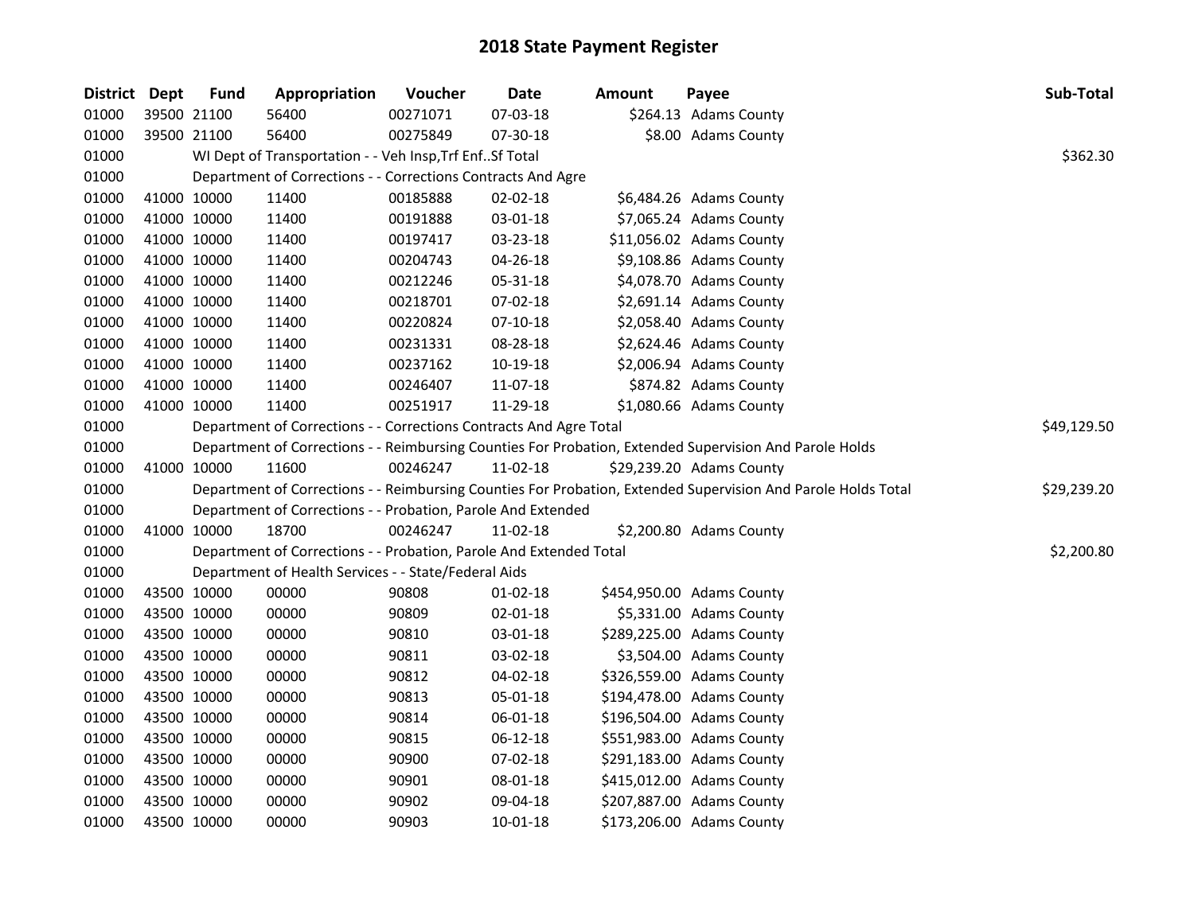# 2018 State Payment Register

| District | Dept | Fund | Appropriation | Voucher | Date | Amount | Payee | Sub-Total |
|---|---|---|---|---|---|---|---|---|
| 01000 | 39500 | 21100 | 56400 | 00271071 | 07-03-18 | $264.13 | Adams County | |
| 01000 | 39500 | 21100 | 56400 | 00275849 | 07-30-18 | $8.00 | Adams County | |
| 01000 | | | WI Dept of Transportation - - Veh Insp,Trf Enf..Sf Total | | | | | $362.30 |
| 01000 | | | Department of Corrections - - Corrections Contracts And Agre | | | | | |
| 01000 | 41000 | 10000 | 11400 | 00185888 | 02-02-18 | $6,484.26 | Adams County | |
| 01000 | 41000 | 10000 | 11400 | 00191888 | 03-01-18 | $7,065.24 | Adams County | |
| 01000 | 41000 | 10000 | 11400 | 00197417 | 03-23-18 | $11,056.02 | Adams County | |
| 01000 | 41000 | 10000 | 11400 | 00204743 | 04-26-18 | $9,108.86 | Adams County | |
| 01000 | 41000 | 10000 | 11400 | 00212246 | 05-31-18 | $4,078.70 | Adams County | |
| 01000 | 41000 | 10000 | 11400 | 00218701 | 07-02-18 | $2,691.14 | Adams County | |
| 01000 | 41000 | 10000 | 11400 | 00220824 | 07-10-18 | $2,058.40 | Adams County | |
| 01000 | 41000 | 10000 | 11400 | 00231331 | 08-28-18 | $2,624.46 | Adams County | |
| 01000 | 41000 | 10000 | 11400 | 00237162 | 10-19-18 | $2,006.94 | Adams County | |
| 01000 | 41000 | 10000 | 11400 | 00246407 | 11-07-18 | $874.82 | Adams County | |
| 01000 | 41000 | 10000 | 11400 | 00251917 | 11-29-18 | $1,080.66 | Adams County | |
| 01000 | | | Department of Corrections - - Corrections Contracts And Agre Total | | | | | $49,129.50 |
| 01000 | | | Department of Corrections - - Reimbursing Counties For Probation, Extended Supervision And Parole Holds | | | | | |
| 01000 | 41000 | 10000 | 11600 | 00246247 | 11-02-18 | $29,239.20 | Adams County | |
| 01000 | | | Department of Corrections - - Reimbursing Counties For Probation, Extended Supervision And Parole Holds Total | | | | | $29,239.20 |
| 01000 | | | Department of Corrections - - Probation, Parole And Extended | | | | | |
| 01000 | 41000 | 10000 | 18700 | 00246247 | 11-02-18 | $2,200.80 | Adams County | |
| 01000 | | | Department of Corrections - - Probation, Parole And Extended Total | | | | | $2,200.80 |
| 01000 | | | Department of Health Services - - State/Federal Aids | | | | | |
| 01000 | 43500 | 10000 | 00000 | 90808 | 01-02-18 | $454,950.00 | Adams County | |
| 01000 | 43500 | 10000 | 00000 | 90809 | 02-01-18 | $5,331.00 | Adams County | |
| 01000 | 43500 | 10000 | 00000 | 90810 | 03-01-18 | $289,225.00 | Adams County | |
| 01000 | 43500 | 10000 | 00000 | 90811 | 03-02-18 | $3,504.00 | Adams County | |
| 01000 | 43500 | 10000 | 00000 | 90812 | 04-02-18 | $326,559.00 | Adams County | |
| 01000 | 43500 | 10000 | 00000 | 90813 | 05-01-18 | $194,478.00 | Adams County | |
| 01000 | 43500 | 10000 | 00000 | 90814 | 06-01-18 | $196,504.00 | Adams County | |
| 01000 | 43500 | 10000 | 00000 | 90815 | 06-12-18 | $551,983.00 | Adams County | |
| 01000 | 43500 | 10000 | 00000 | 90900 | 07-02-18 | $291,183.00 | Adams County | |
| 01000 | 43500 | 10000 | 00000 | 90901 | 08-01-18 | $415,012.00 | Adams County | |
| 01000 | 43500 | 10000 | 00000 | 90902 | 09-04-18 | $207,887.00 | Adams County | |
| 01000 | 43500 | 10000 | 00000 | 90903 | 10-01-18 | $173,206.00 | Adams County | |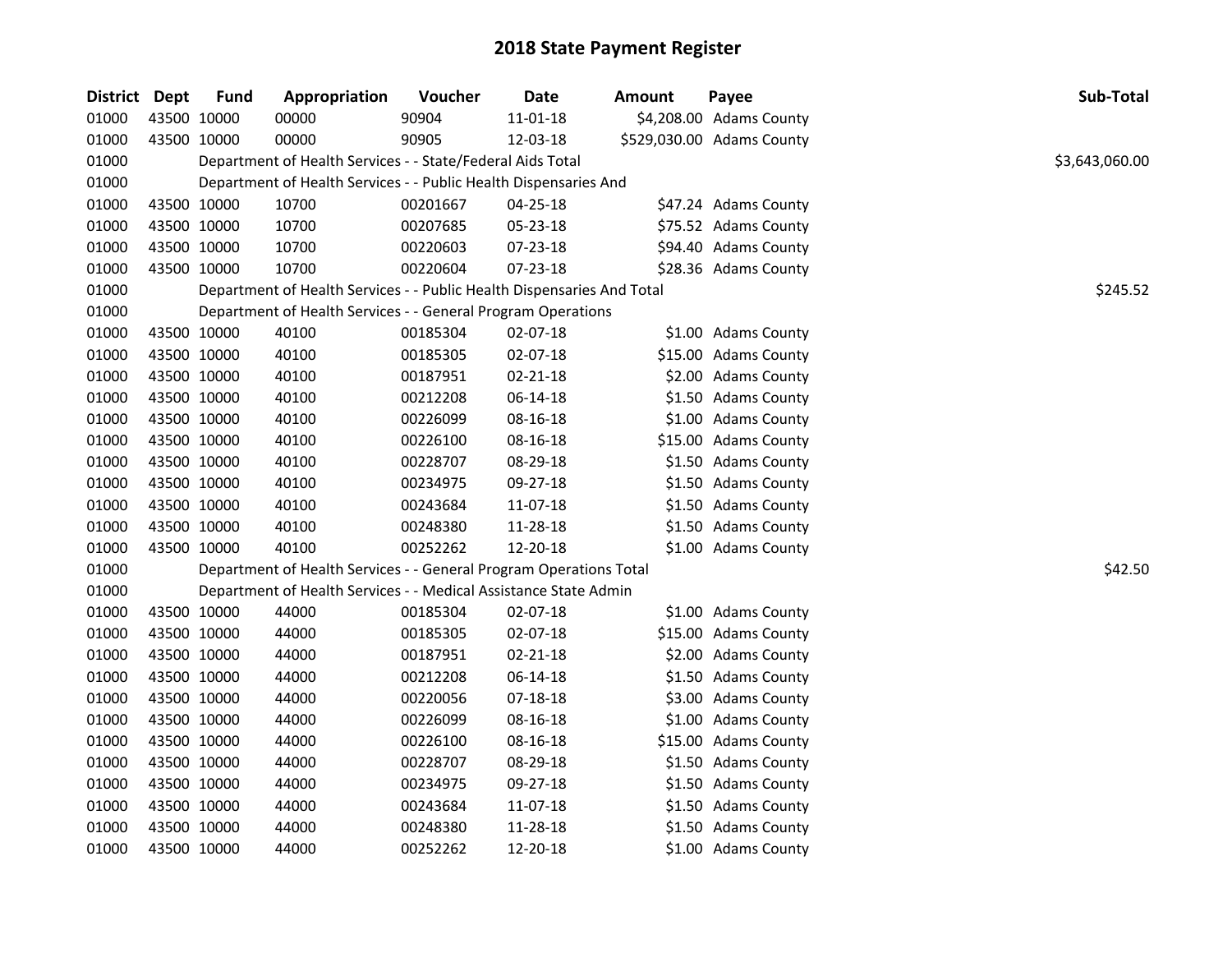# 2018 State Payment Register

| District | Dept | Fund | Appropriation | Voucher | Date | Amount | Payee | Sub-Total |
|---|---|---|---|---|---|---|---|---|
| 01000 | 43500 | 10000 | 00000 | 90904 | 11-01-18 | $4,208.00 | Adams County | |
| 01000 | 43500 | 10000 | 00000 | 90905 | 12-03-18 | $529,030.00 | Adams County | |
| 01000 | | Department of Health Services - - State/Federal Aids Total | | | | | | $3,643,060.00 |
| 01000 | | Department of Health Services - - Public Health Dispensaries And | | | | | | |
| 01000 | 43500 | 10000 | 10700 | 00201667 | 04-25-18 | $47.24 | Adams County | |
| 01000 | 43500 | 10000 | 10700 | 00207685 | 05-23-18 | $75.52 | Adams County | |
| 01000 | 43500 | 10000 | 10700 | 00220603 | 07-23-18 | $94.40 | Adams County | |
| 01000 | 43500 | 10000 | 10700 | 00220604 | 07-23-18 | $28.36 | Adams County | |
| 01000 | | Department of Health Services - - Public Health Dispensaries And Total | | | | | | $245.52 |
| 01000 | | Department of Health Services - - General Program Operations | | | | | | |
| 01000 | 43500 | 10000 | 40100 | 00185304 | 02-07-18 | $1.00 | Adams County | |
| 01000 | 43500 | 10000 | 40100 | 00185305 | 02-07-18 | $15.00 | Adams County | |
| 01000 | 43500 | 10000 | 40100 | 00187951 | 02-21-18 | $2.00 | Adams County | |
| 01000 | 43500 | 10000 | 40100 | 00212208 | 06-14-18 | $1.50 | Adams County | |
| 01000 | 43500 | 10000 | 40100 | 00226099 | 08-16-18 | $1.00 | Adams County | |
| 01000 | 43500 | 10000 | 40100 | 00226100 | 08-16-18 | $15.00 | Adams County | |
| 01000 | 43500 | 10000 | 40100 | 00228707 | 08-29-18 | $1.50 | Adams County | |
| 01000 | 43500 | 10000 | 40100 | 00234975 | 09-27-18 | $1.50 | Adams County | |
| 01000 | 43500 | 10000 | 40100 | 00243684 | 11-07-18 | $1.50 | Adams County | |
| 01000 | 43500 | 10000 | 40100 | 00248380 | 11-28-18 | $1.50 | Adams County | |
| 01000 | 43500 | 10000 | 40100 | 00252262 | 12-20-18 | $1.00 | Adams County | |
| 01000 | | Department of Health Services - - General Program Operations Total | | | | | | $42.50 |
| 01000 | | Department of Health Services - - Medical Assistance State Admin | | | | | | |
| 01000 | 43500 | 10000 | 44000 | 00185304 | 02-07-18 | $1.00 | Adams County | |
| 01000 | 43500 | 10000 | 44000 | 00185305 | 02-07-18 | $15.00 | Adams County | |
| 01000 | 43500 | 10000 | 44000 | 00187951 | 02-21-18 | $2.00 | Adams County | |
| 01000 | 43500 | 10000 | 44000 | 00212208 | 06-14-18 | $1.50 | Adams County | |
| 01000 | 43500 | 10000 | 44000 | 00220056 | 07-18-18 | $3.00 | Adams County | |
| 01000 | 43500 | 10000 | 44000 | 00226099 | 08-16-18 | $1.00 | Adams County | |
| 01000 | 43500 | 10000 | 44000 | 00226100 | 08-16-18 | $15.00 | Adams County | |
| 01000 | 43500 | 10000 | 44000 | 00228707 | 08-29-18 | $1.50 | Adams County | |
| 01000 | 43500 | 10000 | 44000 | 00234975 | 09-27-18 | $1.50 | Adams County | |
| 01000 | 43500 | 10000 | 44000 | 00243684 | 11-07-18 | $1.50 | Adams County | |
| 01000 | 43500 | 10000 | 44000 | 00248380 | 11-28-18 | $1.50 | Adams County | |
| 01000 | 43500 | 10000 | 44000 | 00252262 | 12-20-18 | $1.00 | Adams County | |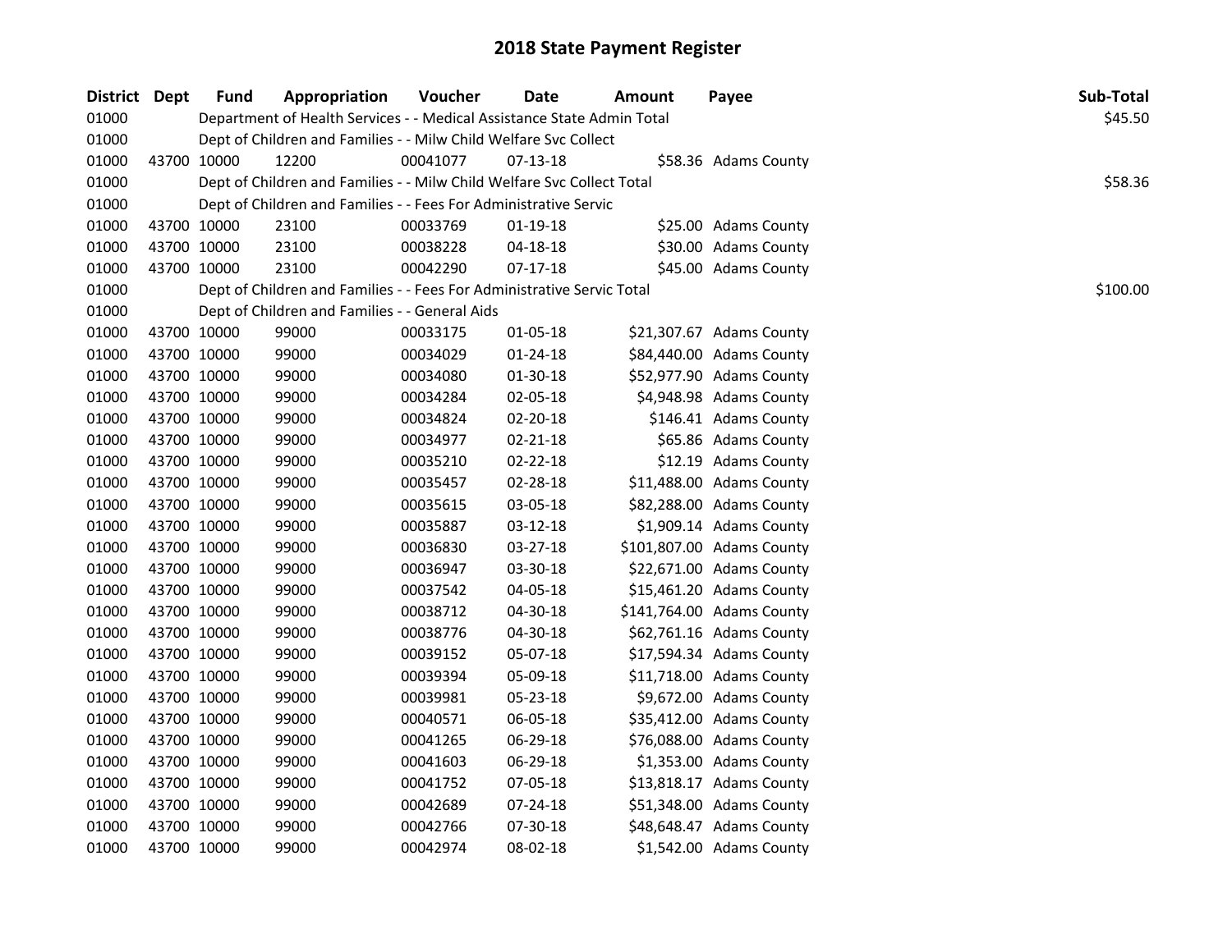# 2018 State Payment Register

| District | Dept | Fund | Appropriation | Voucher | Date | Amount | Payee | Sub-Total |
|---|---|---|---|---|---|---|---|---|
| 01000 | | | Department of Health Services - - Medical Assistance State Admin Total | | | | | $45.50 |
| 01000 | | | Dept of Children and Families - - Milw Child Welfare Svc Collect | | | | | |
| 01000 | 43700 | 10000 | 12200 | 00041077 | 07-13-18 | $58.36 | Adams County | |
| 01000 | | | Dept of Children and Families - - Milw Child Welfare Svc Collect Total | | | | | $58.36 |
| 01000 | | | Dept of Children and Families - - Fees For Administrative Servic | | | | | |
| 01000 | 43700 | 10000 | 23100 | 00033769 | 01-19-18 | $25.00 | Adams County | |
| 01000 | 43700 | 10000 | 23100 | 00038228 | 04-18-18 | $30.00 | Adams County | |
| 01000 | 43700 | 10000 | 23100 | 00042290 | 07-17-18 | $45.00 | Adams County | |
| 01000 | | | Dept of Children and Families - - Fees For Administrative Servic Total | | | | | $100.00 |
| 01000 | | | Dept of Children and Families - - General Aids | | | | | |
| 01000 | 43700 | 10000 | 99000 | 00033175 | 01-05-18 | $21,307.67 | Adams County | |
| 01000 | 43700 | 10000 | 99000 | 00034029 | 01-24-18 | $84,440.00 | Adams County | |
| 01000 | 43700 | 10000 | 99000 | 00034080 | 01-30-18 | $52,977.90 | Adams County | |
| 01000 | 43700 | 10000 | 99000 | 00034284 | 02-05-18 | $4,948.98 | Adams County | |
| 01000 | 43700 | 10000 | 99000 | 00034824 | 02-20-18 | $146.41 | Adams County | |
| 01000 | 43700 | 10000 | 99000 | 00034977 | 02-21-18 | $65.86 | Adams County | |
| 01000 | 43700 | 10000 | 99000 | 00035210 | 02-22-18 | $12.19 | Adams County | |
| 01000 | 43700 | 10000 | 99000 | 00035457 | 02-28-18 | $11,488.00 | Adams County | |
| 01000 | 43700 | 10000 | 99000 | 00035615 | 03-05-18 | $82,288.00 | Adams County | |
| 01000 | 43700 | 10000 | 99000 | 00035887 | 03-12-18 | $1,909.14 | Adams County | |
| 01000 | 43700 | 10000 | 99000 | 00036830 | 03-27-18 | $101,807.00 | Adams County | |
| 01000 | 43700 | 10000 | 99000 | 00036947 | 03-30-18 | $22,671.00 | Adams County | |
| 01000 | 43700 | 10000 | 99000 | 00037542 | 04-05-18 | $15,461.20 | Adams County | |
| 01000 | 43700 | 10000 | 99000 | 00038712 | 04-30-18 | $141,764.00 | Adams County | |
| 01000 | 43700 | 10000 | 99000 | 00038776 | 04-30-18 | $62,761.16 | Adams County | |
| 01000 | 43700 | 10000 | 99000 | 00039152 | 05-07-18 | $17,594.34 | Adams County | |
| 01000 | 43700 | 10000 | 99000 | 00039394 | 05-09-18 | $11,718.00 | Adams County | |
| 01000 | 43700 | 10000 | 99000 | 00039981 | 05-23-18 | $9,672.00 | Adams County | |
| 01000 | 43700 | 10000 | 99000 | 00040571 | 06-05-18 | $35,412.00 | Adams County | |
| 01000 | 43700 | 10000 | 99000 | 00041265 | 06-29-18 | $76,088.00 | Adams County | |
| 01000 | 43700 | 10000 | 99000 | 00041603 | 06-29-18 | $1,353.00 | Adams County | |
| 01000 | 43700 | 10000 | 99000 | 00041752 | 07-05-18 | $13,818.17 | Adams County | |
| 01000 | 43700 | 10000 | 99000 | 00042689 | 07-24-18 | $51,348.00 | Adams County | |
| 01000 | 43700 | 10000 | 99000 | 00042766 | 07-30-18 | $48,648.47 | Adams County | |
| 01000 | 43700 | 10000 | 99000 | 00042974 | 08-02-18 | $1,542.00 | Adams County | |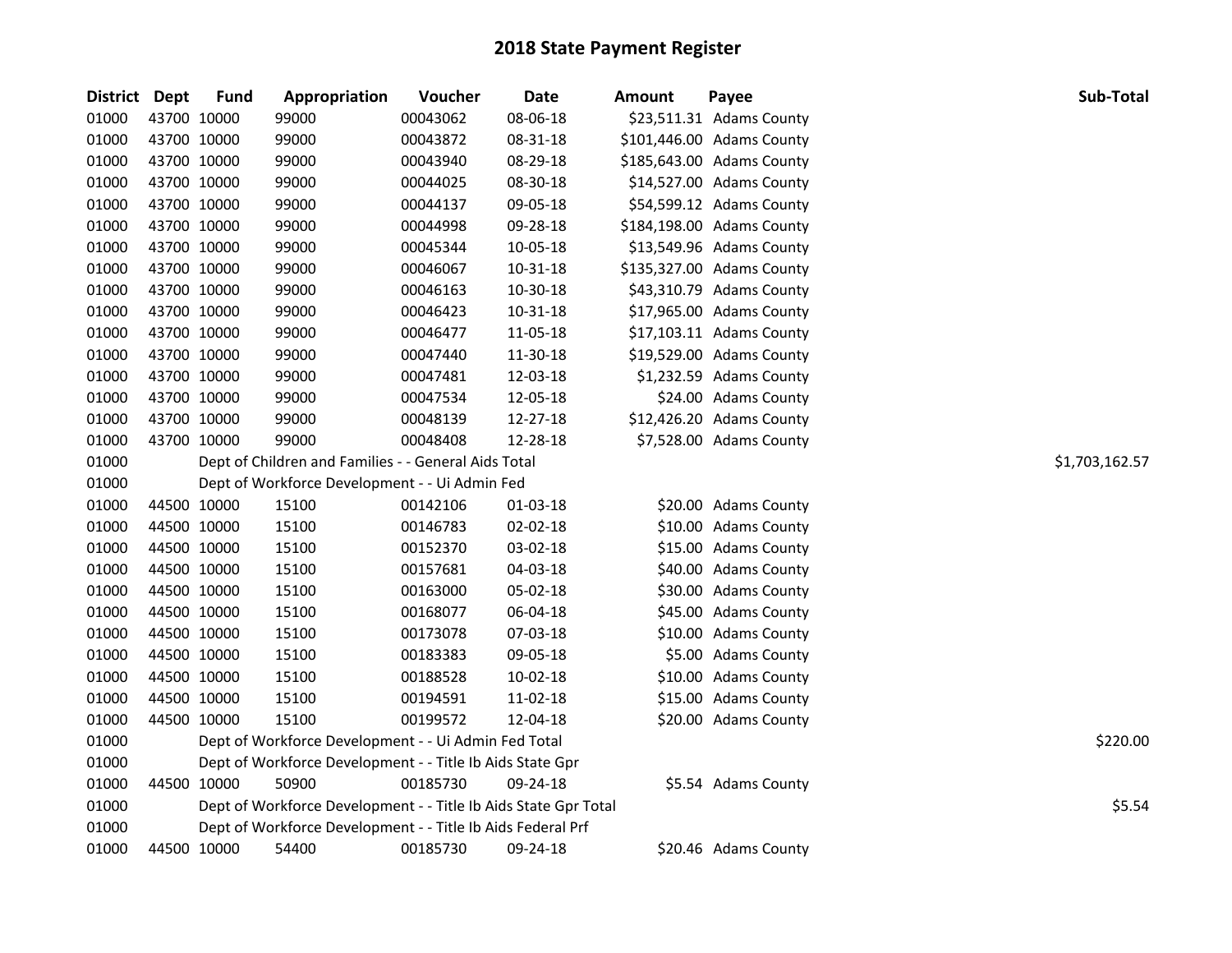## 2018 State Payment Register

| District | Dept | Fund | Appropriation | Voucher | Date | Amount | Payee | Sub-Total |
|---|---|---|---|---|---|---|---|---|
| 01000 | 43700 | 10000 | 99000 | 00043062 | 08-06-18 | $23,511.31 | Adams County | |
| 01000 | 43700 | 10000 | 99000 | 00043872 | 08-31-18 | $101,446.00 | Adams County | |
| 01000 | 43700 | 10000 | 99000 | 00043940 | 08-29-18 | $185,643.00 | Adams County | |
| 01000 | 43700 | 10000 | 99000 | 00044025 | 08-30-18 | $14,527.00 | Adams County | |
| 01000 | 43700 | 10000 | 99000 | 00044137 | 09-05-18 | $54,599.12 | Adams County | |
| 01000 | 43700 | 10000 | 99000 | 00044998 | 09-28-18 | $184,198.00 | Adams County | |
| 01000 | 43700 | 10000 | 99000 | 00045344 | 10-05-18 | $13,549.96 | Adams County | |
| 01000 | 43700 | 10000 | 99000 | 00046067 | 10-31-18 | $135,327.00 | Adams County | |
| 01000 | 43700 | 10000 | 99000 | 00046163 | 10-30-18 | $43,310.79 | Adams County | |
| 01000 | 43700 | 10000 | 99000 | 00046423 | 10-31-18 | $17,965.00 | Adams County | |
| 01000 | 43700 | 10000 | 99000 | 00046477 | 11-05-18 | $17,103.11 | Adams County | |
| 01000 | 43700 | 10000 | 99000 | 00047440 | 11-30-18 | $19,529.00 | Adams County | |
| 01000 | 43700 | 10000 | 99000 | 00047481 | 12-03-18 | $1,232.59 | Adams County | |
| 01000 | 43700 | 10000 | 99000 | 00047534 | 12-05-18 | $24.00 | Adams County | |
| 01000 | 43700 | 10000 | 99000 | 00048139 | 12-27-18 | $12,426.20 | Adams County | |
| 01000 | 43700 | 10000 | 99000 | 00048408 | 12-28-18 | $7,528.00 | Adams County | |
| 01000 | | | Dept of Children and Families - - General Aids Total | | | | | $1,703,162.57 |
| 01000 | | | Dept of Workforce Development - - Ui Admin Fed | | | | | |
| 01000 | 44500 | 10000 | 15100 | 00142106 | 01-03-18 | $20.00 | Adams County | |
| 01000 | 44500 | 10000 | 15100 | 00146783 | 02-02-18 | $10.00 | Adams County | |
| 01000 | 44500 | 10000 | 15100 | 00152370 | 03-02-18 | $15.00 | Adams County | |
| 01000 | 44500 | 10000 | 15100 | 00157681 | 04-03-18 | $40.00 | Adams County | |
| 01000 | 44500 | 10000 | 15100 | 00163000 | 05-02-18 | $30.00 | Adams County | |
| 01000 | 44500 | 10000 | 15100 | 00168077 | 06-04-18 | $45.00 | Adams County | |
| 01000 | 44500 | 10000 | 15100 | 00173078 | 07-03-18 | $10.00 | Adams County | |
| 01000 | 44500 | 10000 | 15100 | 00183383 | 09-05-18 | $5.00 | Adams County | |
| 01000 | 44500 | 10000 | 15100 | 00188528 | 10-02-18 | $10.00 | Adams County | |
| 01000 | 44500 | 10000 | 15100 | 00194591 | 11-02-18 | $15.00 | Adams County | |
| 01000 | 44500 | 10000 | 15100 | 00199572 | 12-04-18 | $20.00 | Adams County | |
| 01000 | | | Dept of Workforce Development - - Ui Admin Fed Total | | | | | $220.00 |
| 01000 | | | Dept of Workforce Development - - Title Ib Aids State Gpr | | | | | |
| 01000 | 44500 | 10000 | 50900 | 00185730 | 09-24-18 | $5.54 | Adams County | |
| 01000 | | | Dept of Workforce Development - - Title Ib Aids State Gpr Total | | | | | $5.54 |
| 01000 | | | Dept of Workforce Development - - Title Ib Aids Federal Prf | | | | | |
| 01000 | 44500 | 10000 | 54400 | 00185730 | 09-24-18 | $20.46 | Adams County | |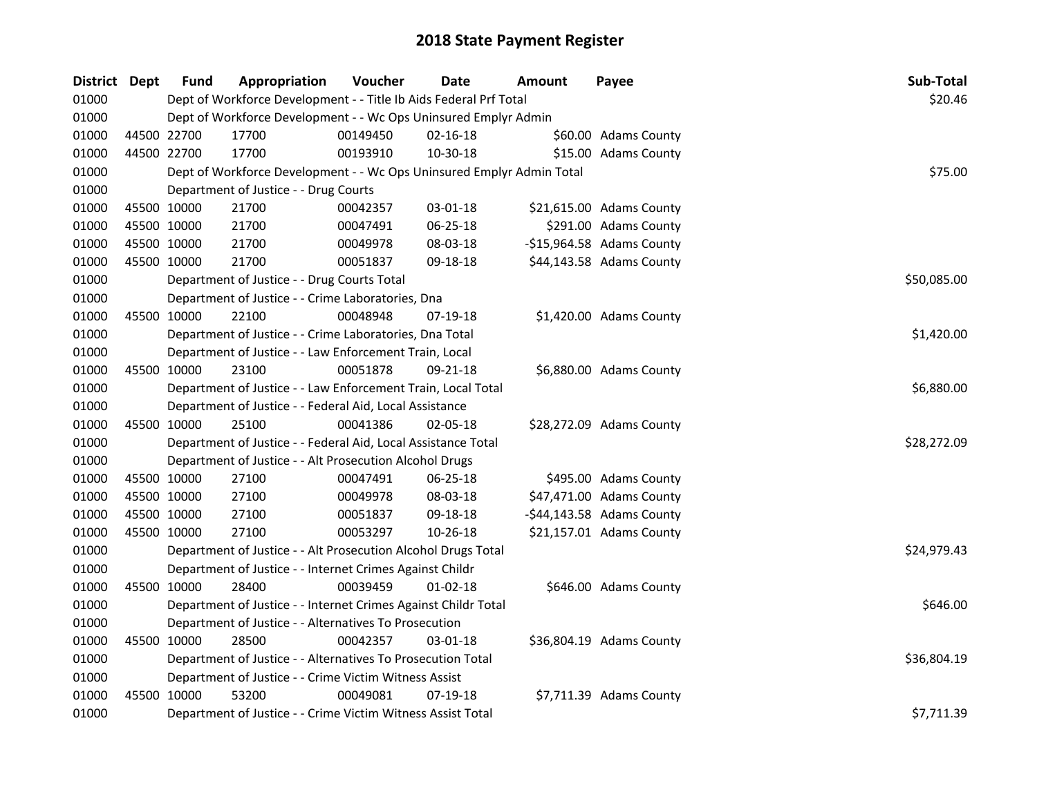# 2018 State Payment Register

| District | Dept | Fund | Appropriation | Voucher | Date | Amount | Payee | Sub-Total |
|---|---|---|---|---|---|---|---|---|
| 01000 | | Dept of Workforce Development - - Title Ib Aids Federal Prf Total | | | | | | $20.46 |
| 01000 | | Dept of Workforce Development - - Wc Ops Uninsured Emplyr Admin | | | | | | |
| 01000 | 44500 | 22700 | 17700 | 00149450 | 02-16-18 | $60.00 | Adams County | |
| 01000 | 44500 | 22700 | 17700 | 00193910 | 10-30-18 | $15.00 | Adams County | |
| 01000 | | Dept of Workforce Development - - Wc Ops Uninsured Emplyr Admin Total | | | | | | $75.00 |
| 01000 | | Department of Justice - - Drug Courts | | | | | | |
| 01000 | 45500 | 10000 | 21700 | 00042357 | 03-01-18 | $21,615.00 | Adams County | |
| 01000 | 45500 | 10000 | 21700 | 00047491 | 06-25-18 | $291.00 | Adams County | |
| 01000 | 45500 | 10000 | 21700 | 00049978 | 08-03-18 | -$15,964.58 | Adams County | |
| 01000 | 45500 | 10000 | 21700 | 00051837 | 09-18-18 | $44,143.58 | Adams County | |
| 01000 | | Department of Justice - - Drug Courts Total | | | | | | $50,085.00 |
| 01000 | | Department of Justice - - Crime Laboratories, Dna | | | | | | |
| 01000 | 45500 | 10000 | 22100 | 00048948 | 07-19-18 | $1,420.00 | Adams County | |
| 01000 | | Department of Justice - - Crime Laboratories, Dna Total | | | | | | $1,420.00 |
| 01000 | | Department of Justice - - Law Enforcement Train, Local | | | | | | |
| 01000 | 45500 | 10000 | 23100 | 00051878 | 09-21-18 | $6,880.00 | Adams County | |
| 01000 | | Department of Justice - - Law Enforcement Train, Local Total | | | | | | $6,880.00 |
| 01000 | | Department of Justice - - Federal Aid, Local Assistance | | | | | | |
| 01000 | 45500 | 10000 | 25100 | 00041386 | 02-05-18 | $28,272.09 | Adams County | |
| 01000 | | Department of Justice - - Federal Aid, Local Assistance Total | | | | | | $28,272.09 |
| 01000 | | Department of Justice - - Alt Prosecution Alcohol Drugs | | | | | | |
| 01000 | 45500 | 10000 | 27100 | 00047491 | 06-25-18 | $495.00 | Adams County | |
| 01000 | 45500 | 10000 | 27100 | 00049978 | 08-03-18 | $47,471.00 | Adams County | |
| 01000 | 45500 | 10000 | 27100 | 00051837 | 09-18-18 | -$44,143.58 | Adams County | |
| 01000 | 45500 | 10000 | 27100 | 00053297 | 10-26-18 | $21,157.01 | Adams County | |
| 01000 | | Department of Justice - - Alt Prosecution Alcohol Drugs Total | | | | | | $24,979.43 |
| 01000 | | Department of Justice - - Internet Crimes Against Childr | | | | | | |
| 01000 | 45500 | 10000 | 28400 | 00039459 | 01-02-18 | $646.00 | Adams County | |
| 01000 | | Department of Justice - - Internet Crimes Against Childr Total | | | | | | $646.00 |
| 01000 | | Department of Justice - - Alternatives To Prosecution | | | | | | |
| 01000 | 45500 | 10000 | 28500 | 00042357 | 03-01-18 | $36,804.19 | Adams County | |
| 01000 | | Department of Justice - - Alternatives To Prosecution Total | | | | | | $36,804.19 |
| 01000 | | Department of Justice - - Crime Victim Witness Assist | | | | | | |
| 01000 | 45500 | 10000 | 53200 | 00049081 | 07-19-18 | $7,711.39 | Adams County | |
| 01000 | | Department of Justice - - Crime Victim Witness Assist Total | | | | | | $7,711.39 |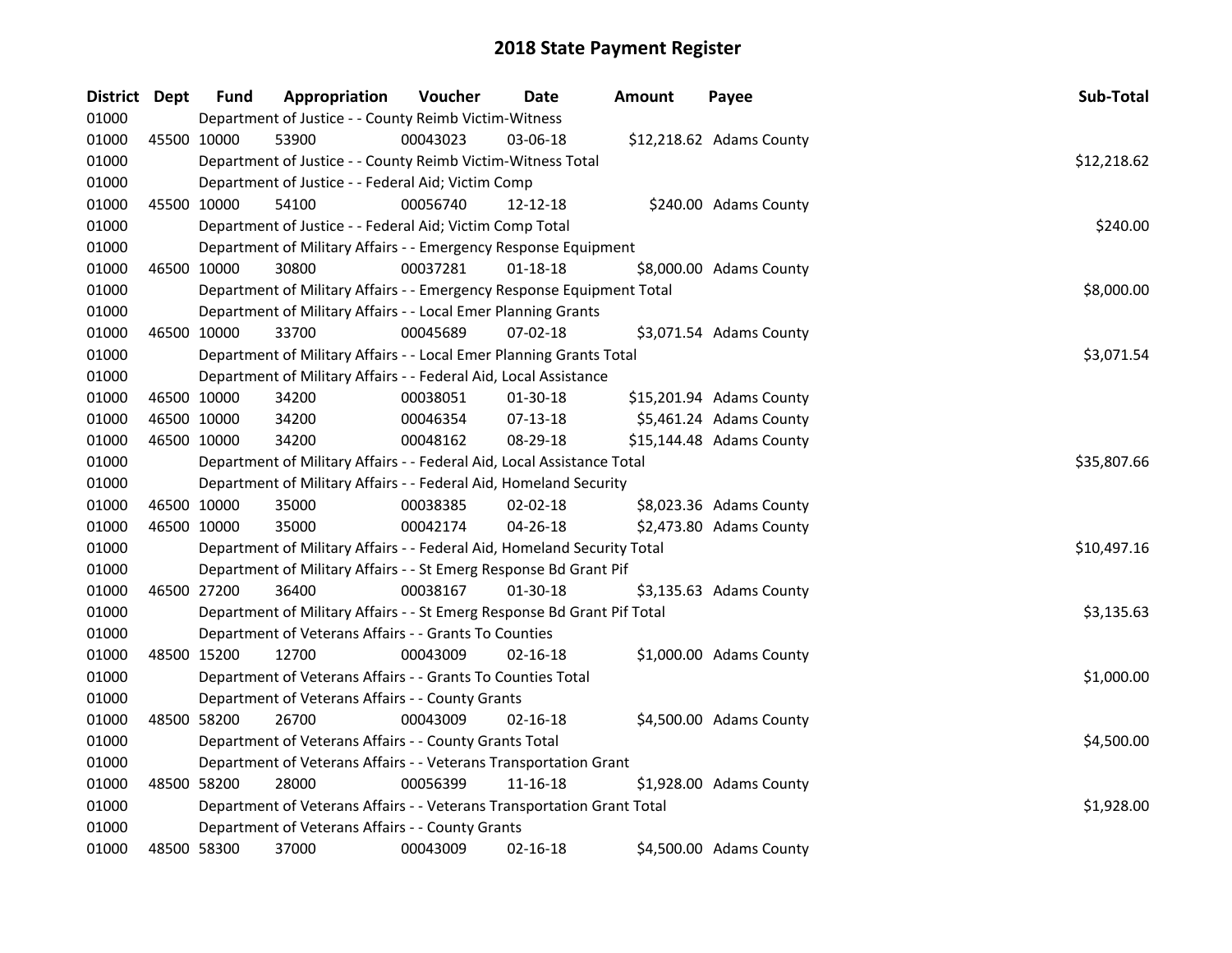# 2018 State Payment Register

| District | Dept | Fund | Appropriation | Voucher | Date | Amount | Payee | Sub-Total |
|---|---|---|---|---|---|---|---|---|
| 01000 | | | Department of Justice - - County Reimb Victim-Witness | | | | | |
| 01000 | 45500 | 10000 | 53900 | 00043023 | 03-06-18 | $12,218.62 | Adams County | |
| 01000 | | | Department of Justice - - County Reimb Victim-Witness Total | | | | | $12,218.62 |
| 01000 | | | Department of Justice - - Federal Aid; Victim Comp | | | | | |
| 01000 | 45500 | 10000 | 54100 | 00056740 | 12-12-18 | $240.00 | Adams County | |
| 01000 | | | Department of Justice - - Federal Aid; Victim Comp Total | | | | | $240.00 |
| 01000 | | | Department of Military Affairs - - Emergency Response Equipment | | | | | |
| 01000 | 46500 | 10000 | 30800 | 00037281 | 01-18-18 | $8,000.00 | Adams County | |
| 01000 | | | Department of Military Affairs - - Emergency Response Equipment Total | | | | | $8,000.00 |
| 01000 | | | Department of Military Affairs - - Local Emer Planning Grants | | | | | |
| 01000 | 46500 | 10000 | 33700 | 00045689 | 07-02-18 | $3,071.54 | Adams County | |
| 01000 | | | Department of Military Affairs - - Local Emer Planning Grants Total | | | | | $3,071.54 |
| 01000 | | | Department of Military Affairs - - Federal Aid, Local Assistance | | | | | |
| 01000 | 46500 | 10000 | 34200 | 00038051 | 01-30-18 | $15,201.94 | Adams County | |
| 01000 | 46500 | 10000 | 34200 | 00046354 | 07-13-18 | $5,461.24 | Adams County | |
| 01000 | 46500 | 10000 | 34200 | 00048162 | 08-29-18 | $15,144.48 | Adams County | |
| 01000 | | | Department of Military Affairs - - Federal Aid, Local Assistance Total | | | | | $35,807.66 |
| 01000 | | | Department of Military Affairs - - Federal Aid, Homeland Security | | | | | |
| 01000 | 46500 | 10000 | 35000 | 00038385 | 02-02-18 | $8,023.36 | Adams County | |
| 01000 | 46500 | 10000 | 35000 | 00042174 | 04-26-18 | $2,473.80 | Adams County | |
| 01000 | | | Department of Military Affairs - - Federal Aid, Homeland Security Total | | | | | $10,497.16 |
| 01000 | | | Department of Military Affairs - - St Emerg Response Bd Grant Pif | | | | | |
| 01000 | 46500 | 27200 | 36400 | 00038167 | 01-30-18 | $3,135.63 | Adams County | |
| 01000 | | | Department of Military Affairs - - St Emerg Response Bd Grant Pif Total | | | | | $3,135.63 |
| 01000 | | | Department of Veterans Affairs - - Grants To Counties | | | | | |
| 01000 | 48500 | 15200 | 12700 | 00043009 | 02-16-18 | $1,000.00 | Adams County | |
| 01000 | | | Department of Veterans Affairs - - Grants To Counties Total | | | | | $1,000.00 |
| 01000 | | | Department of Veterans Affairs - - County Grants | | | | | |
| 01000 | 48500 | 58200 | 26700 | 00043009 | 02-16-18 | $4,500.00 | Adams County | |
| 01000 | | | Department of Veterans Affairs - - County Grants Total | | | | | $4,500.00 |
| 01000 | | | Department of Veterans Affairs - - Veterans Transportation Grant | | | | | |
| 01000 | 48500 | 58200 | 28000 | 00056399 | 11-16-18 | $1,928.00 | Adams County | |
| 01000 | | | Department of Veterans Affairs - - Veterans Transportation Grant Total | | | | | $1,928.00 |
| 01000 | | | Department of Veterans Affairs - - County Grants | | | | | |
| 01000 | 48500 | 58300 | 37000 | 00043009 | 02-16-18 | $4,500.00 | Adams County | |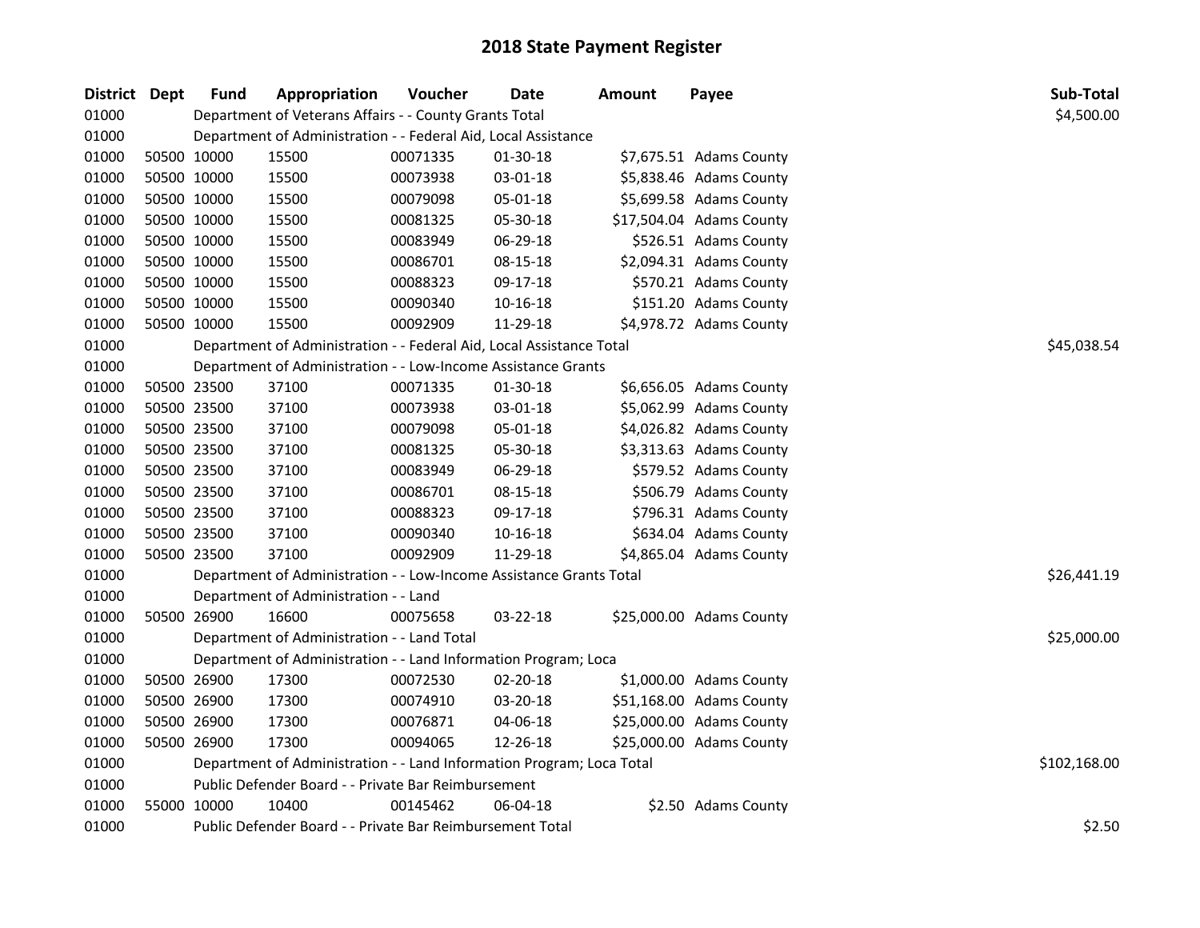# 2018 State Payment Register

| District | Dept | Fund | Appropriation | Voucher | Date | Amount | Payee | Sub-Total |
|---|---|---|---|---|---|---|---|---|
| 01000 | | Department of Veterans Affairs - - County Grants Total | | | | | | $4,500.00 |
| 01000 | | Department of Administration - - Federal Aid, Local Assistance | | | | | | |
| 01000 | 50500 | 10000 | 15500 | 00071335 | 01-30-18 | $7,675.51 | Adams County | |
| 01000 | 50500 | 10000 | 15500 | 00073938 | 03-01-18 | $5,838.46 | Adams County | |
| 01000 | 50500 | 10000 | 15500 | 00079098 | 05-01-18 | $5,699.58 | Adams County | |
| 01000 | 50500 | 10000 | 15500 | 00081325 | 05-30-18 | $17,504.04 | Adams County | |
| 01000 | 50500 | 10000 | 15500 | 00083949 | 06-29-18 | $526.51 | Adams County | |
| 01000 | 50500 | 10000 | 15500 | 00086701 | 08-15-18 | $2,094.31 | Adams County | |
| 01000 | 50500 | 10000 | 15500 | 00088323 | 09-17-18 | $570.21 | Adams County | |
| 01000 | 50500 | 10000 | 15500 | 00090340 | 10-16-18 | $151.20 | Adams County | |
| 01000 | 50500 | 10000 | 15500 | 00092909 | 11-29-18 | $4,978.72 | Adams County | |
| 01000 | | Department of Administration - - Federal Aid, Local Assistance Total | | | | | | $45,038.54 |
| 01000 | | Department of Administration - - Low-Income Assistance Grants | | | | | | |
| 01000 | 50500 | 23500 | 37100 | 00071335 | 01-30-18 | $6,656.05 | Adams County | |
| 01000 | 50500 | 23500 | 37100 | 00073938 | 03-01-18 | $5,062.99 | Adams County | |
| 01000 | 50500 | 23500 | 37100 | 00079098 | 05-01-18 | $4,026.82 | Adams County | |
| 01000 | 50500 | 23500 | 37100 | 00081325 | 05-30-18 | $3,313.63 | Adams County | |
| 01000 | 50500 | 23500 | 37100 | 00083949 | 06-29-18 | $579.52 | Adams County | |
| 01000 | 50500 | 23500 | 37100 | 00086701 | 08-15-18 | $506.79 | Adams County | |
| 01000 | 50500 | 23500 | 37100 | 00088323 | 09-17-18 | $796.31 | Adams County | |
| 01000 | 50500 | 23500 | 37100 | 00090340 | 10-16-18 | $634.04 | Adams County | |
| 01000 | 50500 | 23500 | 37100 | 00092909 | 11-29-18 | $4,865.04 | Adams County | |
| 01000 | | Department of Administration - - Low-Income Assistance Grants Total | | | | | | $26,441.19 |
| 01000 | | Department of Administration - - Land | | | | | | |
| 01000 | 50500 | 26900 | 16600 | 00075658 | 03-22-18 | $25,000.00 | Adams County | |
| 01000 | | Department of Administration - - Land Total | | | | | | $25,000.00 |
| 01000 | | Department of Administration - - Land Information Program; Loca | | | | | | |
| 01000 | 50500 | 26900 | 17300 | 00072530 | 02-20-18 | $1,000.00 | Adams County | |
| 01000 | 50500 | 26900 | 17300 | 00074910 | 03-20-18 | $51,168.00 | Adams County | |
| 01000 | 50500 | 26900 | 17300 | 00076871 | 04-06-18 | $25,000.00 | Adams County | |
| 01000 | 50500 | 26900 | 17300 | 00094065 | 12-26-18 | $25,000.00 | Adams County | |
| 01000 | | Department of Administration - - Land Information Program; Loca Total | | | | | | $102,168.00 |
| 01000 | | Public Defender Board - - Private Bar Reimbursement | | | | | | |
| 01000 | 55000 | 10000 | 10400 | 00145462 | 06-04-18 | $2.50 | Adams County | |
| 01000 | | Public Defender Board - - Private Bar Reimbursement Total | | | | | | $2.50 |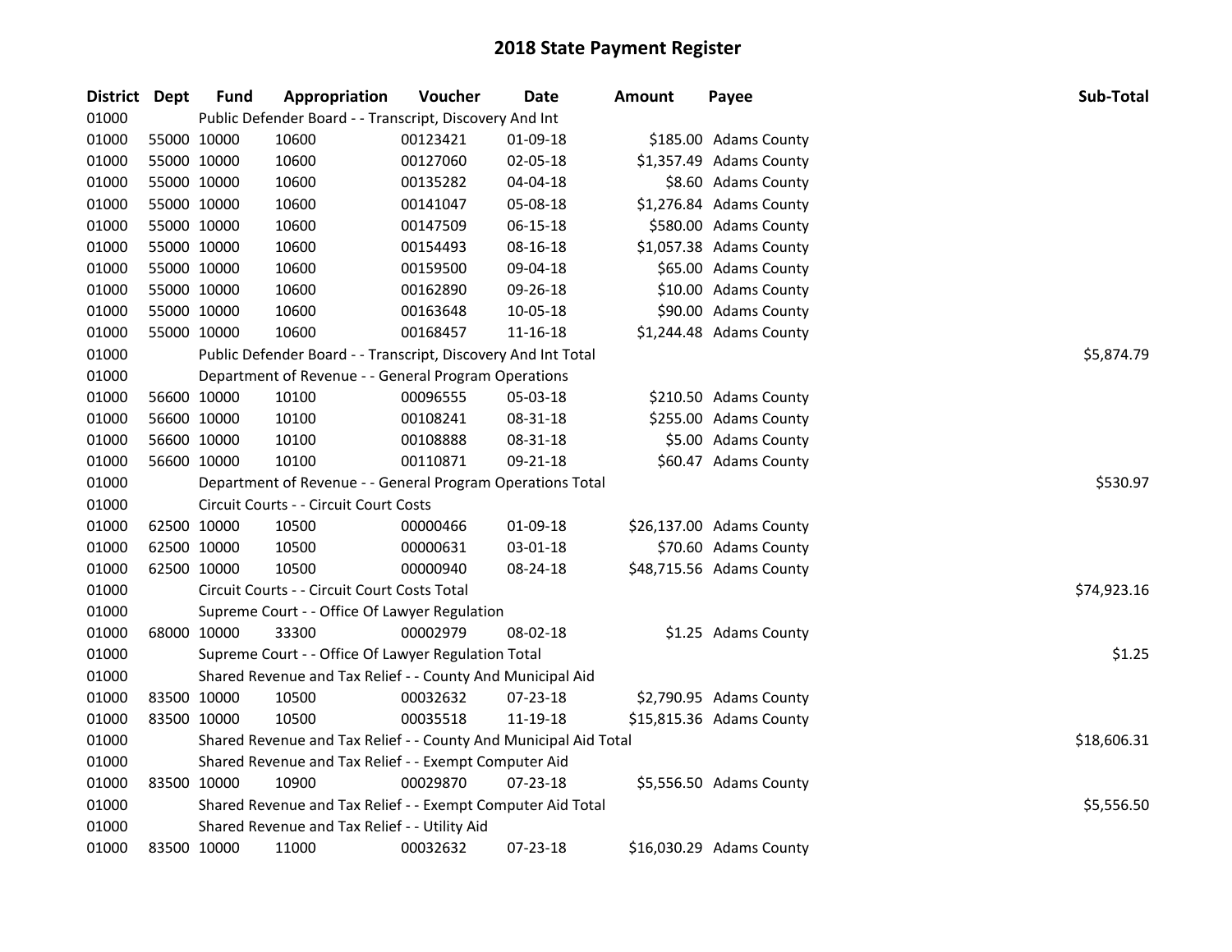# 2018 State Payment Register

| District | Dept | Fund | Appropriation | Voucher | Date | Amount | Payee | Sub-Total |
|---|---|---|---|---|---|---|---|---|
| 01000 | | | Public Defender Board - - Transcript, Discovery And Int | | | | | |
| 01000 | 55000 | 10000 | 10600 | 00123421 | 01-09-18 | $185.00 | Adams County | |
| 01000 | 55000 | 10000 | 10600 | 00127060 | 02-05-18 | $1,357.49 | Adams County | |
| 01000 | 55000 | 10000 | 10600 | 00135282 | 04-04-18 | $8.60 | Adams County | |
| 01000 | 55000 | 10000 | 10600 | 00141047 | 05-08-18 | $1,276.84 | Adams County | |
| 01000 | 55000 | 10000 | 10600 | 00147509 | 06-15-18 | $580.00 | Adams County | |
| 01000 | 55000 | 10000 | 10600 | 00154493 | 08-16-18 | $1,057.38 | Adams County | |
| 01000 | 55000 | 10000 | 10600 | 00159500 | 09-04-18 | $65.00 | Adams County | |
| 01000 | 55000 | 10000 | 10600 | 00162890 | 09-26-18 | $10.00 | Adams County | |
| 01000 | 55000 | 10000 | 10600 | 00163648 | 10-05-18 | $90.00 | Adams County | |
| 01000 | 55000 | 10000 | 10600 | 00168457 | 11-16-18 | $1,244.48 | Adams County | |
| 01000 | | | Public Defender Board - - Transcript, Discovery And Int Total | | | | | $5,874.79 |
| 01000 | | | Department of Revenue - - General Program Operations | | | | | |
| 01000 | 56600 | 10000 | 10100 | 00096555 | 05-03-18 | $210.50 | Adams County | |
| 01000 | 56600 | 10000 | 10100 | 00108241 | 08-31-18 | $255.00 | Adams County | |
| 01000 | 56600 | 10000 | 10100 | 00108888 | 08-31-18 | $5.00 | Adams County | |
| 01000 | 56600 | 10000 | 10100 | 00110871 | 09-21-18 | $60.47 | Adams County | |
| 01000 | | | Department of Revenue - - General Program Operations Total | | | | | $530.97 |
| 01000 | | | Circuit Courts - - Circuit Court Costs | | | | | |
| 01000 | 62500 | 10000 | 10500 | 00000466 | 01-09-18 | $26,137.00 | Adams County | |
| 01000 | 62500 | 10000 | 10500 | 00000631 | 03-01-18 | $70.60 | Adams County | |
| 01000 | 62500 | 10000 | 10500 | 00000940 | 08-24-18 | $48,715.56 | Adams County | |
| 01000 | | | Circuit Courts - - Circuit Court Costs Total | | | | | $74,923.16 |
| 01000 | | | Supreme Court - - Office Of Lawyer Regulation | | | | | |
| 01000 | 68000 | 10000 | 33300 | 00002979 | 08-02-18 | $1.25 | Adams County | |
| 01000 | | | Supreme Court - - Office Of Lawyer Regulation Total | | | | | $1.25 |
| 01000 | | | Shared Revenue and Tax Relief - - County And Municipal Aid | | | | | |
| 01000 | 83500 | 10000 | 10500 | 00032632 | 07-23-18 | $2,790.95 | Adams County | |
| 01000 | 83500 | 10000 | 10500 | 00035518 | 11-19-18 | $15,815.36 | Adams County | |
| 01000 | | | Shared Revenue and Tax Relief - - County And Municipal Aid Total | | | | | $18,606.31 |
| 01000 | | | Shared Revenue and Tax Relief - - Exempt Computer Aid | | | | | |
| 01000 | 83500 | 10000 | 10900 | 00029870 | 07-23-18 | $5,556.50 | Adams County | |
| 01000 | | | Shared Revenue and Tax Relief - - Exempt Computer Aid Total | | | | | $5,556.50 |
| 01000 | | | Shared Revenue and Tax Relief - - Utility Aid | | | | | |
| 01000 | 83500 | 10000 | 11000 | 00032632 | 07-23-18 | $16,030.29 | Adams County | |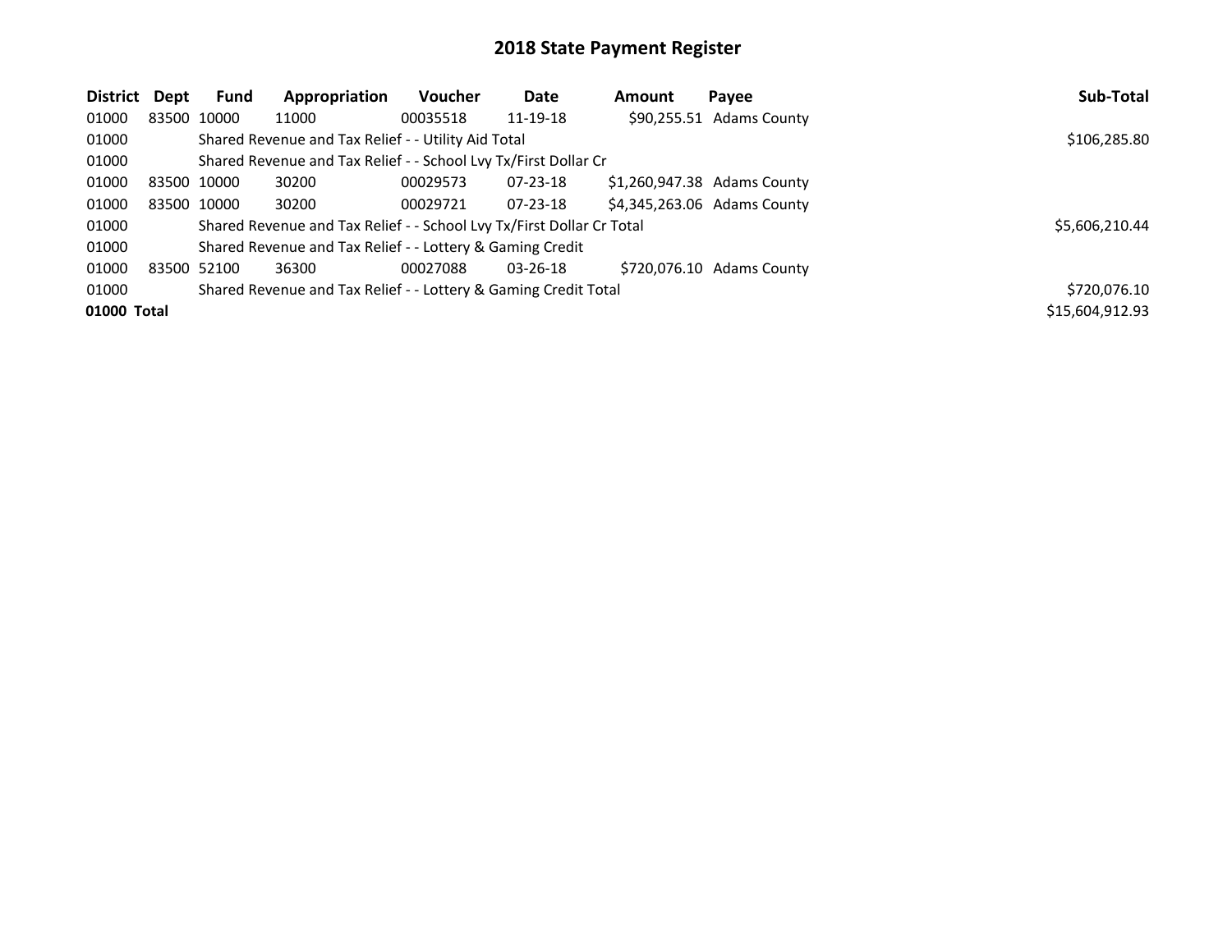# 2018 State Payment Register

| District | Dept | Fund | Appropriation | Voucher | Date | Amount | Payee | Sub-Total |
|---|---|---|---|---|---|---|---|---|
| 01000 | 83500 | 10000 | 11000 | 00035518 | 11-19-18 | $90,255.51 | Adams County | |
| 01000 | | Shared Revenue and Tax Relief - - Utility Aid Total | | | | | | $106,285.80 |
| 01000 | | Shared Revenue and Tax Relief - - School Lvy Tx/First Dollar Cr | | | | | | |
| 01000 | 83500 | 10000 | 30200 | 00029573 | 07-23-18 | $1,260,947.38 | Adams County | |
| 01000 | 83500 | 10000 | 30200 | 00029721 | 07-23-18 | $4,345,263.06 | Adams County | |
| 01000 | | Shared Revenue and Tax Relief - - School Lvy Tx/First Dollar Cr Total | | | | | | $5,606,210.44 |
| 01000 | | Shared Revenue and Tax Relief - - Lottery & Gaming Credit | | | | | | |
| 01000 | 83500 | 52100 | 36300 | 00027088 | 03-26-18 | $720,076.10 | Adams County | |
| 01000 | | Shared Revenue and Tax Relief - - Lottery & Gaming Credit Total | | | | | | $720,076.10 |
| **01000 Total** | | | | | | | | $15,604,912.93 |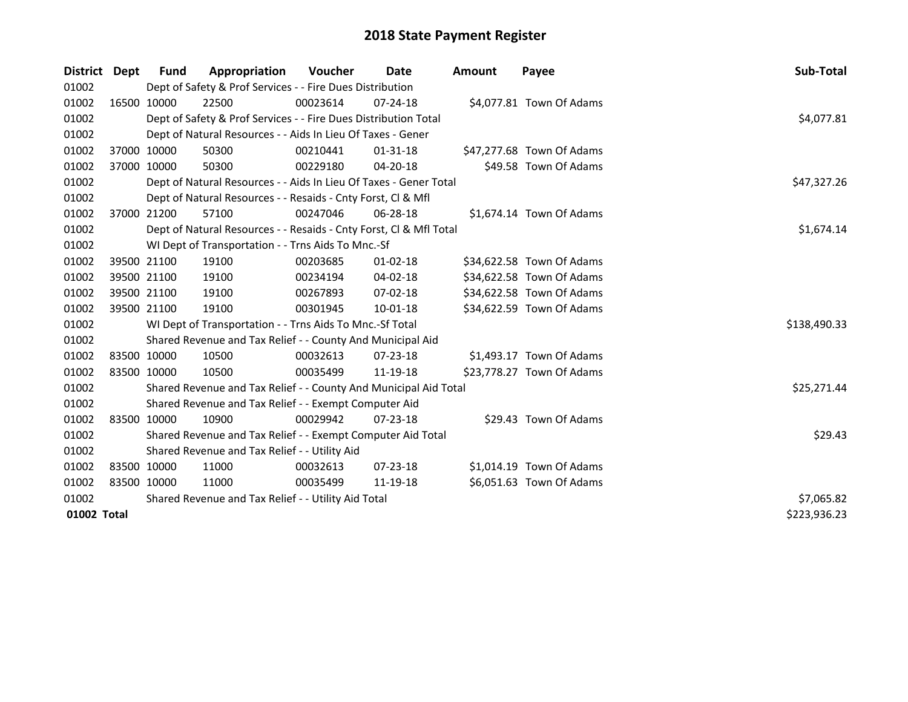# 2018 State Payment Register

| District | Dept | Fund | Appropriation | Voucher | Date | Amount | Payee | Sub-Total |
|---|---|---|---|---|---|---|---|---|
| 01002 | | Dept of Safety & Prof Services - - Fire Dues Distribution | | | | | | |
| 01002 | 16500 | 10000 | 22500 | 00023614 | 07-24-18 | $4,077.81 | Town Of Adams | |
| 01002 | | Dept of Safety & Prof Services - - Fire Dues Distribution Total | | | | | | $4,077.81 |
| 01002 | | Dept of Natural Resources - - Aids In Lieu Of Taxes - Gener | | | | | | |
| 01002 | 37000 | 10000 | 50300 | 00210441 | 01-31-18 | $47,277.68 | Town Of Adams | |
| 01002 | 37000 | 10000 | 50300 | 00229180 | 04-20-18 | $49.58 | Town Of Adams | |
| 01002 | | Dept of Natural Resources - - Aids In Lieu Of Taxes - Gener Total | | | | | | $47,327.26 |
| 01002 | | Dept of Natural Resources - - Resaids - Cnty Forst, Cl & Mfl | | | | | | |
| 01002 | 37000 | 21200 | 57100 | 00247046 | 06-28-18 | $1,674.14 | Town Of Adams | |
| 01002 | | Dept of Natural Resources - - Resaids - Cnty Forst, Cl & Mfl Total | | | | | | $1,674.14 |
| 01002 | | WI Dept of Transportation - - Trns Aids To Mnc.-Sf | | | | | | |
| 01002 | 39500 | 21100 | 19100 | 00203685 | 01-02-18 | $34,622.58 | Town Of Adams | |
| 01002 | 39500 | 21100 | 19100 | 00234194 | 04-02-18 | $34,622.58 | Town Of Adams | |
| 01002 | 39500 | 21100 | 19100 | 00267893 | 07-02-18 | $34,622.58 | Town Of Adams | |
| 01002 | 39500 | 21100 | 19100 | 00301945 | 10-01-18 | $34,622.59 | Town Of Adams | |
| 01002 | | WI Dept of Transportation - - Trns Aids To Mnc.-Sf Total | | | | | | $138,490.33 |
| 01002 | | Shared Revenue and Tax Relief - - County And Municipal Aid | | | | | | |
| 01002 | 83500 | 10000 | 10500 | 00032613 | 07-23-18 | $1,493.17 | Town Of Adams | |
| 01002 | 83500 | 10000 | 10500 | 00035499 | 11-19-18 | $23,778.27 | Town Of Adams | |
| 01002 | | Shared Revenue and Tax Relief - - County And Municipal Aid Total | | | | | | $25,271.44 |
| 01002 | | Shared Revenue and Tax Relief - - Exempt Computer Aid | | | | | | |
| 01002 | 83500 | 10000 | 10900 | 00029942 | 07-23-18 | $29.43 | Town Of Adams | |
| 01002 | | Shared Revenue and Tax Relief - - Exempt Computer Aid Total | | | | | | $29.43 |
| 01002 | | Shared Revenue and Tax Relief - - Utility Aid | | | | | | |
| 01002 | 83500 | 10000 | 11000 | 00032613 | 07-23-18 | $1,014.19 | Town Of Adams | |
| 01002 | 83500 | 10000 | 11000 | 00035499 | 11-19-18 | $6,051.63 | Town Of Adams | |
| 01002 | | Shared Revenue and Tax Relief - - Utility Aid Total | | | | | | $7,065.82 |
| **01002 Total** | | | | | | | | $223,936.23 |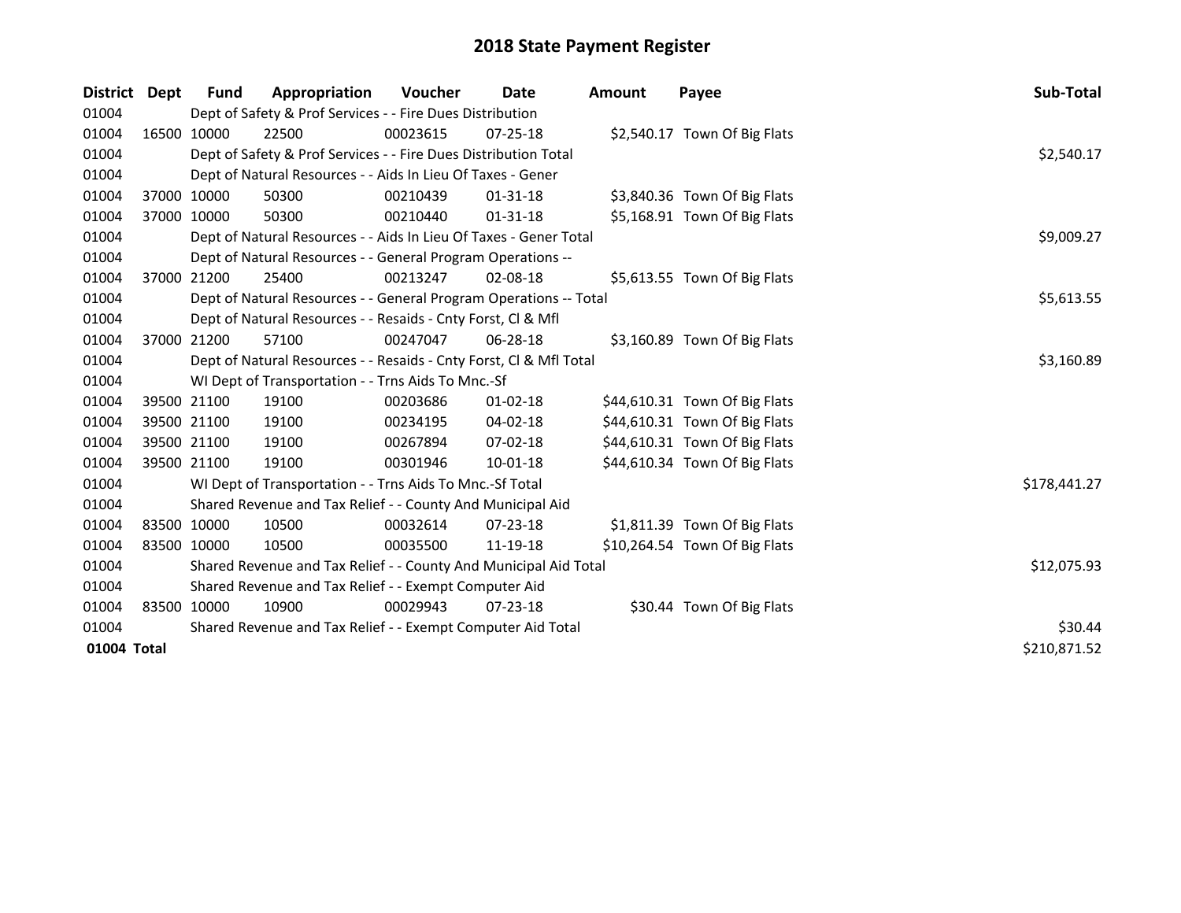# 2018 State Payment Register

| District | Dept | Fund | Appropriation | Voucher | Date | Amount | Payee | Sub-Total |
|---|---|---|---|---|---|---|---|---|
| 01004 | | Dept of Safety & Prof Services - - Fire Dues Distribution | | | | | | |
| 01004 | 16500 | 10000 | 22500 | 00023615 | 07-25-18 | $2,540.17 | Town Of Big Flats | |
| 01004 | | Dept of Safety & Prof Services - - Fire Dues Distribution Total | | | | | | $2,540.17 |
| 01004 | | Dept of Natural Resources - - Aids In Lieu Of Taxes - Gener | | | | | | |
| 01004 | 37000 | 10000 | 50300 | 00210439 | 01-31-18 | $3,840.36 | Town Of Big Flats | |
| 01004 | 37000 | 10000 | 50300 | 00210440 | 01-31-18 | $5,168.91 | Town Of Big Flats | |
| 01004 | | Dept of Natural Resources - - Aids In Lieu Of Taxes - Gener Total | | | | | | $9,009.27 |
| 01004 | | Dept of Natural Resources - - General Program Operations -- | | | | | | |
| 01004 | 37000 | 21200 | 25400 | 00213247 | 02-08-18 | $5,613.55 | Town Of Big Flats | |
| 01004 | | Dept of Natural Resources - - General Program Operations -- Total | | | | | | $5,613.55 |
| 01004 | | Dept of Natural Resources - - Resaids - Cnty Forst, Cl & Mfl | | | | | | |
| 01004 | 37000 | 21200 | 57100 | 00247047 | 06-28-18 | $3,160.89 | Town Of Big Flats | |
| 01004 | | Dept of Natural Resources - - Resaids - Cnty Forst, Cl & Mfl Total | | | | | | $3,160.89 |
| 01004 | | WI Dept of Transportation - - Trns Aids To Mnc.-Sf | | | | | | |
| 01004 | 39500 | 21100 | 19100 | 00203686 | 01-02-18 | $44,610.31 | Town Of Big Flats | |
| 01004 | 39500 | 21100 | 19100 | 00234195 | 04-02-18 | $44,610.31 | Town Of Big Flats | |
| 01004 | 39500 | 21100 | 19100 | 00267894 | 07-02-18 | $44,610.31 | Town Of Big Flats | |
| 01004 | 39500 | 21100 | 19100 | 00301946 | 10-01-18 | $44,610.34 | Town Of Big Flats | |
| 01004 | | WI Dept of Transportation - - Trns Aids To Mnc.-Sf Total | | | | | | $178,441.27 |
| 01004 | | Shared Revenue and Tax Relief - - County And Municipal Aid | | | | | | |
| 01004 | 83500 | 10000 | 10500 | 00032614 | 07-23-18 | $1,811.39 | Town Of Big Flats | |
| 01004 | 83500 | 10000 | 10500 | 00035500 | 11-19-18 | $10,264.54 | Town Of Big Flats | |
| 01004 | | Shared Revenue and Tax Relief - - County And Municipal Aid Total | | | | | | $12,075.93 |
| 01004 | | Shared Revenue and Tax Relief - - Exempt Computer Aid | | | | | | |
| 01004 | 83500 | 10000 | 10900 | 00029943 | 07-23-18 | $30.44 | Town Of Big Flats | |
| 01004 | | Shared Revenue and Tax Relief - - Exempt Computer Aid Total | | | | | | $30.44 |
| **01004 Total** | | | | | | | | $210,871.52 |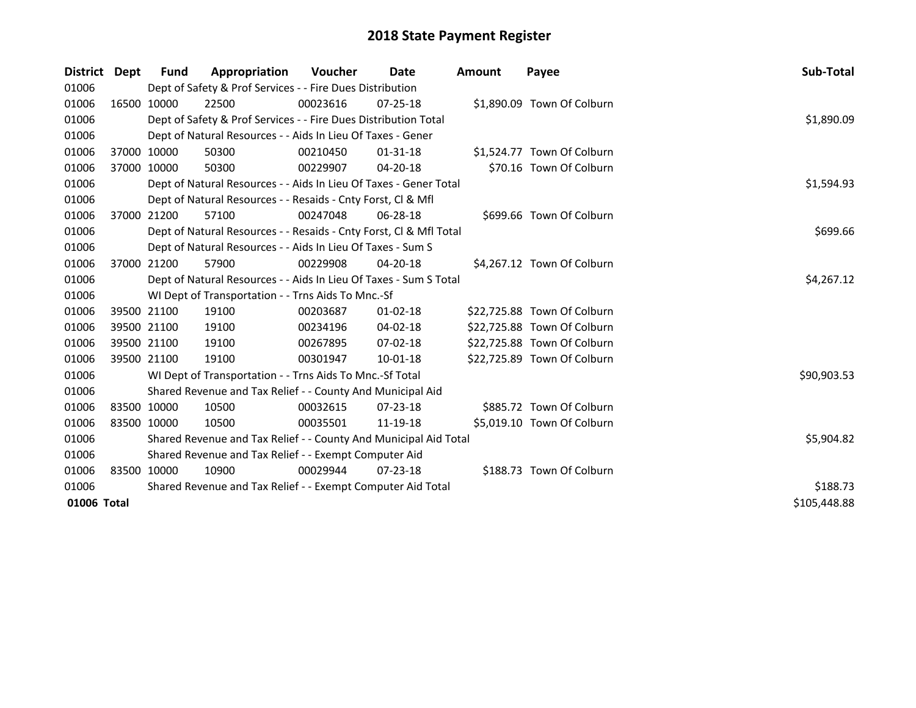# 2018 State Payment Register

| District | Dept | Fund | Appropriation | Voucher | Date | Amount | Payee | Sub-Total |
|---|---|---|---|---|---|---|---|---|
| 01006 | | Dept of Safety & Prof Services - - Fire Dues Distribution | | | | | | |
| 01006 | 16500 | 10000 | 22500 | 00023616 | 07-25-18 | $1,890.09 | Town Of Colburn | |
| 01006 | | Dept of Safety & Prof Services - - Fire Dues Distribution Total | | | | | | $1,890.09 |
| 01006 | | Dept of Natural Resources - - Aids In Lieu Of Taxes - Gener | | | | | | |
| 01006 | 37000 | 10000 | 50300 | 00210450 | 01-31-18 | $1,524.77 | Town Of Colburn | |
| 01006 | 37000 | 10000 | 50300 | 00229907 | 04-20-18 | $70.16 | Town Of Colburn | |
| 01006 | | Dept of Natural Resources - - Aids In Lieu Of Taxes - Gener Total | | | | | | $1,594.93 |
| 01006 | | Dept of Natural Resources - - Resaids - Cnty Forst, Cl & Mfl | | | | | | |
| 01006 | 37000 | 21200 | 57100 | 00247048 | 06-28-18 | $699.66 | Town Of Colburn | |
| 01006 | | Dept of Natural Resources - - Resaids - Cnty Forst, Cl & Mfl Total | | | | | | $699.66 |
| 01006 | | Dept of Natural Resources - - Aids In Lieu Of Taxes - Sum S | | | | | | |
| 01006 | 37000 | 21200 | 57900 | 00229908 | 04-20-18 | $4,267.12 | Town Of Colburn | |
| 01006 | | Dept of Natural Resources - - Aids In Lieu Of Taxes - Sum S Total | | | | | | $4,267.12 |
| 01006 | | WI Dept of Transportation - - Trns Aids To Mnc.-Sf | | | | | | |
| 01006 | 39500 | 21100 | 19100 | 00203687 | 01-02-18 | $22,725.88 | Town Of Colburn | |
| 01006 | 39500 | 21100 | 19100 | 00234196 | 04-02-18 | $22,725.88 | Town Of Colburn | |
| 01006 | 39500 | 21100 | 19100 | 00267895 | 07-02-18 | $22,725.88 | Town Of Colburn | |
| 01006 | 39500 | 21100 | 19100 | 00301947 | 10-01-18 | $22,725.89 | Town Of Colburn | |
| 01006 | | WI Dept of Transportation - - Trns Aids To Mnc.-Sf Total | | | | | | $90,903.53 |
| 01006 | | Shared Revenue and Tax Relief - - County And Municipal Aid | | | | | | |
| 01006 | 83500 | 10000 | 10500 | 00032615 | 07-23-18 | $885.72 | Town Of Colburn | |
| 01006 | 83500 | 10000 | 10500 | 00035501 | 11-19-18 | $5,019.10 | Town Of Colburn | |
| 01006 | | Shared Revenue and Tax Relief - - County And Municipal Aid Total | | | | | | $5,904.82 |
| 01006 | | Shared Revenue and Tax Relief - - Exempt Computer Aid | | | | | | |
| 01006 | 83500 | 10000 | 10900 | 00029944 | 07-23-18 | $188.73 | Town Of Colburn | |
| 01006 | | Shared Revenue and Tax Relief - - Exempt Computer Aid Total | | | | | | $188.73 |
| **01006 Total** | | | | | | | | $105,448.88 |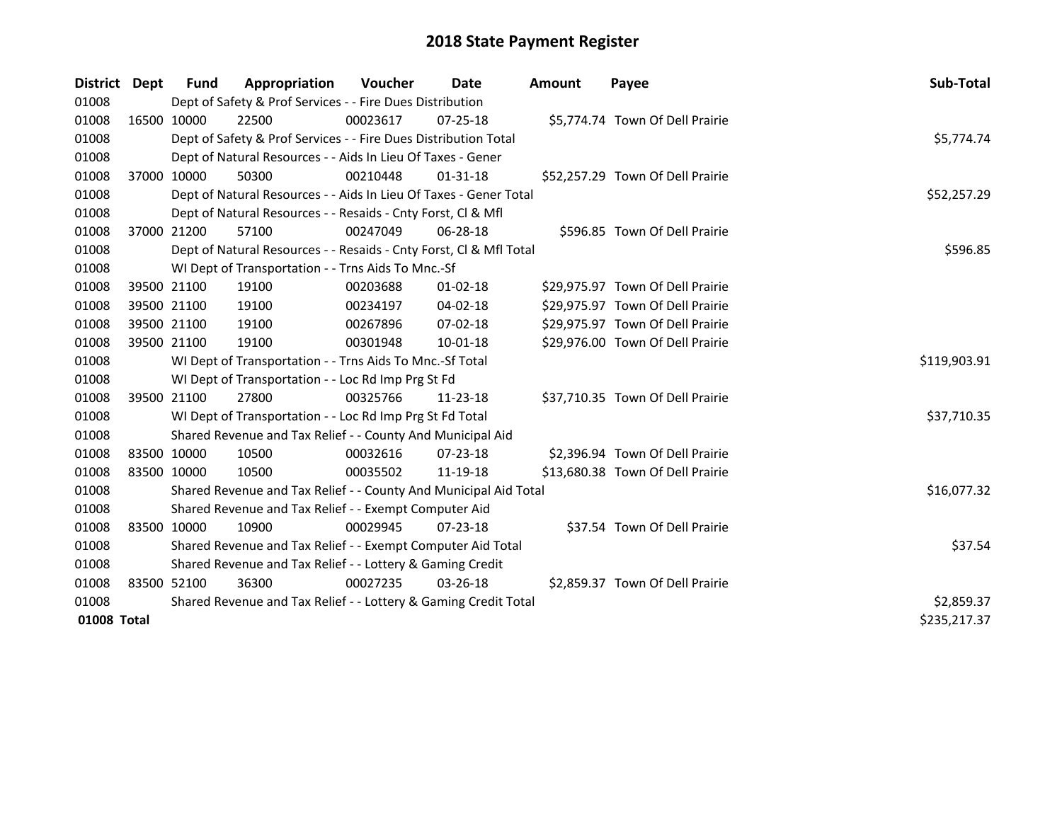# 2018 State Payment Register

| District | Dept | Fund | Appropriation | Voucher | Date | Amount | Payee | Sub-Total |
|---|---|---|---|---|---|---|---|---|
| 01008 | | Dept of Safety & Prof Services - - Fire Dues Distribution | | | | | | |
| 01008 | 16500 | 10000 | 22500 | 00023617 | 07-25-18 | $5,774.74 | Town Of Dell Prairie | |
| 01008 | | Dept of Safety & Prof Services - - Fire Dues Distribution Total | | | | | | $5,774.74 |
| 01008 | | Dept of Natural Resources - - Aids In Lieu Of Taxes - Gener | | | | | | |
| 01008 | 37000 | 10000 | 50300 | 00210448 | 01-31-18 | $52,257.29 | Town Of Dell Prairie | |
| 01008 | | Dept of Natural Resources - - Aids In Lieu Of Taxes - Gener Total | | | | | | $52,257.29 |
| 01008 | | Dept of Natural Resources - - Resaids - Cnty Forst, Cl & Mfl | | | | | | |
| 01008 | 37000 | 21200 | 57100 | 00247049 | 06-28-18 | $596.85 | Town Of Dell Prairie | |
| 01008 | | Dept of Natural Resources - - Resaids - Cnty Forst, Cl & Mfl Total | | | | | | $596.85 |
| 01008 | | WI Dept of Transportation - - Trns Aids To Mnc.-Sf | | | | | | |
| 01008 | 39500 | 21100 | 19100 | 00203688 | 01-02-18 | $29,975.97 | Town Of Dell Prairie | |
| 01008 | 39500 | 21100 | 19100 | 00234197 | 04-02-18 | $29,975.97 | Town Of Dell Prairie | |
| 01008 | 39500 | 21100 | 19100 | 00267896 | 07-02-18 | $29,975.97 | Town Of Dell Prairie | |
| 01008 | 39500 | 21100 | 19100 | 00301948 | 10-01-18 | $29,976.00 | Town Of Dell Prairie | |
| 01008 | | WI Dept of Transportation - - Trns Aids To Mnc.-Sf Total | | | | | | $119,903.91 |
| 01008 | | WI Dept of Transportation - - Loc Rd Imp Prg St Fd | | | | | | |
| 01008 | 39500 | 21100 | 27800 | 00325766 | 11-23-18 | $37,710.35 | Town Of Dell Prairie | |
| 01008 | | WI Dept of Transportation - - Loc Rd Imp Prg St Fd Total | | | | | | $37,710.35 |
| 01008 | | Shared Revenue and Tax Relief - - County And Municipal Aid | | | | | | |
| 01008 | 83500 | 10000 | 10500 | 00032616 | 07-23-18 | $2,396.94 | Town Of Dell Prairie | |
| 01008 | 83500 | 10000 | 10500 | 00035502 | 11-19-18 | $13,680.38 | Town Of Dell Prairie | |
| 01008 | | Shared Revenue and Tax Relief - - County And Municipal Aid Total | | | | | | $16,077.32 |
| 01008 | | Shared Revenue and Tax Relief - - Exempt Computer Aid | | | | | | |
| 01008 | 83500 | 10000 | 10900 | 00029945 | 07-23-18 | $37.54 | Town Of Dell Prairie | |
| 01008 | | Shared Revenue and Tax Relief - - Exempt Computer Aid Total | | | | | | $37.54 |
| 01008 | | Shared Revenue and Tax Relief - - Lottery & Gaming Credit | | | | | | |
| 01008 | 83500 | 52100 | 36300 | 00027235 | 03-26-18 | $2,859.37 | Town Of Dell Prairie | |
| 01008 | | Shared Revenue and Tax Relief - - Lottery & Gaming Credit Total | | | | | | $2,859.37 |
| **01008 Total** | | | | | | | | $235,217.37 |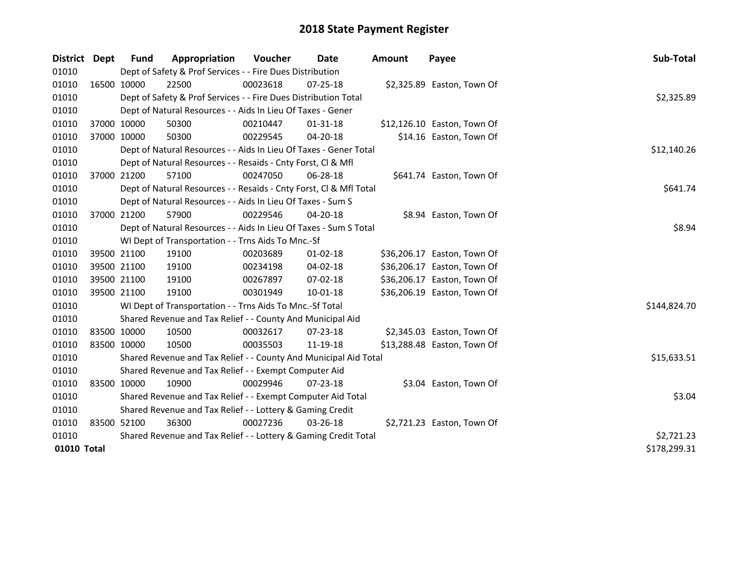# 2018 State Payment Register

| District | Dept | Fund | Appropriation | Voucher | Date | Amount | Payee | Sub-Total |
|---|---|---|---|---|---|---|---|---|
| 01010 | Dept of Safety & Prof Services - - Fire Dues Distribution | | | | | | | |
| 01010 | 16500 | 10000 | 22500 | 00023618 | 07-25-18 | $2,325.89 | Easton, Town Of | |
| 01010 | Dept of Safety & Prof Services - - Fire Dues Distribution Total | | | | | | | $2,325.89 |
| 01010 | Dept of Natural Resources - - Aids In Lieu Of Taxes - Gener | | | | | | | |
| 01010 | 37000 | 10000 | 50300 | 00210447 | 01-31-18 | $12,126.10 | Easton, Town Of | |
| 01010 | 37000 | 10000 | 50300 | 00229545 | 04-20-18 | $14.16 | Easton, Town Of | |
| 01010 | Dept of Natural Resources - - Aids In Lieu Of Taxes - Gener Total | | | | | | | $12,140.26 |
| 01010 | Dept of Natural Resources - - Resaids - Cnty Forst, Cl & Mfl | | | | | | | |
| 01010 | 37000 | 21200 | 57100 | 00247050 | 06-28-18 | $641.74 | Easton, Town Of | |
| 01010 | Dept of Natural Resources - - Resaids - Cnty Forst, Cl & Mfl Total | | | | | | | $641.74 |
| 01010 | Dept of Natural Resources - - Aids In Lieu Of Taxes - Sum S | | | | | | | |
| 01010 | 37000 | 21200 | 57900 | 00229546 | 04-20-18 | $8.94 | Easton, Town Of | |
| 01010 | Dept of Natural Resources - - Aids In Lieu Of Taxes - Sum S Total | | | | | | | $8.94 |
| 01010 | WI Dept of Transportation - - Trns Aids To Mnc.-Sf | | | | | | | |
| 01010 | 39500 | 21100 | 19100 | 00203689 | 01-02-18 | $36,206.17 | Easton, Town Of | |
| 01010 | 39500 | 21100 | 19100 | 00234198 | 04-02-18 | $36,206.17 | Easton, Town Of | |
| 01010 | 39500 | 21100 | 19100 | 00267897 | 07-02-18 | $36,206.17 | Easton, Town Of | |
| 01010 | 39500 | 21100 | 19100 | 00301949 | 10-01-18 | $36,206.19 | Easton, Town Of | |
| 01010 | WI Dept of Transportation - - Trns Aids To Mnc.-Sf Total | | | | | | | $144,824.70 |
| 01010 | Shared Revenue and Tax Relief - - County And Municipal Aid | | | | | | | |
| 01010 | 83500 | 10000 | 10500 | 00032617 | 07-23-18 | $2,345.03 | Easton, Town Of | |
| 01010 | 83500 | 10000 | 10500 | 00035503 | 11-19-18 | $13,288.48 | Easton, Town Of | |
| 01010 | Shared Revenue and Tax Relief - - County And Municipal Aid Total | | | | | | | $15,633.51 |
| 01010 | Shared Revenue and Tax Relief - - Exempt Computer Aid | | | | | | | |
| 01010 | 83500 | 10000 | 10900 | 00029946 | 07-23-18 | $3.04 | Easton, Town Of | |
| 01010 | Shared Revenue and Tax Relief - - Exempt Computer Aid Total | | | | | | | $3.04 |
| 01010 | Shared Revenue and Tax Relief - - Lottery & Gaming Credit | | | | | | | |
| 01010 | 83500 | 52100 | 36300 | 00027236 | 03-26-18 | $2,721.23 | Easton, Town Of | |
| 01010 | Shared Revenue and Tax Relief - - Lottery & Gaming Credit Total | | | | | | | $2,721.23 |
| **01010 Total** | | | | | | | | $178,299.31 |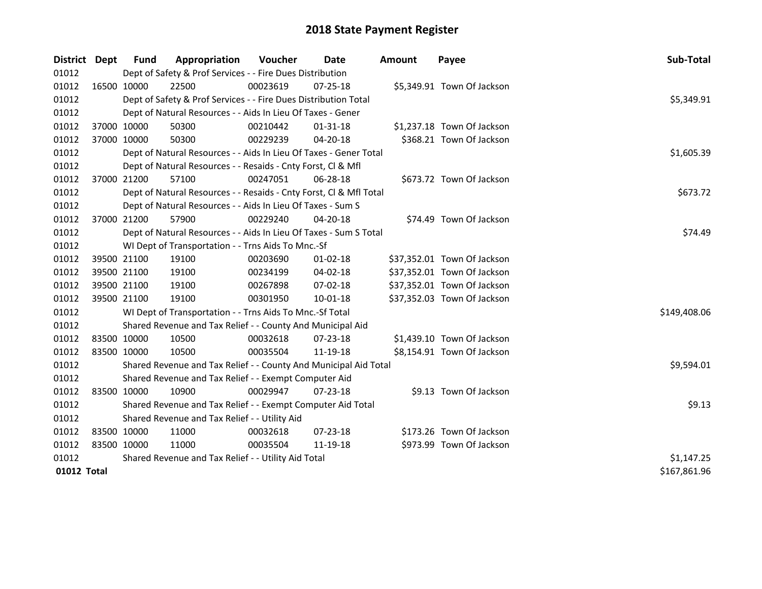# 2018 State Payment Register

| District | Dept | Fund | Appropriation | Voucher | Date | Amount | Payee | Sub-Total |
|---|---|---|---|---|---|---|---|---|
| 01012 | | Dept of Safety & Prof Services - - Fire Dues Distribution | | | | | | |
| 01012 | 16500 | 10000 | 22500 | 00023619 | 07-25-18 | $5,349.91 | Town Of Jackson | |
| 01012 | | Dept of Safety & Prof Services - - Fire Dues Distribution Total | | | | | | $5,349.91 |
| 01012 | | Dept of Natural Resources - - Aids In Lieu Of Taxes - Gener | | | | | | |
| 01012 | 37000 | 10000 | 50300 | 00210442 | 01-31-18 | $1,237.18 | Town Of Jackson | |
| 01012 | 37000 | 10000 | 50300 | 00229239 | 04-20-18 | $368.21 | Town Of Jackson | |
| 01012 | | Dept of Natural Resources - - Aids In Lieu Of Taxes - Gener Total | | | | | | $1,605.39 |
| 01012 | | Dept of Natural Resources - - Resaids - Cnty Forst, Cl & Mfl | | | | | | |
| 01012 | 37000 | 21200 | 57100 | 00247051 | 06-28-18 | $673.72 | Town Of Jackson | |
| 01012 | | Dept of Natural Resources - - Resaids - Cnty Forst, Cl & Mfl Total | | | | | | $673.72 |
| 01012 | | Dept of Natural Resources - - Aids In Lieu Of Taxes - Sum S | | | | | | |
| 01012 | 37000 | 21200 | 57900 | 00229240 | 04-20-18 | $74.49 | Town Of Jackson | |
| 01012 | | Dept of Natural Resources - - Aids In Lieu Of Taxes - Sum S Total | | | | | | $74.49 |
| 01012 | | WI Dept of Transportation - - Trns Aids To Mnc.-Sf | | | | | | |
| 01012 | 39500 | 21100 | 19100 | 00203690 | 01-02-18 | $37,352.01 | Town Of Jackson | |
| 01012 | 39500 | 21100 | 19100 | 00234199 | 04-02-18 | $37,352.01 | Town Of Jackson | |
| 01012 | 39500 | 21100 | 19100 | 00267898 | 07-02-18 | $37,352.01 | Town Of Jackson | |
| 01012 | 39500 | 21100 | 19100 | 00301950 | 10-01-18 | $37,352.03 | Town Of Jackson | |
| 01012 | | WI Dept of Transportation - - Trns Aids To Mnc.-Sf Total | | | | | | $149,408.06 |
| 01012 | | Shared Revenue and Tax Relief - - County And Municipal Aid | | | | | | |
| 01012 | 83500 | 10000 | 10500 | 00032618 | 07-23-18 | $1,439.10 | Town Of Jackson | |
| 01012 | 83500 | 10000 | 10500 | 00035504 | 11-19-18 | $8,154.91 | Town Of Jackson | |
| 01012 | | Shared Revenue and Tax Relief - - County And Municipal Aid Total | | | | | | $9,594.01 |
| 01012 | | Shared Revenue and Tax Relief - - Exempt Computer Aid | | | | | | |
| 01012 | 83500 | 10000 | 10900 | 00029947 | 07-23-18 | $9.13 | Town Of Jackson | |
| 01012 | | Shared Revenue and Tax Relief - - Exempt Computer Aid Total | | | | | | $9.13 |
| 01012 | | Shared Revenue and Tax Relief - - Utility Aid | | | | | | |
| 01012 | 83500 | 10000 | 11000 | 00032618 | 07-23-18 | $173.26 | Town Of Jackson | |
| 01012 | 83500 | 10000 | 11000 | 00035504 | 11-19-18 | $973.99 | Town Of Jackson | |
| 01012 | | Shared Revenue and Tax Relief - - Utility Aid Total | | | | | | $1,147.25 |
| **01012 Total** | | | | | | | | $167,861.96 |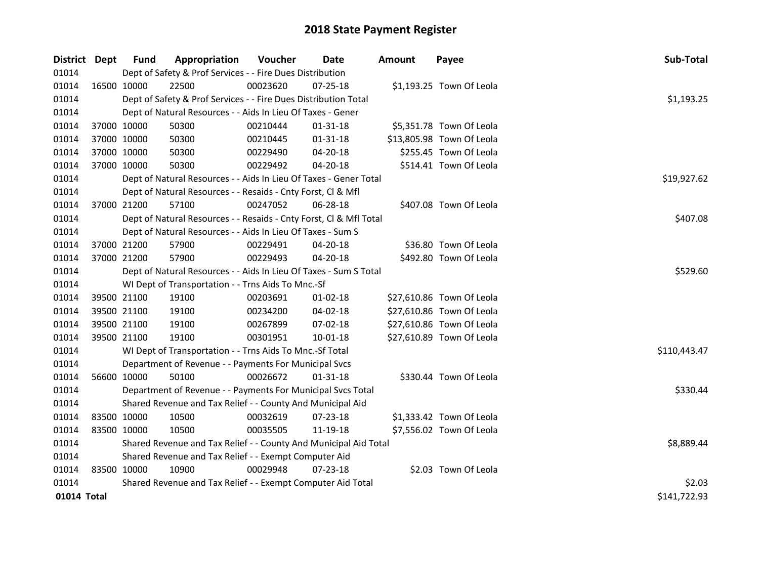# 2018 State Payment Register

| District | Dept | Fund | Appropriation | Voucher | Date | Amount | Payee | Sub-Total |
|---|---|---|---|---|---|---|---|---|
| 01014 | | Dept of Safety & Prof Services - - Fire Dues Distribution | | | | | | |
| 01014 | 16500 | 10000 | 22500 | 00023620 | 07-25-18 | $1,193.25 | Town Of Leola | |
| 01014 | | Dept of Safety & Prof Services - - Fire Dues Distribution Total | | | | | | $1,193.25 |
| 01014 | | Dept of Natural Resources - - Aids In Lieu Of Taxes - Gener | | | | | | |
| 01014 | 37000 | 10000 | 50300 | 00210444 | 01-31-18 | $5,351.78 | Town Of Leola | |
| 01014 | 37000 | 10000 | 50300 | 00210445 | 01-31-18 | $13,805.98 | Town Of Leola | |
| 01014 | 37000 | 10000 | 50300 | 00229490 | 04-20-18 | $255.45 | Town Of Leola | |
| 01014 | 37000 | 10000 | 50300 | 00229492 | 04-20-18 | $514.41 | Town Of Leola | |
| 01014 | | Dept of Natural Resources - - Aids In Lieu Of Taxes - Gener Total | | | | | | $19,927.62 |
| 01014 | | Dept of Natural Resources - - Resaids - Cnty Forst, Cl & Mfl | | | | | | |
| 01014 | 37000 | 21200 | 57100 | 00247052 | 06-28-18 | $407.08 | Town Of Leola | |
| 01014 | | Dept of Natural Resources - - Resaids - Cnty Forst, Cl & Mfl Total | | | | | | $407.08 |
| 01014 | | Dept of Natural Resources - - Aids In Lieu Of Taxes - Sum S | | | | | | |
| 01014 | 37000 | 21200 | 57900 | 00229491 | 04-20-18 | $36.80 | Town Of Leola | |
| 01014 | 37000 | 21200 | 57900 | 00229493 | 04-20-18 | $492.80 | Town Of Leola | |
| 01014 | | Dept of Natural Resources - - Aids In Lieu Of Taxes - Sum S Total | | | | | | $529.60 |
| 01014 | | WI Dept of Transportation - - Trns Aids To Mnc.-Sf | | | | | | |
| 01014 | 39500 | 21100 | 19100 | 00203691 | 01-02-18 | $27,610.86 | Town Of Leola | |
| 01014 | 39500 | 21100 | 19100 | 00234200 | 04-02-18 | $27,610.86 | Town Of Leola | |
| 01014 | 39500 | 21100 | 19100 | 00267899 | 07-02-18 | $27,610.86 | Town Of Leola | |
| 01014 | 39500 | 21100 | 19100 | 00301951 | 10-01-18 | $27,610.89 | Town Of Leola | |
| 01014 | | WI Dept of Transportation - - Trns Aids To Mnc.-Sf Total | | | | | | $110,443.47 |
| 01014 | | Department of Revenue - - Payments For Municipal Svcs | | | | | | |
| 01014 | 56600 | 10000 | 50100 | 00026672 | 01-31-18 | $330.44 | Town Of Leola | |
| 01014 | | Department of Revenue - - Payments For Municipal Svcs Total | | | | | | $330.44 |
| 01014 | | Shared Revenue and Tax Relief - - County And Municipal Aid | | | | | | |
| 01014 | 83500 | 10000 | 10500 | 00032619 | 07-23-18 | $1,333.42 | Town Of Leola | |
| 01014 | 83500 | 10000 | 10500 | 00035505 | 11-19-18 | $7,556.02 | Town Of Leola | |
| 01014 | | Shared Revenue and Tax Relief - - County And Municipal Aid Total | | | | | | $8,889.44 |
| 01014 | | Shared Revenue and Tax Relief - - Exempt Computer Aid | | | | | | |
| 01014 | 83500 | 10000 | 10900 | 00029948 | 07-23-18 | $2.03 | Town Of Leola | |
| 01014 | | Shared Revenue and Tax Relief - - Exempt Computer Aid Total | | | | | | $2.03 |
| **01014 Total** | | | | | | | | $141,722.93 |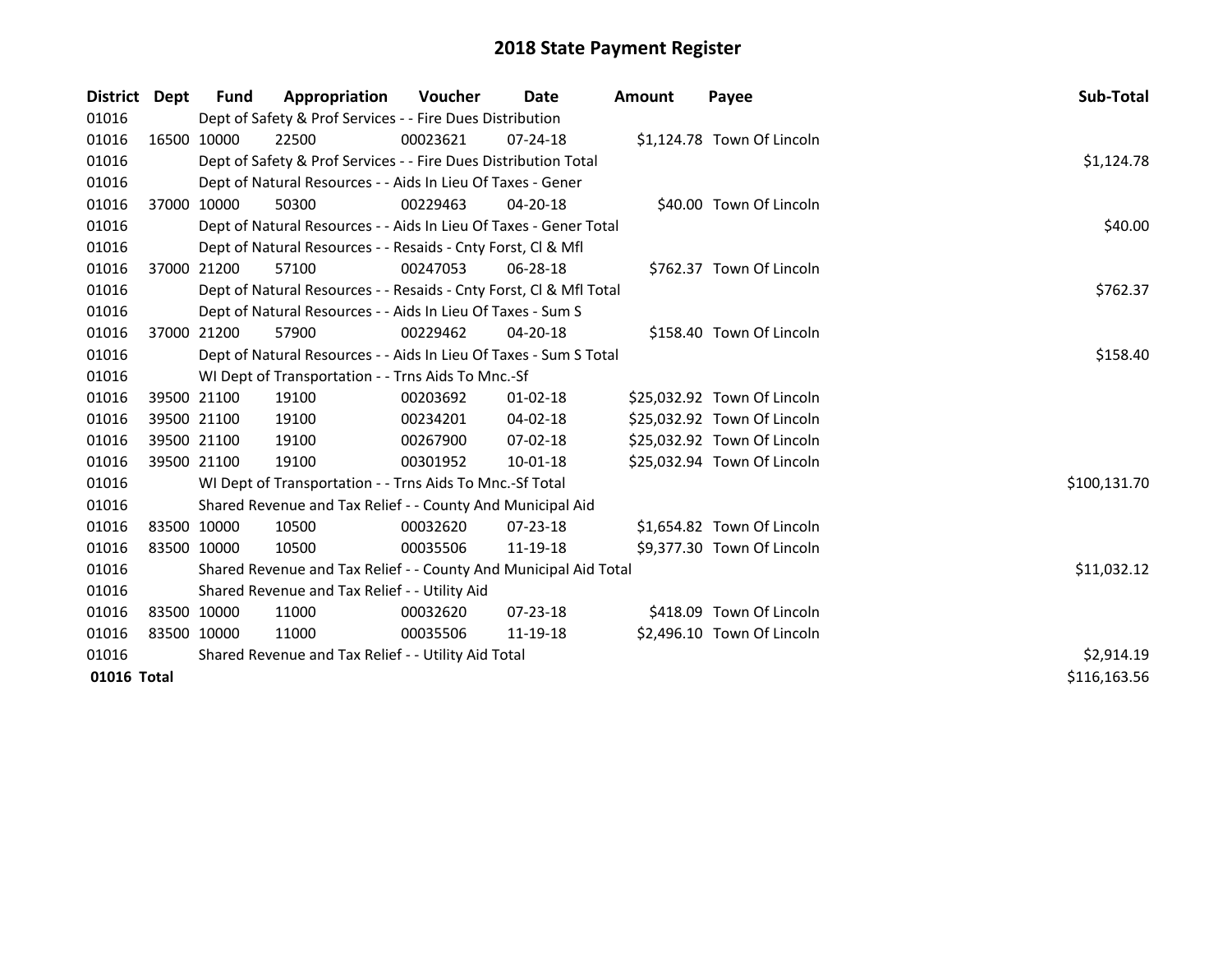# 2018 State Payment Register

| District | Dept | Fund | Appropriation | Voucher | Date | Amount | Payee | Sub-Total |
|---|---|---|---|---|---|---|---|---|
| 01016 | | Dept of Safety & Prof Services - - Fire Dues Distribution | | | | | | |
| 01016 | 16500 | 10000 | 22500 | 00023621 | 07-24-18 | $1,124.78 | Town Of Lincoln | |
| 01016 | | Dept of Safety & Prof Services - - Fire Dues Distribution Total | | | | | | $1,124.78 |
| 01016 | | Dept of Natural Resources - - Aids In Lieu Of Taxes - Gener | | | | | | |
| 01016 | 37000 | 10000 | 50300 | 00229463 | 04-20-18 | $40.00 | Town Of Lincoln | |
| 01016 | | Dept of Natural Resources - - Aids In Lieu Of Taxes - Gener Total | | | | | | $40.00 |
| 01016 | | Dept of Natural Resources - - Resaids - Cnty Forst, Cl & Mfl | | | | | | |
| 01016 | 37000 | 21200 | 57100 | 00247053 | 06-28-18 | $762.37 | Town Of Lincoln | |
| 01016 | | Dept of Natural Resources - - Resaids - Cnty Forst, Cl & Mfl Total | | | | | | $762.37 |
| 01016 | | Dept of Natural Resources - - Aids In Lieu Of Taxes - Sum S | | | | | | |
| 01016 | 37000 | 21200 | 57900 | 00229462 | 04-20-18 | $158.40 | Town Of Lincoln | |
| 01016 | | Dept of Natural Resources - - Aids In Lieu Of Taxes - Sum S Total | | | | | | $158.40 |
| 01016 | | WI Dept of Transportation - - Trns Aids To Mnc.-Sf | | | | | | |
| 01016 | 39500 | 21100 | 19100 | 00203692 | 01-02-18 | $25,032.92 | Town Of Lincoln | |
| 01016 | 39500 | 21100 | 19100 | 00234201 | 04-02-18 | $25,032.92 | Town Of Lincoln | |
| 01016 | 39500 | 21100 | 19100 | 00267900 | 07-02-18 | $25,032.92 | Town Of Lincoln | |
| 01016 | 39500 | 21100 | 19100 | 00301952 | 10-01-18 | $25,032.94 | Town Of Lincoln | |
| 01016 | | WI Dept of Transportation - - Trns Aids To Mnc.-Sf Total | | | | | | $100,131.70 |
| 01016 | | Shared Revenue and Tax Relief - - County And Municipal Aid | | | | | | |
| 01016 | 83500 | 10000 | 10500 | 00032620 | 07-23-18 | $1,654.82 | Town Of Lincoln | |
| 01016 | 83500 | 10000 | 10500 | 00035506 | 11-19-18 | $9,377.30 | Town Of Lincoln | |
| 01016 | | Shared Revenue and Tax Relief - - County And Municipal Aid Total | | | | | | $11,032.12 |
| 01016 | | Shared Revenue and Tax Relief - - Utility Aid | | | | | | |
| 01016 | 83500 | 10000 | 11000 | 00032620 | 07-23-18 | $418.09 | Town Of Lincoln | |
| 01016 | 83500 | 10000 | 11000 | 00035506 | 11-19-18 | $2,496.10 | Town Of Lincoln | |
| 01016 | | Shared Revenue and Tax Relief - - Utility Aid Total | | | | | | $2,914.19 |
| **01016 Total** | | | | | | | | $116,163.56 |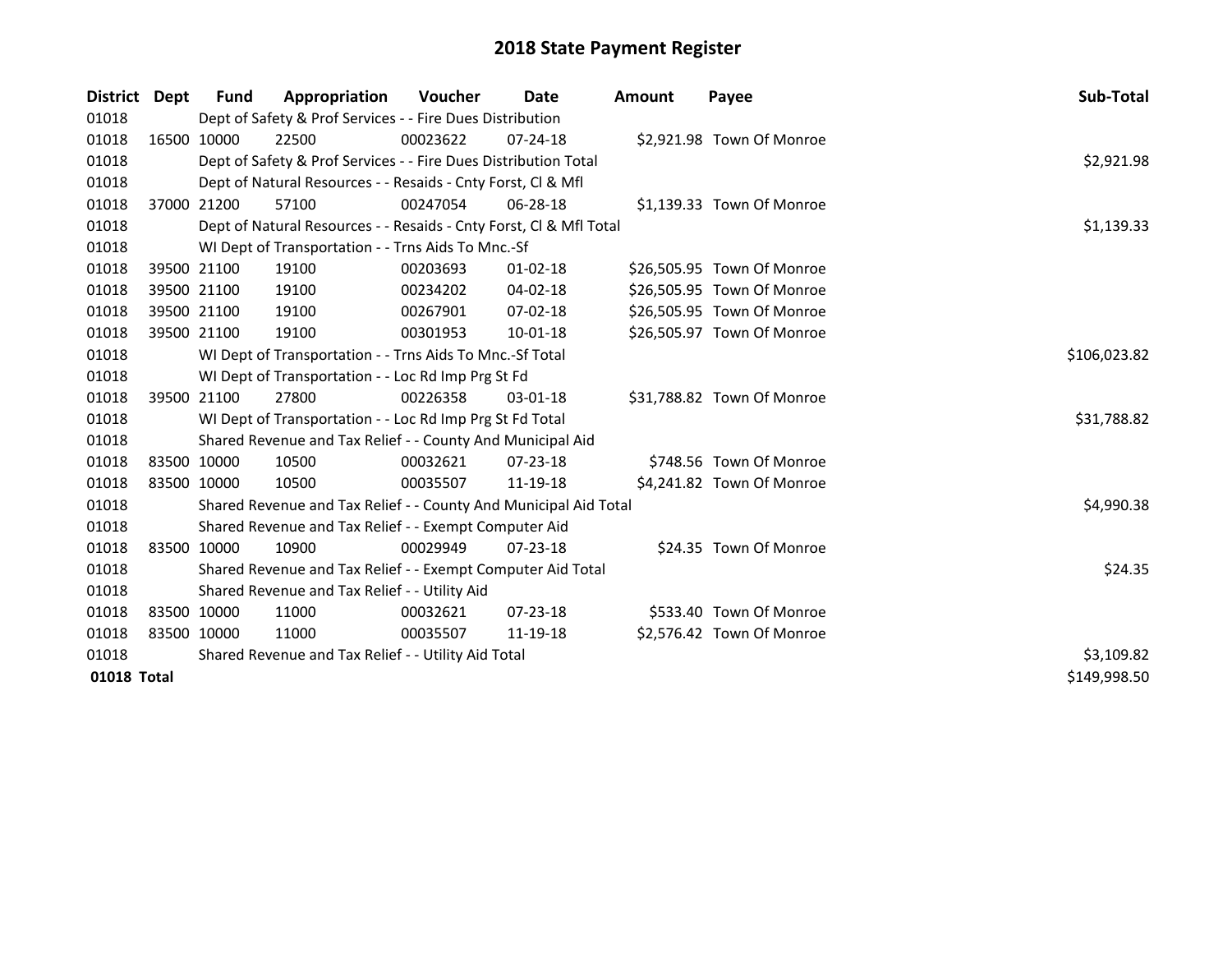# 2018 State Payment Register

| District | Dept | Fund | Appropriation | Voucher | Date | Amount | Payee | Sub-Total |
|---|---|---|---|---|---|---|---|---|
| 01018 | | Dept of Safety & Prof Services - - Fire Dues Distribution | | | | | | |
| 01018 | 16500 | 10000 | 22500 | 00023622 | 07-24-18 | $2,921.98 | Town Of Monroe | |
| 01018 | | Dept of Safety & Prof Services - - Fire Dues Distribution Total | | | | | | $2,921.98 |
| 01018 | | Dept of Natural Resources - - Resaids - Cnty Forst, Cl & Mfl | | | | | | |
| 01018 | 37000 | 21200 | 57100 | 00247054 | 06-28-18 | $1,139.33 | Town Of Monroe | |
| 01018 | | Dept of Natural Resources - - Resaids - Cnty Forst, Cl & Mfl Total | | | | | | $1,139.33 |
| 01018 | | WI Dept of Transportation - - Trns Aids To Mnc.-Sf | | | | | | |
| 01018 | 39500 | 21100 | 19100 | 00203693 | 01-02-18 | $26,505.95 | Town Of Monroe | |
| 01018 | 39500 | 21100 | 19100 | 00234202 | 04-02-18 | $26,505.95 | Town Of Monroe | |
| 01018 | 39500 | 21100 | 19100 | 00267901 | 07-02-18 | $26,505.95 | Town Of Monroe | |
| 01018 | 39500 | 21100 | 19100 | 00301953 | 10-01-18 | $26,505.97 | Town Of Monroe | |
| 01018 | | WI Dept of Transportation - - Trns Aids To Mnc.-Sf Total | | | | | | $106,023.82 |
| 01018 | | WI Dept of Transportation - - Loc Rd Imp Prg St Fd | | | | | | |
| 01018 | 39500 | 21100 | 27800 | 00226358 | 03-01-18 | $31,788.82 | Town Of Monroe | |
| 01018 | | WI Dept of Transportation - - Loc Rd Imp Prg St Fd Total | | | | | | $31,788.82 |
| 01018 | | Shared Revenue and Tax Relief - - County And Municipal Aid | | | | | | |
| 01018 | 83500 | 10000 | 10500 | 00032621 | 07-23-18 | $748.56 | Town Of Monroe | |
| 01018 | 83500 | 10000 | 10500 | 00035507 | 11-19-18 | $4,241.82 | Town Of Monroe | |
| 01018 | | Shared Revenue and Tax Relief - - County And Municipal Aid Total | | | | | | $4,990.38 |
| 01018 | | Shared Revenue and Tax Relief - - Exempt Computer Aid | | | | | | |
| 01018 | 83500 | 10000 | 10900 | 00029949 | 07-23-18 | $24.35 | Town Of Monroe | |
| 01018 | | Shared Revenue and Tax Relief - - Exempt Computer Aid Total | | | | | | $24.35 |
| 01018 | | Shared Revenue and Tax Relief - - Utility Aid | | | | | | |
| 01018 | 83500 | 10000 | 11000 | 00032621 | 07-23-18 | $533.40 | Town Of Monroe | |
| 01018 | 83500 | 10000 | 11000 | 00035507 | 11-19-18 | $2,576.42 | Town Of Monroe | |
| 01018 | | Shared Revenue and Tax Relief - - Utility Aid Total | | | | | | $3,109.82 |
| **01018 Total** | | | | | | | | $149,998.50 |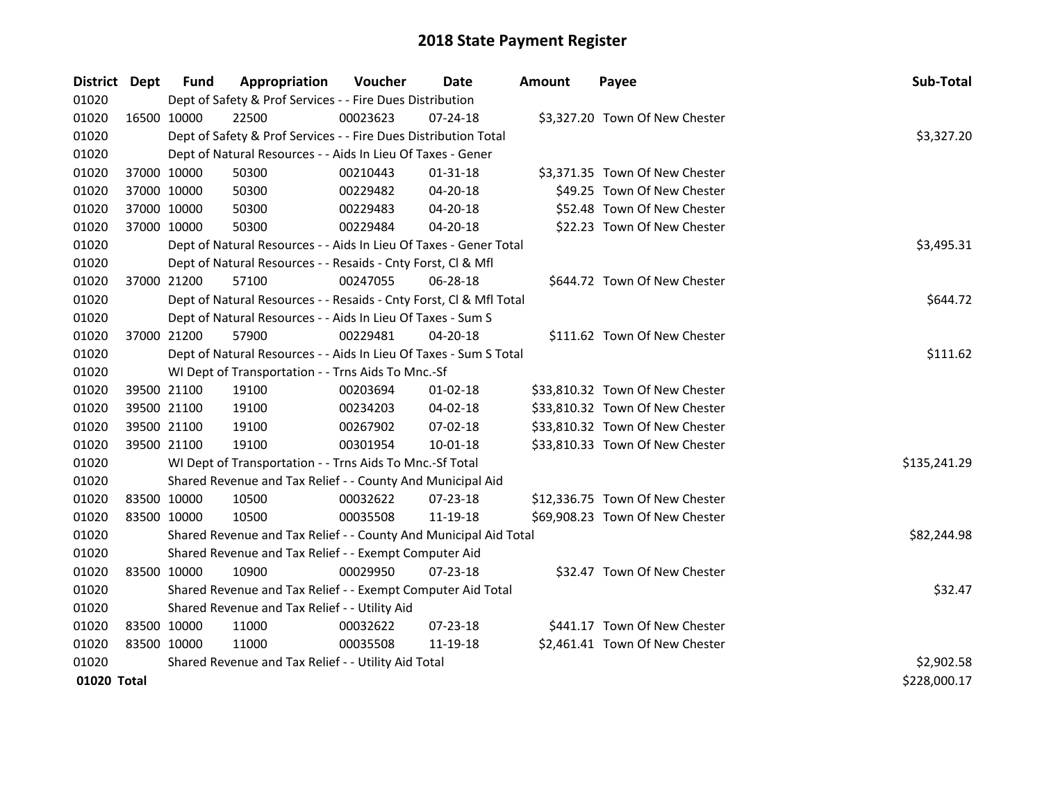# 2018 State Payment Register

| District | Dept | Fund | Appropriation | Voucher | Date | Amount | Payee | Sub-Total |
|---|---|---|---|---|---|---|---|---|
| 01020 | | Dept of Safety & Prof Services - - Fire Dues Distribution | | | | | | |
| 01020 | 16500 | 10000 | 22500 | 00023623 | 07-24-18 | $3,327.20 | Town Of New Chester | |
| 01020 | | Dept of Safety & Prof Services - - Fire Dues Distribution Total | | | | | | $3,327.20 |
| 01020 | | Dept of Natural Resources - - Aids In Lieu Of Taxes - Gener | | | | | | |
| 01020 | 37000 | 10000 | 50300 | 00210443 | 01-31-18 | $3,371.35 | Town Of New Chester | |
| 01020 | 37000 | 10000 | 50300 | 00229482 | 04-20-18 | $49.25 | Town Of New Chester | |
| 01020 | 37000 | 10000 | 50300 | 00229483 | 04-20-18 | $52.48 | Town Of New Chester | |
| 01020 | 37000 | 10000 | 50300 | 00229484 | 04-20-18 | $22.23 | Town Of New Chester | |
| 01020 | | Dept of Natural Resources - - Aids In Lieu Of Taxes - Gener Total | | | | | | $3,495.31 |
| 01020 | | Dept of Natural Resources - - Resaids - Cnty Forst, Cl & Mfl | | | | | | |
| 01020 | 37000 | 21200 | 57100 | 00247055 | 06-28-18 | $644.72 | Town Of New Chester | |
| 01020 | | Dept of Natural Resources - - Resaids - Cnty Forst, Cl & Mfl Total | | | | | | $644.72 |
| 01020 | | Dept of Natural Resources - - Aids In Lieu Of Taxes - Sum S | | | | | | |
| 01020 | 37000 | 21200 | 57900 | 00229481 | 04-20-18 | $111.62 | Town Of New Chester | |
| 01020 | | Dept of Natural Resources - - Aids In Lieu Of Taxes - Sum S Total | | | | | | $111.62 |
| 01020 | | WI Dept of Transportation - - Trns Aids To Mnc.-Sf | | | | | | |
| 01020 | 39500 | 21100 | 19100 | 00203694 | 01-02-18 | $33,810.32 | Town Of New Chester | |
| 01020 | 39500 | 21100 | 19100 | 00234203 | 04-02-18 | $33,810.32 | Town Of New Chester | |
| 01020 | 39500 | 21100 | 19100 | 00267902 | 07-02-18 | $33,810.32 | Town Of New Chester | |
| 01020 | 39500 | 21100 | 19100 | 00301954 | 10-01-18 | $33,810.33 | Town Of New Chester | |
| 01020 | | WI Dept of Transportation - - Trns Aids To Mnc.-Sf Total | | | | | | $135,241.29 |
| 01020 | | Shared Revenue and Tax Relief - - County And Municipal Aid | | | | | | |
| 01020 | 83500 | 10000 | 10500 | 00032622 | 07-23-18 | $12,336.75 | Town Of New Chester | |
| 01020 | 83500 | 10000 | 10500 | 00035508 | 11-19-18 | $69,908.23 | Town Of New Chester | |
| 01020 | | Shared Revenue and Tax Relief - - County And Municipal Aid Total | | | | | | $82,244.98 |
| 01020 | | Shared Revenue and Tax Relief - - Exempt Computer Aid | | | | | | |
| 01020 | 83500 | 10000 | 10900 | 00029950 | 07-23-18 | $32.47 | Town Of New Chester | |
| 01020 | | Shared Revenue and Tax Relief - - Exempt Computer Aid Total | | | | | | $32.47 |
| 01020 | | Shared Revenue and Tax Relief - - Utility Aid | | | | | | |
| 01020 | 83500 | 10000 | 11000 | 00032622 | 07-23-18 | $441.17 | Town Of New Chester | |
| 01020 | 83500 | 10000 | 11000 | 00035508 | 11-19-18 | $2,461.41 | Town Of New Chester | |
| 01020 | | Shared Revenue and Tax Relief - - Utility Aid Total | | | | | | $2,902.58 |
| **01020 Total** | | | | | | | | $228,000.17 |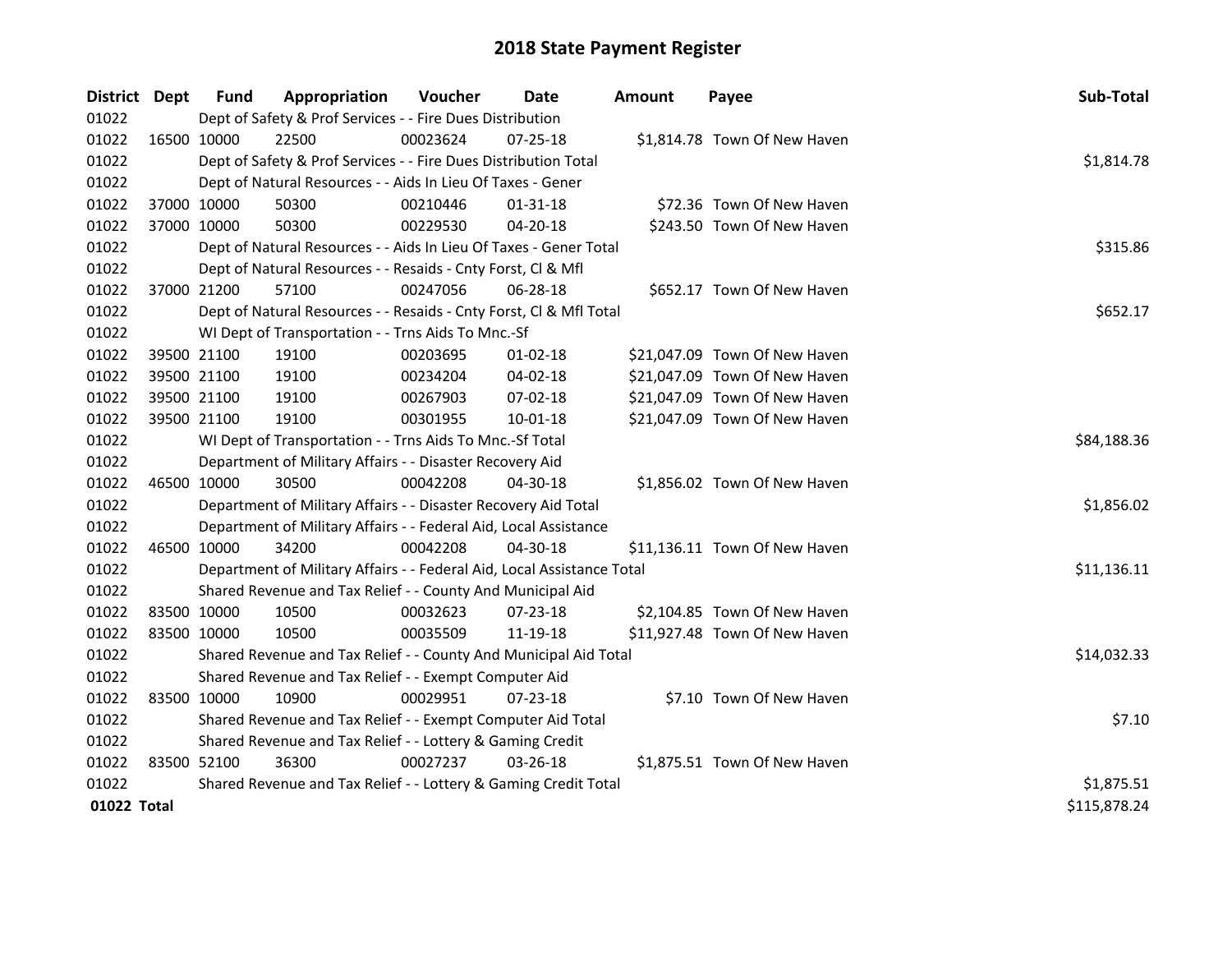# 2018 State Payment Register

| District | Dept | Fund | Appropriation | Voucher | Date | Amount | Payee | Sub-Total |
|---|---|---|---|---|---|---|---|---|
| 01022 | | Dept of Safety & Prof Services - - Fire Dues Distribution | | | | | | |
| 01022 | 16500 | 10000 | 22500 | 00023624 | 07-25-18 | $1,814.78 | Town Of New Haven | |
| 01022 | | Dept of Safety & Prof Services - - Fire Dues Distribution Total | | | | | | $1,814.78 |
| 01022 | | Dept of Natural Resources - - Aids In Lieu Of Taxes - Gener | | | | | | |
| 01022 | 37000 | 10000 | 50300 | 00210446 | 01-31-18 | $72.36 | Town Of New Haven | |
| 01022 | 37000 | 10000 | 50300 | 00229530 | 04-20-18 | $243.50 | Town Of New Haven | |
| 01022 | | Dept of Natural Resources - - Aids In Lieu Of Taxes - Gener Total | | | | | | $315.86 |
| 01022 | | Dept of Natural Resources - - Resaids - Cnty Forst, Cl & Mfl | | | | | | |
| 01022 | 37000 | 21200 | 57100 | 00247056 | 06-28-18 | $652.17 | Town Of New Haven | |
| 01022 | | Dept of Natural Resources - - Resaids - Cnty Forst, Cl & Mfl Total | | | | | | $652.17 |
| 01022 | | WI Dept of Transportation - - Trns Aids To Mnc.-Sf | | | | | | |
| 01022 | 39500 | 21100 | 19100 | 00203695 | 01-02-18 | $21,047.09 | Town Of New Haven | |
| 01022 | 39500 | 21100 | 19100 | 00234204 | 04-02-18 | $21,047.09 | Town Of New Haven | |
| 01022 | 39500 | 21100 | 19100 | 00267903 | 07-02-18 | $21,047.09 | Town Of New Haven | |
| 01022 | 39500 | 21100 | 19100 | 00301955 | 10-01-18 | $21,047.09 | Town Of New Haven | |
| 01022 | | WI Dept of Transportation - - Trns Aids To Mnc.-Sf Total | | | | | | $84,188.36 |
| 01022 | | Department of Military Affairs - - Disaster Recovery Aid | | | | | | |
| 01022 | 46500 | 10000 | 30500 | 00042208 | 04-30-18 | $1,856.02 | Town Of New Haven | |
| 01022 | | Department of Military Affairs - - Disaster Recovery Aid Total | | | | | | $1,856.02 |
| 01022 | | Department of Military Affairs - - Federal Aid, Local Assistance | | | | | | |
| 01022 | 46500 | 10000 | 34200 | 00042208 | 04-30-18 | $11,136.11 | Town Of New Haven | |
| 01022 | | Department of Military Affairs - - Federal Aid, Local Assistance Total | | | | | | $11,136.11 |
| 01022 | | Shared Revenue and Tax Relief - - County And Municipal Aid | | | | | | |
| 01022 | 83500 | 10000 | 10500 | 00032623 | 07-23-18 | $2,104.85 | Town Of New Haven | |
| 01022 | 83500 | 10000 | 10500 | 00035509 | 11-19-18 | $11,927.48 | Town Of New Haven | |
| 01022 | | Shared Revenue and Tax Relief - - County And Municipal Aid Total | | | | | | $14,032.33 |
| 01022 | | Shared Revenue and Tax Relief - - Exempt Computer Aid | | | | | | |
| 01022 | 83500 | 10000 | 10900 | 00029951 | 07-23-18 | $7.10 | Town Of New Haven | |
| 01022 | | Shared Revenue and Tax Relief - - Exempt Computer Aid Total | | | | | | $7.10 |
| 01022 | | Shared Revenue and Tax Relief - - Lottery & Gaming Credit | | | | | | |
| 01022 | 83500 | 52100 | 36300 | 00027237 | 03-26-18 | $1,875.51 | Town Of New Haven | |
| 01022 | | Shared Revenue and Tax Relief - - Lottery & Gaming Credit Total | | | | | | $1,875.51 |
| **01022 Total** | | | | | | | | $115,878.24 |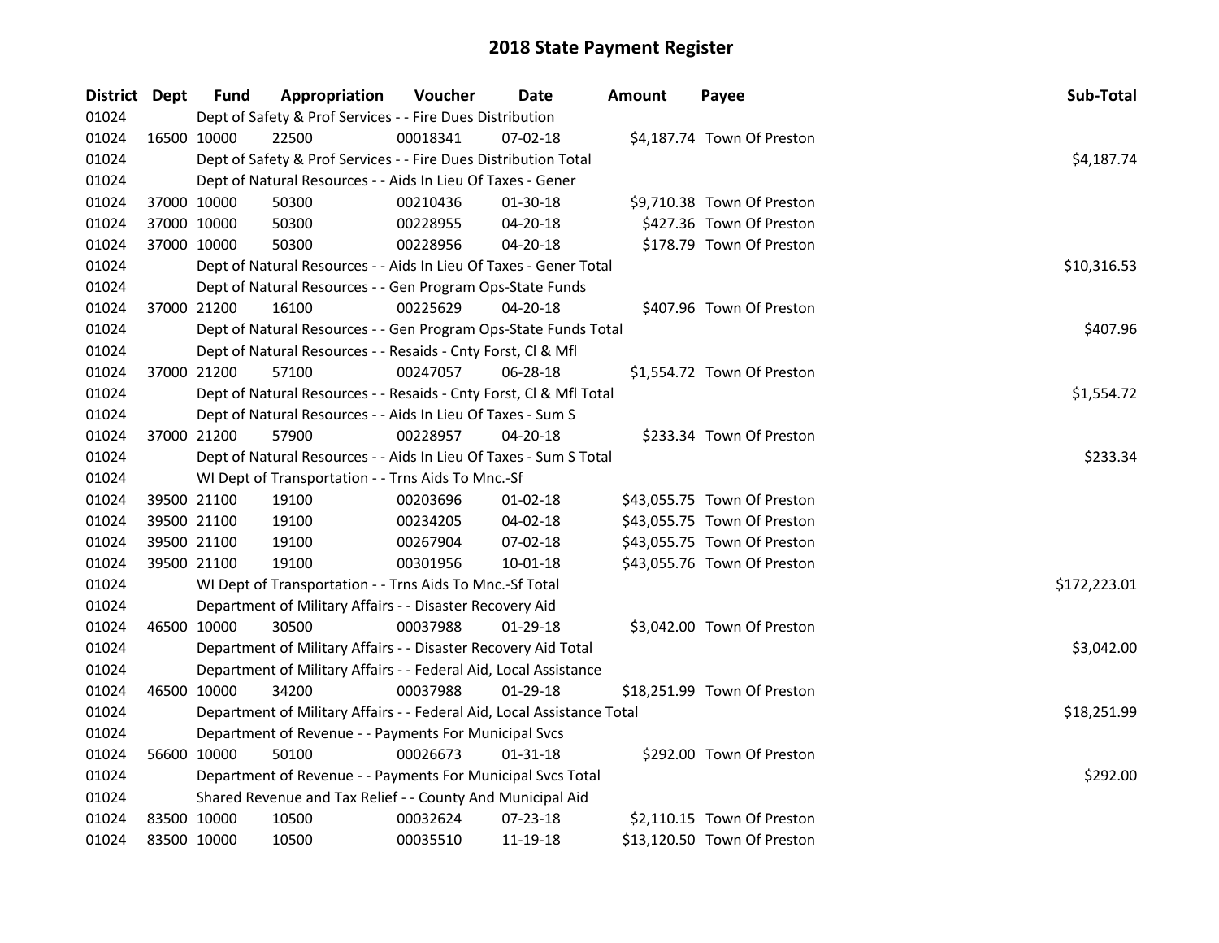# 2018 State Payment Register

| District | Dept | Fund | Appropriation | Voucher | Date | Amount | Payee | Sub-Total |
|---|---|---|---|---|---|---|---|---|
| 01024 | | Dept of Safety & Prof Services - - Fire Dues Distribution | | | | | | |
| 01024 | 16500 | 10000 | 22500 | 00018341 | 07-02-18 | $4,187.74 | Town Of Preston | |
| 01024 | | Dept of Safety & Prof Services - - Fire Dues Distribution Total | | | | | | $4,187.74 |
| 01024 | | Dept of Natural Resources - - Aids In Lieu Of Taxes - Gener | | | | | | |
| 01024 | 37000 | 10000 | 50300 | 00210436 | 01-30-18 | $9,710.38 | Town Of Preston | |
| 01024 | 37000 | 10000 | 50300 | 00228955 | 04-20-18 | $427.36 | Town Of Preston | |
| 01024 | 37000 | 10000 | 50300 | 00228956 | 04-20-18 | $178.79 | Town Of Preston | |
| 01024 | | Dept of Natural Resources - - Aids In Lieu Of Taxes - Gener Total | | | | | | $10,316.53 |
| 01024 | | Dept of Natural Resources - - Gen Program Ops-State Funds | | | | | | |
| 01024 | 37000 | 21200 | 16100 | 00225629 | 04-20-18 | $407.96 | Town Of Preston | |
| 01024 | | Dept of Natural Resources - - Gen Program Ops-State Funds Total | | | | | | $407.96 |
| 01024 | | Dept of Natural Resources - - Resaids - Cnty Forst, Cl & Mfl | | | | | | |
| 01024 | 37000 | 21200 | 57100 | 00247057 | 06-28-18 | $1,554.72 | Town Of Preston | |
| 01024 | | Dept of Natural Resources - - Resaids - Cnty Forst, Cl & Mfl Total | | | | | | $1,554.72 |
| 01024 | | Dept of Natural Resources - - Aids In Lieu Of Taxes - Sum S | | | | | | |
| 01024 | 37000 | 21200 | 57900 | 00228957 | 04-20-18 | $233.34 | Town Of Preston | |
| 01024 | | Dept of Natural Resources - - Aids In Lieu Of Taxes - Sum S Total | | | | | | $233.34 |
| 01024 | | WI Dept of Transportation - - Trns Aids To Mnc.-Sf | | | | | | |
| 01024 | 39500 | 21100 | 19100 | 00203696 | 01-02-18 | $43,055.75 | Town Of Preston | |
| 01024 | 39500 | 21100 | 19100 | 00234205 | 04-02-18 | $43,055.75 | Town Of Preston | |
| 01024 | 39500 | 21100 | 19100 | 00267904 | 07-02-18 | $43,055.75 | Town Of Preston | |
| 01024 | 39500 | 21100 | 19100 | 00301956 | 10-01-18 | $43,055.76 | Town Of Preston | |
| 01024 | | WI Dept of Transportation - - Trns Aids To Mnc.-Sf Total | | | | | | $172,223.01 |
| 01024 | | Department of Military Affairs - - Disaster Recovery Aid | | | | | | |
| 01024 | 46500 | 10000 | 30500 | 00037988 | 01-29-18 | $3,042.00 | Town Of Preston | |
| 01024 | | Department of Military Affairs - - Disaster Recovery Aid Total | | | | | | $3,042.00 |
| 01024 | | Department of Military Affairs - - Federal Aid, Local Assistance | | | | | | |
| 01024 | 46500 | 10000 | 34200 | 00037988 | 01-29-18 | $18,251.99 | Town Of Preston | |
| 01024 | | Department of Military Affairs - - Federal Aid, Local Assistance Total | | | | | | $18,251.99 |
| 01024 | | Department of Revenue - - Payments For Municipal Svcs | | | | | | |
| 01024 | 56600 | 10000 | 50100 | 00026673 | 01-31-18 | $292.00 | Town Of Preston | |
| 01024 | | Department of Revenue - - Payments For Municipal Svcs Total | | | | | | $292.00 |
| 01024 | | Shared Revenue and Tax Relief - - County And Municipal Aid | | | | | | |
| 01024 | 83500 | 10000 | 10500 | 00032624 | 07-23-18 | $2,110.15 | Town Of Preston | |
| 01024 | 83500 | 10000 | 10500 | 00035510 | 11-19-18 | $13,120.50 | Town Of Preston | |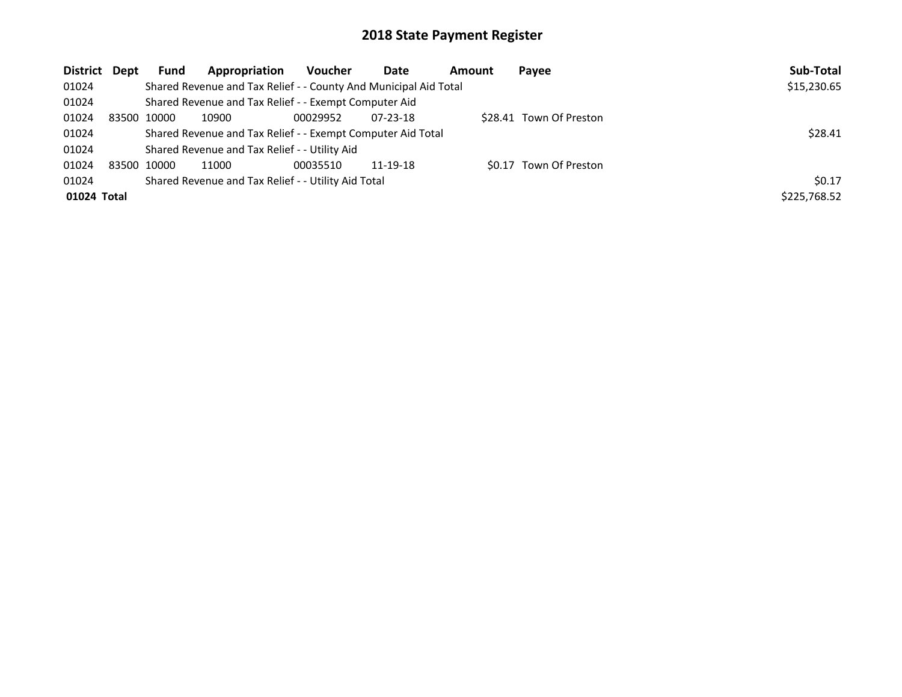# 2018 State Payment Register

| District | Dept | Fund | Appropriation | Voucher | Date | Amount | Payee | Sub-Total |
|---|---|---|---|---|---|---|---|---|
| 01024 | | Shared Revenue and Tax Relief - - County And Municipal Aid Total | | | | | | $15,230.65 |
| 01024 | | Shared Revenue and Tax Relief - - Exempt Computer Aid | | | | | | |
| 01024 | 83500 | 10000 | 10900 | 00029952 | 07-23-18 | $28.41 | Town Of Preston | |
| 01024 | | Shared Revenue and Tax Relief - - Exempt Computer Aid Total | | | | | | $28.41 |
| 01024 | | Shared Revenue and Tax Relief - - Utility Aid | | | | | | |
| 01024 | 83500 | 10000 | 11000 | 00035510 | 11-19-18 | $0.17 | Town Of Preston | |
| 01024 | | Shared Revenue and Tax Relief - - Utility Aid Total | | | | | | $0.17 |
| **01024 Total** | | | | | | | | $225,768.52 |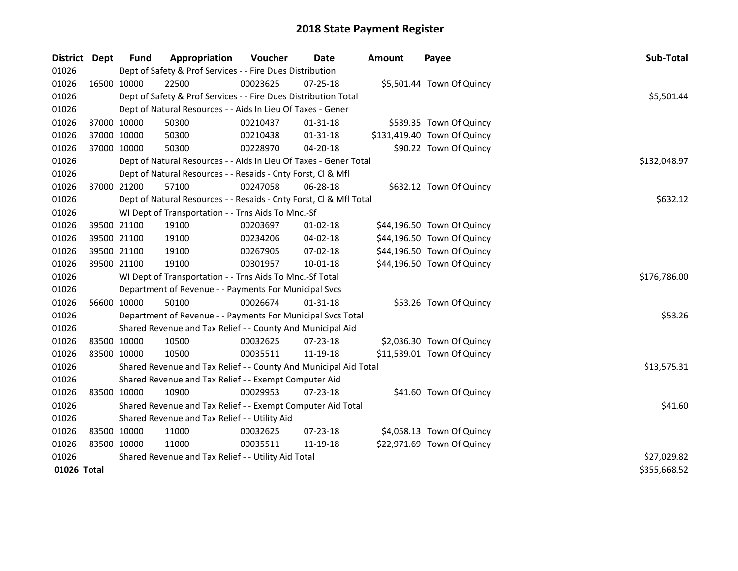# 2018 State Payment Register

| District | Dept | Fund | Appropriation | Voucher | Date | Amount | Payee | Sub-Total |
|---|---|---|---|---|---|---|---|---|
| 01026 | | Dept of Safety & Prof Services - - Fire Dues Distribution | | | | | | |
| 01026 | 16500 | 10000 | 22500 | 00023625 | 07-25-18 | $5,501.44 | Town Of Quincy | |
| 01026 | | Dept of Safety & Prof Services - - Fire Dues Distribution Total | | | | | | $5,501.44 |
| 01026 | | Dept of Natural Resources - - Aids In Lieu Of Taxes - Gener | | | | | | |
| 01026 | 37000 | 10000 | 50300 | 00210437 | 01-31-18 | $539.35 | Town Of Quincy | |
| 01026 | 37000 | 10000 | 50300 | 00210438 | 01-31-18 | $131,419.40 | Town Of Quincy | |
| 01026 | 37000 | 10000 | 50300 | 00228970 | 04-20-18 | $90.22 | Town Of Quincy | |
| 01026 | | Dept of Natural Resources - - Aids In Lieu Of Taxes - Gener Total | | | | | | $132,048.97 |
| 01026 | | Dept of Natural Resources - - Resaids - Cnty Forst, Cl & Mfl | | | | | | |
| 01026 | 37000 | 21200 | 57100 | 00247058 | 06-28-18 | $632.12 | Town Of Quincy | |
| 01026 | | Dept of Natural Resources - - Resaids - Cnty Forst, Cl & Mfl Total | | | | | | $632.12 |
| 01026 | | WI Dept of Transportation - - Trns Aids To Mnc.-Sf | | | | | | |
| 01026 | 39500 | 21100 | 19100 | 00203697 | 01-02-18 | $44,196.50 | Town Of Quincy | |
| 01026 | 39500 | 21100 | 19100 | 00234206 | 04-02-18 | $44,196.50 | Town Of Quincy | |
| 01026 | 39500 | 21100 | 19100 | 00267905 | 07-02-18 | $44,196.50 | Town Of Quincy | |
| 01026 | 39500 | 21100 | 19100 | 00301957 | 10-01-18 | $44,196.50 | Town Of Quincy | |
| 01026 | | WI Dept of Transportation - - Trns Aids To Mnc.-Sf Total | | | | | | $176,786.00 |
| 01026 | | Department of Revenue - - Payments For Municipal Svcs | | | | | | |
| 01026 | 56600 | 10000 | 50100 | 00026674 | 01-31-18 | $53.26 | Town Of Quincy | |
| 01026 | | Department of Revenue - - Payments For Municipal Svcs Total | | | | | | $53.26 |
| 01026 | | Shared Revenue and Tax Relief - - County And Municipal Aid | | | | | | |
| 01026 | 83500 | 10000 | 10500 | 00032625 | 07-23-18 | $2,036.30 | Town Of Quincy | |
| 01026 | 83500 | 10000 | 10500 | 00035511 | 11-19-18 | $11,539.01 | Town Of Quincy | |
| 01026 | | Shared Revenue and Tax Relief - - County And Municipal Aid Total | | | | | | $13,575.31 |
| 01026 | | Shared Revenue and Tax Relief - - Exempt Computer Aid | | | | | | |
| 01026 | 83500 | 10000 | 10900 | 00029953 | 07-23-18 | $41.60 | Town Of Quincy | |
| 01026 | | Shared Revenue and Tax Relief - - Exempt Computer Aid Total | | | | | | $41.60 |
| 01026 | | Shared Revenue and Tax Relief - - Utility Aid | | | | | | |
| 01026 | 83500 | 10000 | 11000 | 00032625 | 07-23-18 | $4,058.13 | Town Of Quincy | |
| 01026 | 83500 | 10000 | 11000 | 00035511 | 11-19-18 | $22,971.69 | Town Of Quincy | |
| 01026 | | Shared Revenue and Tax Relief - - Utility Aid Total | | | | | | $27,029.82 |
| **01026 Total** | | | | | | | | $355,668.52 |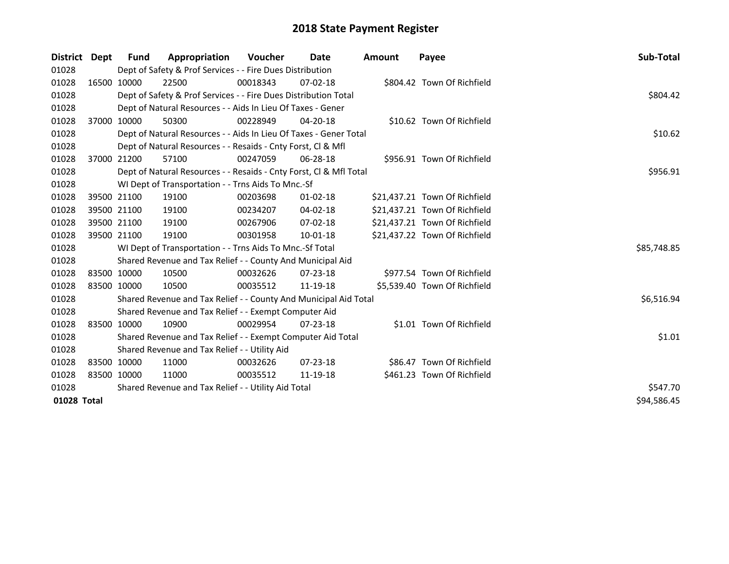# 2018 State Payment Register

| District | Dept | Fund | Appropriation | Voucher | Date | Amount | Payee | Sub-Total |
|---|---|---|---|---|---|---|---|---|
| 01028 | | Dept of Safety & Prof Services - - Fire Dues Distribution | | | | | | |
| 01028 | 16500 | 10000 | 22500 | 00018343 | 07-02-18 | $804.42 | Town Of Richfield | |
| 01028 | | Dept of Safety & Prof Services - - Fire Dues Distribution Total | | | | | | $804.42 |
| 01028 | | Dept of Natural Resources - - Aids In Lieu Of Taxes - Gener | | | | | | |
| 01028 | 37000 | 10000 | 50300 | 00228949 | 04-20-18 | $10.62 | Town Of Richfield | |
| 01028 | | Dept of Natural Resources - - Aids In Lieu Of Taxes - Gener Total | | | | | | $10.62 |
| 01028 | | Dept of Natural Resources - - Resaids - Cnty Forst, Cl & Mfl | | | | | | |
| 01028 | 37000 | 21200 | 57100 | 00247059 | 06-28-18 | $956.91 | Town Of Richfield | |
| 01028 | | Dept of Natural Resources - - Resaids - Cnty Forst, Cl & Mfl Total | | | | | | $956.91 |
| 01028 | | WI Dept of Transportation - - Trns Aids To Mnc.-Sf | | | | | | |
| 01028 | 39500 | 21100 | 19100 | 00203698 | 01-02-18 | $21,437.21 | Town Of Richfield | |
| 01028 | 39500 | 21100 | 19100 | 00234207 | 04-02-18 | $21,437.21 | Town Of Richfield | |
| 01028 | 39500 | 21100 | 19100 | 00267906 | 07-02-18 | $21,437.21 | Town Of Richfield | |
| 01028 | 39500 | 21100 | 19100 | 00301958 | 10-01-18 | $21,437.22 | Town Of Richfield | |
| 01028 | | WI Dept of Transportation - - Trns Aids To Mnc.-Sf Total | | | | | | $85,748.85 |
| 01028 | | Shared Revenue and Tax Relief - - County And Municipal Aid | | | | | | |
| 01028 | 83500 | 10000 | 10500 | 00032626 | 07-23-18 | $977.54 | Town Of Richfield | |
| 01028 | 83500 | 10000 | 10500 | 00035512 | 11-19-18 | $5,539.40 | Town Of Richfield | |
| 01028 | | Shared Revenue and Tax Relief - - County And Municipal Aid Total | | | | | | $6,516.94 |
| 01028 | | Shared Revenue and Tax Relief - - Exempt Computer Aid | | | | | | |
| 01028 | 83500 | 10000 | 10900 | 00029954 | 07-23-18 | $1.01 | Town Of Richfield | |
| 01028 | | Shared Revenue and Tax Relief - - Exempt Computer Aid Total | | | | | | $1.01 |
| 01028 | | Shared Revenue and Tax Relief - - Utility Aid | | | | | | |
| 01028 | 83500 | 10000 | 11000 | 00032626 | 07-23-18 | $86.47 | Town Of Richfield | |
| 01028 | 83500 | 10000 | 11000 | 00035512 | 11-19-18 | $461.23 | Town Of Richfield | |
| 01028 | | Shared Revenue and Tax Relief - - Utility Aid Total | | | | | | $547.70 |
| **01028 Total** | | | | | | | | $94,586.45 |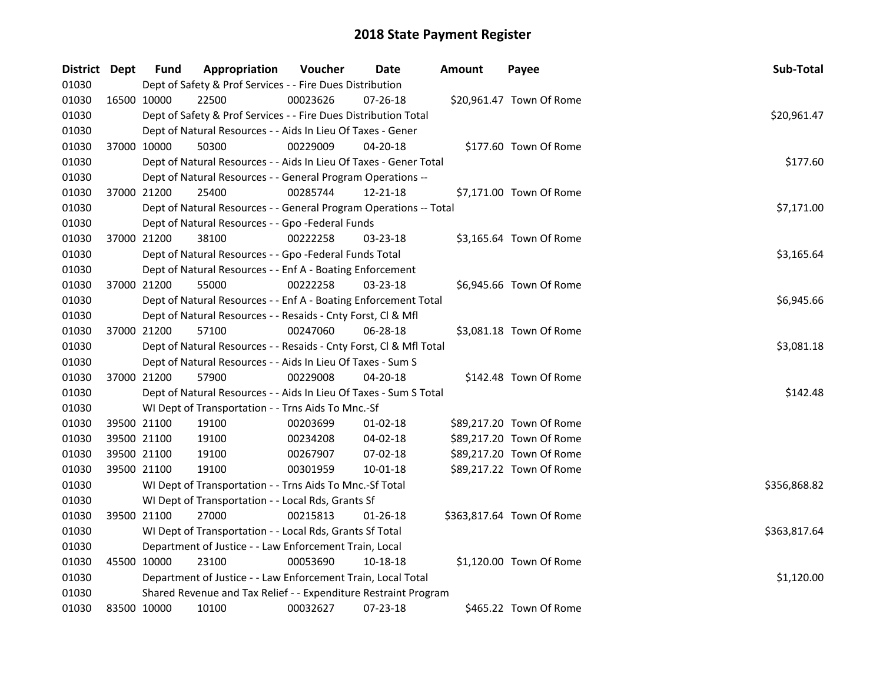# 2018 State Payment Register

| District | Dept | Fund | Appropriation | Voucher | Date | Amount | Payee | Sub-Total |
|---|---|---|---|---|---|---|---|---|
| 01030 | | Dept of Safety & Prof Services - - Fire Dues Distribution | | | | | | |
| 01030 | 16500 | 10000 | 22500 | 00023626 | 07-26-18 | $20,961.47 | Town Of Rome | |
| 01030 | | Dept of Safety & Prof Services - - Fire Dues Distribution Total | | | | | | $20,961.47 |
| 01030 | | Dept of Natural Resources - - Aids In Lieu Of Taxes - Gener | | | | | | |
| 01030 | 37000 | 10000 | 50300 | 00229009 | 04-20-18 | $177.60 | Town Of Rome | |
| 01030 | | Dept of Natural Resources - - Aids In Lieu Of Taxes - Gener Total | | | | | | $177.60 |
| 01030 | | Dept of Natural Resources - - General Program Operations -- | | | | | | |
| 01030 | 37000 | 21200 | 25400 | 00285744 | 12-21-18 | $7,171.00 | Town Of Rome | |
| 01030 | | Dept of Natural Resources - - General Program Operations -- Total | | | | | | $7,171.00 |
| 01030 | | Dept of Natural Resources - - Gpo -Federal Funds | | | | | | |
| 01030 | 37000 | 21200 | 38100 | 00222258 | 03-23-18 | $3,165.64 | Town Of Rome | |
| 01030 | | Dept of Natural Resources - - Gpo -Federal Funds Total | | | | | | $3,165.64 |
| 01030 | | Dept of Natural Resources - - Enf A - Boating Enforcement | | | | | | |
| 01030 | 37000 | 21200 | 55000 | 00222258 | 03-23-18 | $6,945.66 | Town Of Rome | |
| 01030 | | Dept of Natural Resources - - Enf A - Boating Enforcement Total | | | | | | $6,945.66 |
| 01030 | | Dept of Natural Resources - - Resaids - Cnty Forst, Cl & Mfl | | | | | | |
| 01030 | 37000 | 21200 | 57100 | 00247060 | 06-28-18 | $3,081.18 | Town Of Rome | |
| 01030 | | Dept of Natural Resources - - Resaids - Cnty Forst, Cl & Mfl Total | | | | | | $3,081.18 |
| 01030 | | Dept of Natural Resources - - Aids In Lieu Of Taxes - Sum S | | | | | | |
| 01030 | 37000 | 21200 | 57900 | 00229008 | 04-20-18 | $142.48 | Town Of Rome | |
| 01030 | | Dept of Natural Resources - - Aids In Lieu Of Taxes - Sum S Total | | | | | | $142.48 |
| 01030 | | WI Dept of Transportation - - Trns Aids To Mnc.-Sf | | | | | | |
| 01030 | 39500 | 21100 | 19100 | 00203699 | 01-02-18 | $89,217.20 | Town Of Rome | |
| 01030 | 39500 | 21100 | 19100 | 00234208 | 04-02-18 | $89,217.20 | Town Of Rome | |
| 01030 | 39500 | 21100 | 19100 | 00267907 | 07-02-18 | $89,217.20 | Town Of Rome | |
| 01030 | 39500 | 21100 | 19100 | 00301959 | 10-01-18 | $89,217.22 | Town Of Rome | |
| 01030 | | WI Dept of Transportation - - Trns Aids To Mnc.-Sf Total | | | | | | $356,868.82 |
| 01030 | | WI Dept of Transportation - - Local Rds, Grants Sf | | | | | | |
| 01030 | 39500 | 21100 | 27000 | 00215813 | 01-26-18 | $363,817.64 | Town Of Rome | |
| 01030 | | WI Dept of Transportation - - Local Rds, Grants Sf Total | | | | | | $363,817.64 |
| 01030 | | Department of Justice - - Law Enforcement Train, Local | | | | | | |
| 01030 | 45500 | 10000 | 23100 | 00053690 | 10-18-18 | $1,120.00 | Town Of Rome | |
| 01030 | | Department of Justice - - Law Enforcement Train, Local Total | | | | | | $1,120.00 |
| 01030 | | Shared Revenue and Tax Relief - - Expenditure Restraint Program | | | | | | |
| 01030 | 83500 | 10000 | 10100 | 00032627 | 07-23-18 | $465.22 | Town Of Rome | |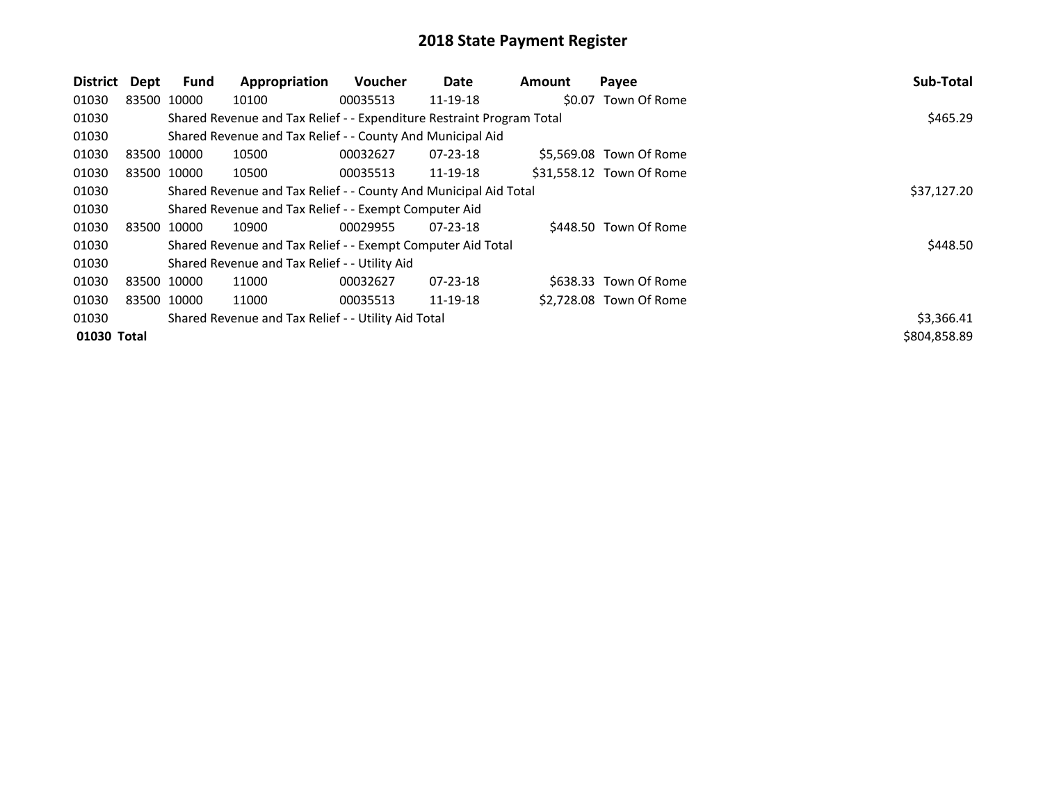# 2018 State Payment Register

| District | Dept | Fund | Appropriation | Voucher | Date | Amount | Payee | Sub-Total |
|---|---|---|---|---|---|---|---|---|
| 01030 | 83500 | 10000 | 10100 | 00035513 | 11-19-18 | $0.07 | Town Of Rome | |
| 01030 | | Shared Revenue and Tax Relief - - Expenditure Restraint Program Total | | | | | | $465.29 |
| 01030 | | Shared Revenue and Tax Relief - - County And Municipal Aid | | | | | | |
| 01030 | 83500 | 10000 | 10500 | 00032627 | 07-23-18 | $5,569.08 | Town Of Rome | |
| 01030 | 83500 | 10000 | 10500 | 00035513 | 11-19-18 | $31,558.12 | Town Of Rome | |
| 01030 | | Shared Revenue and Tax Relief - - County And Municipal Aid Total | | | | | | $37,127.20 |
| 01030 | | Shared Revenue and Tax Relief - - Exempt Computer Aid | | | | | | |
| 01030 | 83500 | 10000 | 10900 | 00029955 | 07-23-18 | $448.50 | Town Of Rome | |
| 01030 | | Shared Revenue and Tax Relief - - Exempt Computer Aid Total | | | | | | $448.50 |
| 01030 | | Shared Revenue and Tax Relief - - Utility Aid | | | | | | |
| 01030 | 83500 | 10000 | 11000 | 00032627 | 07-23-18 | $638.33 | Town Of Rome | |
| 01030 | 83500 | 10000 | 11000 | 00035513 | 11-19-18 | $2,728.08 | Town Of Rome | |
| 01030 | | Shared Revenue and Tax Relief - - Utility Aid Total | | | | | | $3,366.41 |
| **01030 Total** | | | | | | | | $804,858.89 |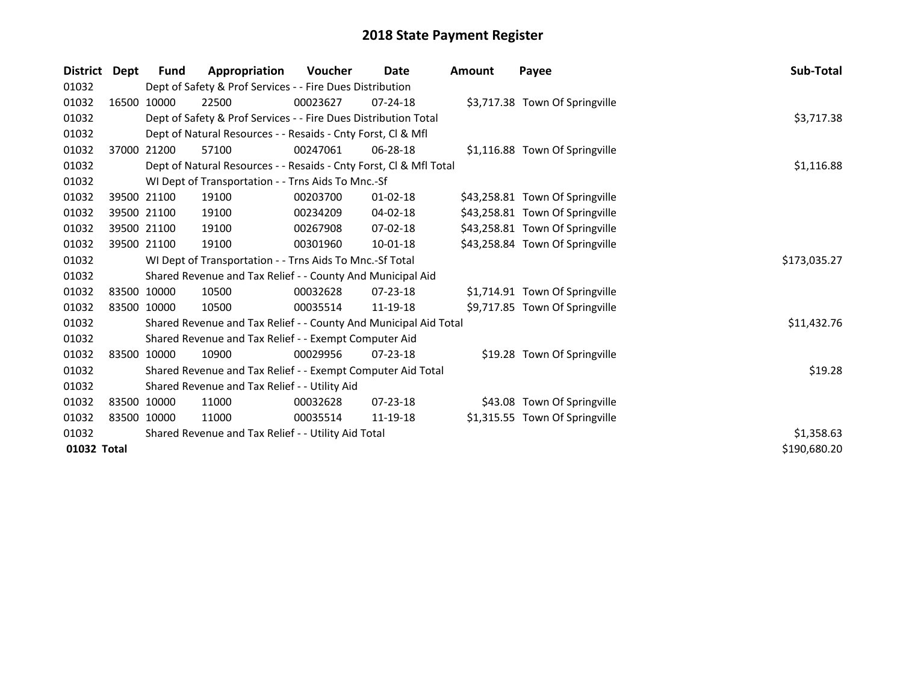# 2018 State Payment Register

| District | Dept | Fund | Appropriation | Voucher | Date | Amount | Payee | Sub-Total |
|---|---|---|---|---|---|---|---|---|
| 01032 | | Dept of Safety & Prof Services - - Fire Dues Distribution | | | | | | |
| 01032 | 16500 | 10000 | 22500 | 00023627 | 07-24-18 | $3,717.38 | Town Of Springville | |
| 01032 | | Dept of Safety & Prof Services - - Fire Dues Distribution Total | | | | | | $3,717.38 |
| 01032 | | Dept of Natural Resources - - Resaids - Cnty Forst, Cl & Mfl | | | | | | |
| 01032 | 37000 | 21200 | 57100 | 00247061 | 06-28-18 | $1,116.88 | Town Of Springville | |
| 01032 | | Dept of Natural Resources - - Resaids - Cnty Forst, Cl & Mfl Total | | | | | | $1,116.88 |
| 01032 | | WI Dept of Transportation - - Trns Aids To Mnc.-Sf | | | | | | |
| 01032 | 39500 | 21100 | 19100 | 00203700 | 01-02-18 | $43,258.81 | Town Of Springville | |
| 01032 | 39500 | 21100 | 19100 | 00234209 | 04-02-18 | $43,258.81 | Town Of Springville | |
| 01032 | 39500 | 21100 | 19100 | 00267908 | 07-02-18 | $43,258.81 | Town Of Springville | |
| 01032 | 39500 | 21100 | 19100 | 00301960 | 10-01-18 | $43,258.84 | Town Of Springville | |
| 01032 | | WI Dept of Transportation - - Trns Aids To Mnc.-Sf Total | | | | | | $173,035.27 |
| 01032 | | Shared Revenue and Tax Relief - - County And Municipal Aid | | | | | | |
| 01032 | 83500 | 10000 | 10500 | 00032628 | 07-23-18 | $1,714.91 | Town Of Springville | |
| 01032 | 83500 | 10000 | 10500 | 00035514 | 11-19-18 | $9,717.85 | Town Of Springville | |
| 01032 | | Shared Revenue and Tax Relief - - County And Municipal Aid Total | | | | | | $11,432.76 |
| 01032 | | Shared Revenue and Tax Relief - - Exempt Computer Aid | | | | | | |
| 01032 | 83500 | 10000 | 10900 | 00029956 | 07-23-18 | $19.28 | Town Of Springville | |
| 01032 | | Shared Revenue and Tax Relief - - Exempt Computer Aid Total | | | | | | $19.28 |
| 01032 | | Shared Revenue and Tax Relief - - Utility Aid | | | | | | |
| 01032 | 83500 | 10000 | 11000 | 00032628 | 07-23-18 | $43.08 | Town Of Springville | |
| 01032 | 83500 | 10000 | 11000 | 00035514 | 11-19-18 | $1,315.55 | Town Of Springville | |
| 01032 | | Shared Revenue and Tax Relief - - Utility Aid Total | | | | | | $1,358.63 |
| **01032 Total** | | | | | | | | $190,680.20 |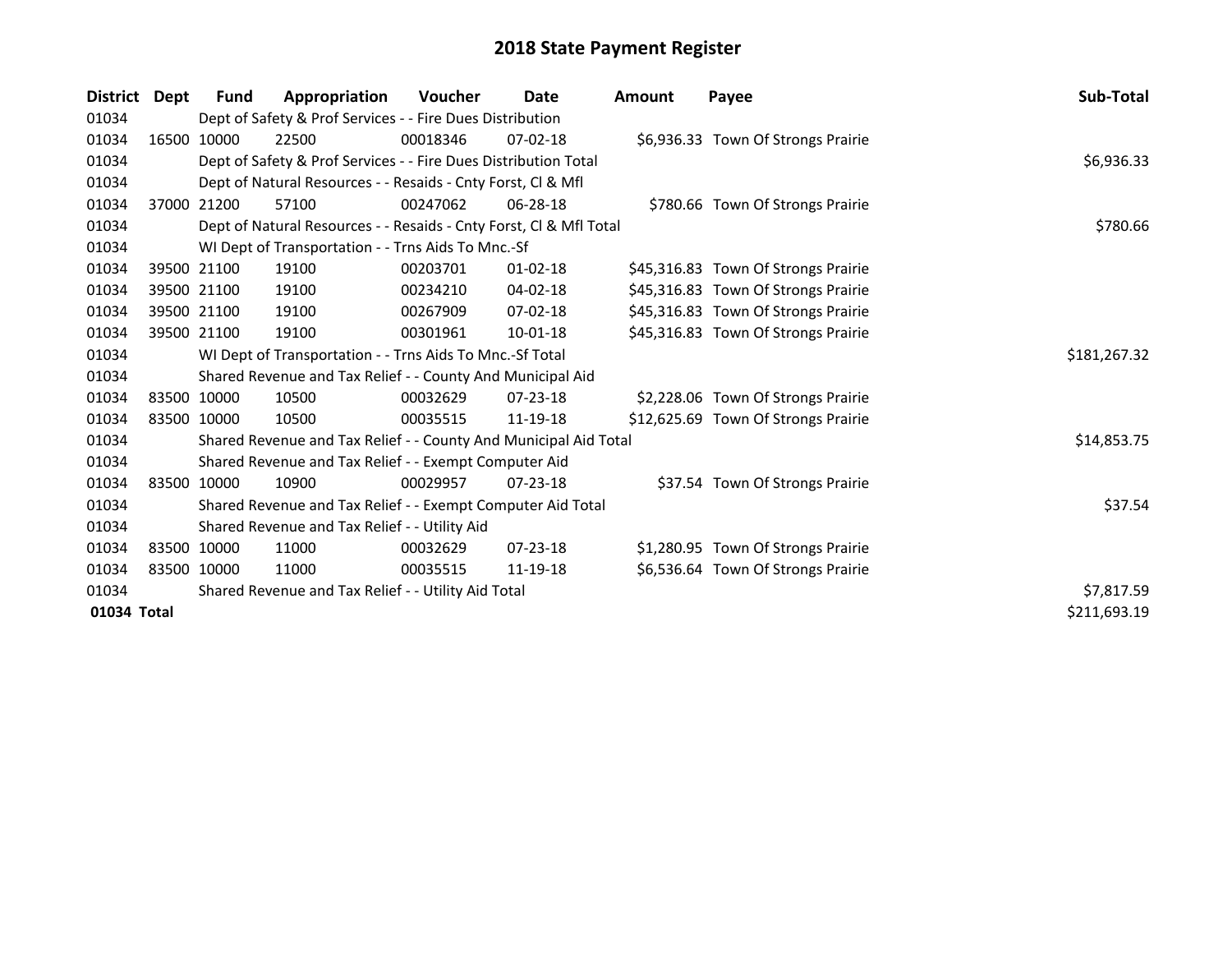# 2018 State Payment Register

| District | Dept | Fund | Appropriation | Voucher | Date | Amount | Payee | Sub-Total |
|---|---|---|---|---|---|---|---|---|
| 01034 | | Dept of Safety & Prof Services - - Fire Dues Distribution | | | | | | |
| 01034 | 16500 | 10000 | 22500 | 00018346 | 07-02-18 | $6,936.33 | Town Of Strongs Prairie | |
| 01034 | | Dept of Safety & Prof Services - - Fire Dues Distribution Total | | | | | | $6,936.33 |
| 01034 | | Dept of Natural Resources - - Resaids - Cnty Forst, Cl & Mfl | | | | | | |
| 01034 | 37000 | 21200 | 57100 | 00247062 | 06-28-18 | $780.66 | Town Of Strongs Prairie | |
| 01034 | | Dept of Natural Resources - - Resaids - Cnty Forst, Cl & Mfl Total | | | | | | $780.66 |
| 01034 | | WI Dept of Transportation - - Trns Aids To Mnc.-Sf | | | | | | |
| 01034 | 39500 | 21100 | 19100 | 00203701 | 01-02-18 | $45,316.83 | Town Of Strongs Prairie | |
| 01034 | 39500 | 21100 | 19100 | 00234210 | 04-02-18 | $45,316.83 | Town Of Strongs Prairie | |
| 01034 | 39500 | 21100 | 19100 | 00267909 | 07-02-18 | $45,316.83 | Town Of Strongs Prairie | |
| 01034 | 39500 | 21100 | 19100 | 00301961 | 10-01-18 | $45,316.83 | Town Of Strongs Prairie | |
| 01034 | | WI Dept of Transportation - - Trns Aids To Mnc.-Sf Total | | | | | | $181,267.32 |
| 01034 | | Shared Revenue and Tax Relief - - County And Municipal Aid | | | | | | |
| 01034 | 83500 | 10000 | 10500 | 00032629 | 07-23-18 | $2,228.06 | Town Of Strongs Prairie | |
| 01034 | 83500 | 10000 | 10500 | 00035515 | 11-19-18 | $12,625.69 | Town Of Strongs Prairie | |
| 01034 | | Shared Revenue and Tax Relief - - County And Municipal Aid Total | | | | | | $14,853.75 |
| 01034 | | Shared Revenue and Tax Relief - - Exempt Computer Aid | | | | | | |
| 01034 | 83500 | 10000 | 10900 | 00029957 | 07-23-18 | $37.54 | Town Of Strongs Prairie | |
| 01034 | | Shared Revenue and Tax Relief - - Exempt Computer Aid Total | | | | | | $37.54 |
| 01034 | | Shared Revenue and Tax Relief - - Utility Aid | | | | | | |
| 01034 | 83500 | 10000 | 11000 | 00032629 | 07-23-18 | $1,280.95 | Town Of Strongs Prairie | |
| 01034 | 83500 | 10000 | 11000 | 00035515 | 11-19-18 | $6,536.64 | Town Of Strongs Prairie | |
| 01034 | | Shared Revenue and Tax Relief - - Utility Aid Total | | | | | | $7,817.59 |
| **01034 Total** | | | | | | | | $211,693.19 |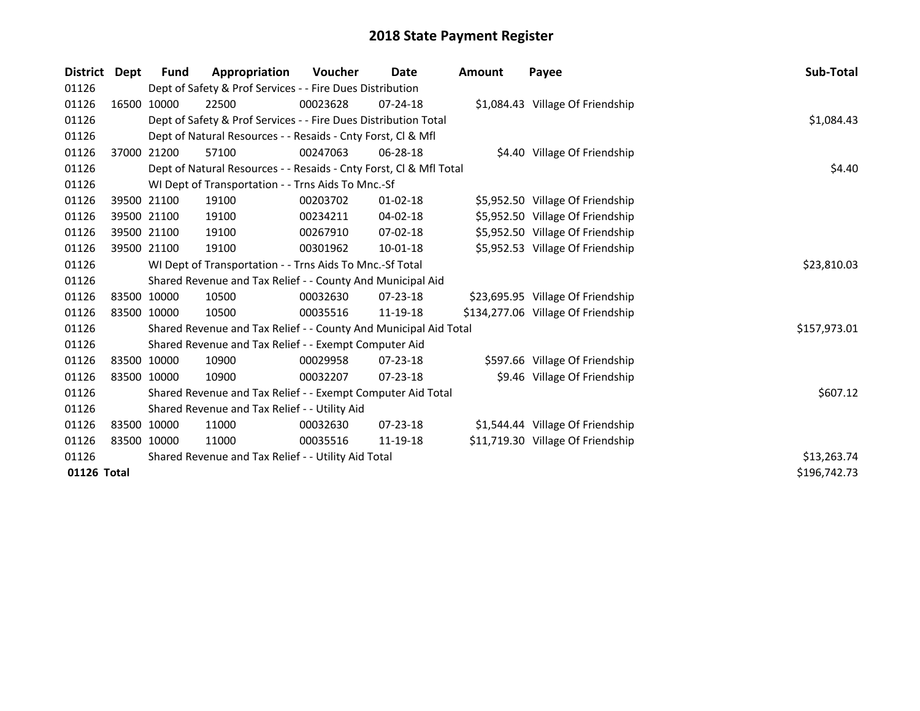# 2018 State Payment Register

| District | Dept | Fund | Appropriation | Voucher | Date | Amount | Payee | Sub-Total |
|---|---|---|---|---|---|---|---|---|
| 01126 | | Dept of Safety & Prof Services - - Fire Dues Distribution | | | | | | |
| 01126 | 16500 | 10000 | 22500 | 00023628 | 07-24-18 | $1,084.43 | Village Of Friendship | |
| 01126 | | Dept of Safety & Prof Services - - Fire Dues Distribution Total | | | | | | $1,084.43 |
| 01126 | | Dept of Natural Resources - - Resaids - Cnty Forst, Cl & Mfl | | | | | | |
| 01126 | 37000 | 21200 | 57100 | 00247063 | 06-28-18 | $4.40 | Village Of Friendship | |
| 01126 | | Dept of Natural Resources - - Resaids - Cnty Forst, Cl & Mfl Total | | | | | | $4.40 |
| 01126 | | WI Dept of Transportation - - Trns Aids To Mnc.-Sf | | | | | | |
| 01126 | 39500 | 21100 | 19100 | 00203702 | 01-02-18 | $5,952.50 | Village Of Friendship | |
| 01126 | 39500 | 21100 | 19100 | 00234211 | 04-02-18 | $5,952.50 | Village Of Friendship | |
| 01126 | 39500 | 21100 | 19100 | 00267910 | 07-02-18 | $5,952.50 | Village Of Friendship | |
| 01126 | 39500 | 21100 | 19100 | 00301962 | 10-01-18 | $5,952.53 | Village Of Friendship | |
| 01126 | | WI Dept of Transportation - - Trns Aids To Mnc.-Sf Total | | | | | | $23,810.03 |
| 01126 | | Shared Revenue and Tax Relief - - County And Municipal Aid | | | | | | |
| 01126 | 83500 | 10000 | 10500 | 00032630 | 07-23-18 | $23,695.95 | Village Of Friendship | |
| 01126 | 83500 | 10000 | 10500 | 00035516 | 11-19-18 | $134,277.06 | Village Of Friendship | |
| 01126 | | Shared Revenue and Tax Relief - - County And Municipal Aid Total | | | | | | $157,973.01 |
| 01126 | | Shared Revenue and Tax Relief - - Exempt Computer Aid | | | | | | |
| 01126 | 83500 | 10000 | 10900 | 00029958 | 07-23-18 | $597.66 | Village Of Friendship | |
| 01126 | 83500 | 10000 | 10900 | 00032207 | 07-23-18 | $9.46 | Village Of Friendship | |
| 01126 | | Shared Revenue and Tax Relief - - Exempt Computer Aid Total | | | | | | $607.12 |
| 01126 | | Shared Revenue and Tax Relief - - Utility Aid | | | | | | |
| 01126 | 83500 | 10000 | 11000 | 00032630 | 07-23-18 | $1,544.44 | Village Of Friendship | |
| 01126 | 83500 | 10000 | 11000 | 00035516 | 11-19-18 | $11,719.30 | Village Of Friendship | |
| 01126 | | Shared Revenue and Tax Relief - - Utility Aid Total | | | | | | $13,263.74 |
| **01126 Total** | | | | | | | | $196,742.73 |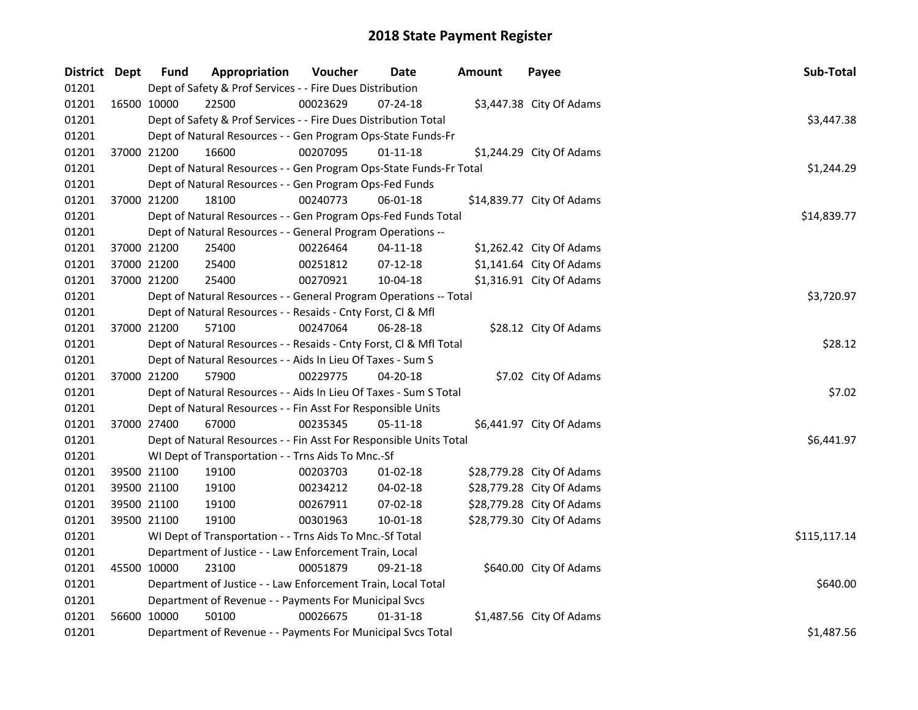# 2018 State Payment Register

| District | Dept | Fund | Appropriation | Voucher | Date | Amount | Payee | Sub-Total |
|---|---|---|---|---|---|---|---|---|
| 01201 | | Dept of Safety & Prof Services - - Fire Dues Distribution | | | | | | |
| 01201 | 16500 | 10000 | 22500 | 00023629 | 07-24-18 | $3,447.38 | City Of Adams | |
| 01201 | | Dept of Safety & Prof Services - - Fire Dues Distribution Total | | | | | | $3,447.38 |
| 01201 | | Dept of Natural Resources - - Gen Program Ops-State Funds-Fr | | | | | | |
| 01201 | 37000 | 21200 | 16600 | 00207095 | 01-11-18 | $1,244.29 | City Of Adams | |
| 01201 | | Dept of Natural Resources - - Gen Program Ops-State Funds-Fr Total | | | | | | $1,244.29 |
| 01201 | | Dept of Natural Resources - - Gen Program Ops-Fed Funds | | | | | | |
| 01201 | 37000 | 21200 | 18100 | 00240773 | 06-01-18 | $14,839.77 | City Of Adams | |
| 01201 | | Dept of Natural Resources - - Gen Program Ops-Fed Funds Total | | | | | | $14,839.77 |
| 01201 | | Dept of Natural Resources - - General Program Operations -- | | | | | | |
| 01201 | 37000 | 21200 | 25400 | 00226464 | 04-11-18 | $1,262.42 | City Of Adams | |
| 01201 | 37000 | 21200 | 25400 | 00251812 | 07-12-18 | $1,141.64 | City Of Adams | |
| 01201 | 37000 | 21200 | 25400 | 00270921 | 10-04-18 | $1,316.91 | City Of Adams | |
| 01201 | | Dept of Natural Resources - - General Program Operations -- Total | | | | | | $3,720.97 |
| 01201 | | Dept of Natural Resources - - Resaids - Cnty Forst, Cl & Mfl | | | | | | |
| 01201 | 37000 | 21200 | 57100 | 00247064 | 06-28-18 | $28.12 | City Of Adams | |
| 01201 | | Dept of Natural Resources - - Resaids - Cnty Forst, Cl & Mfl Total | | | | | | $28.12 |
| 01201 | | Dept of Natural Resources - - Aids In Lieu Of Taxes - Sum S | | | | | | |
| 01201 | 37000 | 21200 | 57900 | 00229775 | 04-20-18 | $7.02 | City Of Adams | |
| 01201 | | Dept of Natural Resources - - Aids In Lieu Of Taxes - Sum S Total | | | | | | $7.02 |
| 01201 | | Dept of Natural Resources - - Fin Asst For Responsible Units | | | | | | |
| 01201 | 37000 | 27400 | 67000 | 00235345 | 05-11-18 | $6,441.97 | City Of Adams | |
| 01201 | | Dept of Natural Resources - - Fin Asst For Responsible Units Total | | | | | | $6,441.97 |
| 01201 | | WI Dept of Transportation - - Trns Aids To Mnc.-Sf | | | | | | |
| 01201 | 39500 | 21100 | 19100 | 00203703 | 01-02-18 | $28,779.28 | City Of Adams | |
| 01201 | 39500 | 21100 | 19100 | 00234212 | 04-02-18 | $28,779.28 | City Of Adams | |
| 01201 | 39500 | 21100 | 19100 | 00267911 | 07-02-18 | $28,779.28 | City Of Adams | |
| 01201 | 39500 | 21100 | 19100 | 00301963 | 10-01-18 | $28,779.30 | City Of Adams | |
| 01201 | | WI Dept of Transportation - - Trns Aids To Mnc.-Sf Total | | | | | | $115,117.14 |
| 01201 | | Department of Justice - - Law Enforcement Train, Local | | | | | | |
| 01201 | 45500 | 10000 | 23100 | 00051879 | 09-21-18 | $640.00 | City Of Adams | |
| 01201 | | Department of Justice - - Law Enforcement Train, Local Total | | | | | | $640.00 |
| 01201 | | Department of Revenue - - Payments For Municipal Svcs | | | | | | |
| 01201 | 56600 | 10000 | 50100 | 00026675 | 01-31-18 | $1,487.56 | City Of Adams | |
| 01201 | | Department of Revenue - - Payments For Municipal Svcs Total | | | | | | $1,487.56 |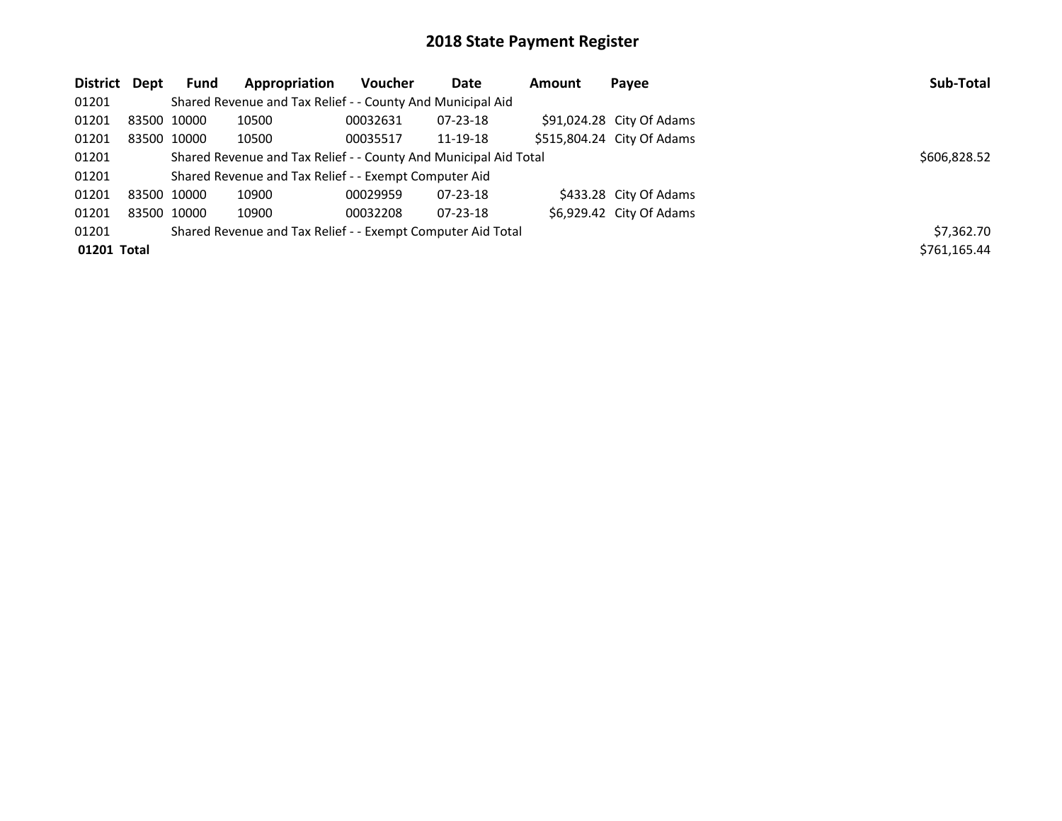# 2018 State Payment Register

| District | Dept | Fund | Appropriation | Voucher | Date | Amount | Payee | Sub-Total |
|---|---|---|---|---|---|---|---|---|
| 01201 | | Shared Revenue and Tax Relief - - County And Municipal Aid | | | | | | |
| 01201 | 83500 | 10000 | 10500 | 00032631 | 07-23-18 | $91,024.28 | City Of Adams | |
| 01201 | 83500 | 10000 | 10500 | 00035517 | 11-19-18 | $515,804.24 | City Of Adams | |
| 01201 | | Shared Revenue and Tax Relief - - County And Municipal Aid Total | | | | | | $606,828.52 |
| 01201 | | Shared Revenue and Tax Relief - - Exempt Computer Aid | | | | | | |
| 01201 | 83500 | 10000 | 10900 | 00029959 | 07-23-18 | $433.28 | City Of Adams | |
| 01201 | 83500 | 10000 | 10900 | 00032208 | 07-23-18 | $6,929.42 | City Of Adams | |
| 01201 | | Shared Revenue and Tax Relief - - Exempt Computer Aid Total | | | | | | $7,362.70 |
| **01201 Total** | | | | | | | | $761,165.44 |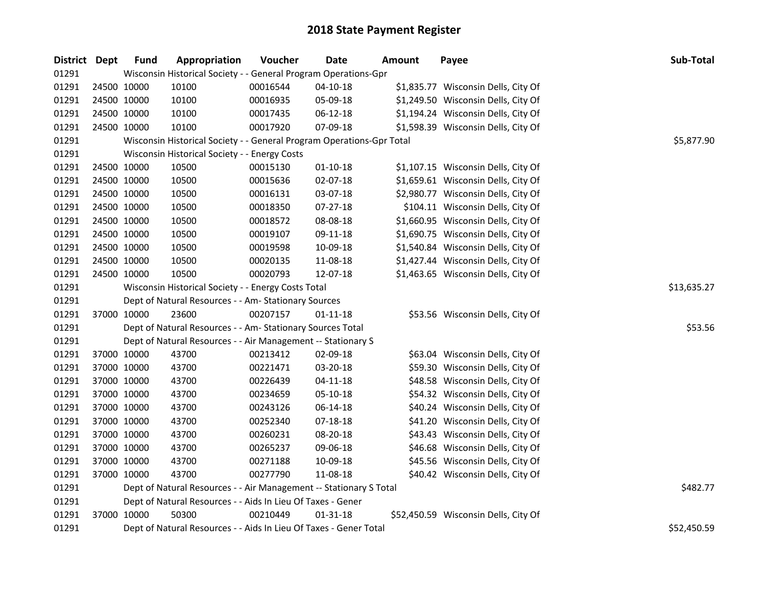# 2018 State Payment Register

| District | Dept | Fund | Appropriation | Voucher | Date | Amount | Payee | Sub-Total |
|---|---|---|---|---|---|---|---|---|
| 01291 | | Wisconsin Historical Society - - General Program Operations-Gpr | | | | | | |
| 01291 | 24500 | 10000 | 10100 | 00016544 | 04-10-18 | $1,835.77 | Wisconsin Dells, City Of | |
| 01291 | 24500 | 10000 | 10100 | 00016935 | 05-09-18 | $1,249.50 | Wisconsin Dells, City Of | |
| 01291 | 24500 | 10000 | 10100 | 00017435 | 06-12-18 | $1,194.24 | Wisconsin Dells, City Of | |
| 01291 | 24500 | 10000 | 10100 | 00017920 | 07-09-18 | $1,598.39 | Wisconsin Dells, City Of | |
| 01291 | | Wisconsin Historical Society - - General Program Operations-Gpr Total | | | | | | $5,877.90 |
| 01291 | | Wisconsin Historical Society - - Energy Costs | | | | | | |
| 01291 | 24500 | 10000 | 10500 | 00015130 | 01-10-18 | $1,107.15 | Wisconsin Dells, City Of | |
| 01291 | 24500 | 10000 | 10500 | 00015636 | 02-07-18 | $1,659.61 | Wisconsin Dells, City Of | |
| 01291 | 24500 | 10000 | 10500 | 00016131 | 03-07-18 | $2,980.77 | Wisconsin Dells, City Of | |
| 01291 | 24500 | 10000 | 10500 | 00018350 | 07-27-18 | $104.11 | Wisconsin Dells, City Of | |
| 01291 | 24500 | 10000 | 10500 | 00018572 | 08-08-18 | $1,660.95 | Wisconsin Dells, City Of | |
| 01291 | 24500 | 10000 | 10500 | 00019107 | 09-11-18 | $1,690.75 | Wisconsin Dells, City Of | |
| 01291 | 24500 | 10000 | 10500 | 00019598 | 10-09-18 | $1,540.84 | Wisconsin Dells, City Of | |
| 01291 | 24500 | 10000 | 10500 | 00020135 | 11-08-18 | $1,427.44 | Wisconsin Dells, City Of | |
| 01291 | 24500 | 10000 | 10500 | 00020793 | 12-07-18 | $1,463.65 | Wisconsin Dells, City Of | |
| 01291 | | Wisconsin Historical Society - - Energy Costs Total | | | | | | $13,635.27 |
| 01291 | | Dept of Natural Resources - - Am- Stationary Sources | | | | | | |
| 01291 | 37000 | 10000 | 23600 | 00207157 | 01-11-18 | $53.56 | Wisconsin Dells, City Of | |
| 01291 | | Dept of Natural Resources - - Am- Stationary Sources Total | | | | | | $53.56 |
| 01291 | | Dept of Natural Resources - - Air Management -- Stationary S | | | | | | |
| 01291 | 37000 | 10000 | 43700 | 00213412 | 02-09-18 | $63.04 | Wisconsin Dells, City Of | |
| 01291 | 37000 | 10000 | 43700 | 00221471 | 03-20-18 | $59.30 | Wisconsin Dells, City Of | |
| 01291 | 37000 | 10000 | 43700 | 00226439 | 04-11-18 | $48.58 | Wisconsin Dells, City Of | |
| 01291 | 37000 | 10000 | 43700 | 00234659 | 05-10-18 | $54.32 | Wisconsin Dells, City Of | |
| 01291 | 37000 | 10000 | 43700 | 00243126 | 06-14-18 | $40.24 | Wisconsin Dells, City Of | |
| 01291 | 37000 | 10000 | 43700 | 00252340 | 07-18-18 | $41.20 | Wisconsin Dells, City Of | |
| 01291 | 37000 | 10000 | 43700 | 00260231 | 08-20-18 | $43.43 | Wisconsin Dells, City Of | |
| 01291 | 37000 | 10000 | 43700 | 00265237 | 09-06-18 | $46.68 | Wisconsin Dells, City Of | |
| 01291 | 37000 | 10000 | 43700 | 00271188 | 10-09-18 | $45.56 | Wisconsin Dells, City Of | |
| 01291 | 37000 | 10000 | 43700 | 00277790 | 11-08-18 | $40.42 | Wisconsin Dells, City Of | |
| 01291 | | Dept of Natural Resources - - Air Management -- Stationary S Total | | | | | | $482.77 |
| 01291 | | Dept of Natural Resources - - Aids In Lieu Of Taxes - Gener | | | | | | |
| 01291 | 37000 | 10000 | 50300 | 00210449 | 01-31-18 | $52,450.59 | Wisconsin Dells, City Of | |
| 01291 | | Dept of Natural Resources - - Aids In Lieu Of Taxes - Gener Total | | | | | | $52,450.59 |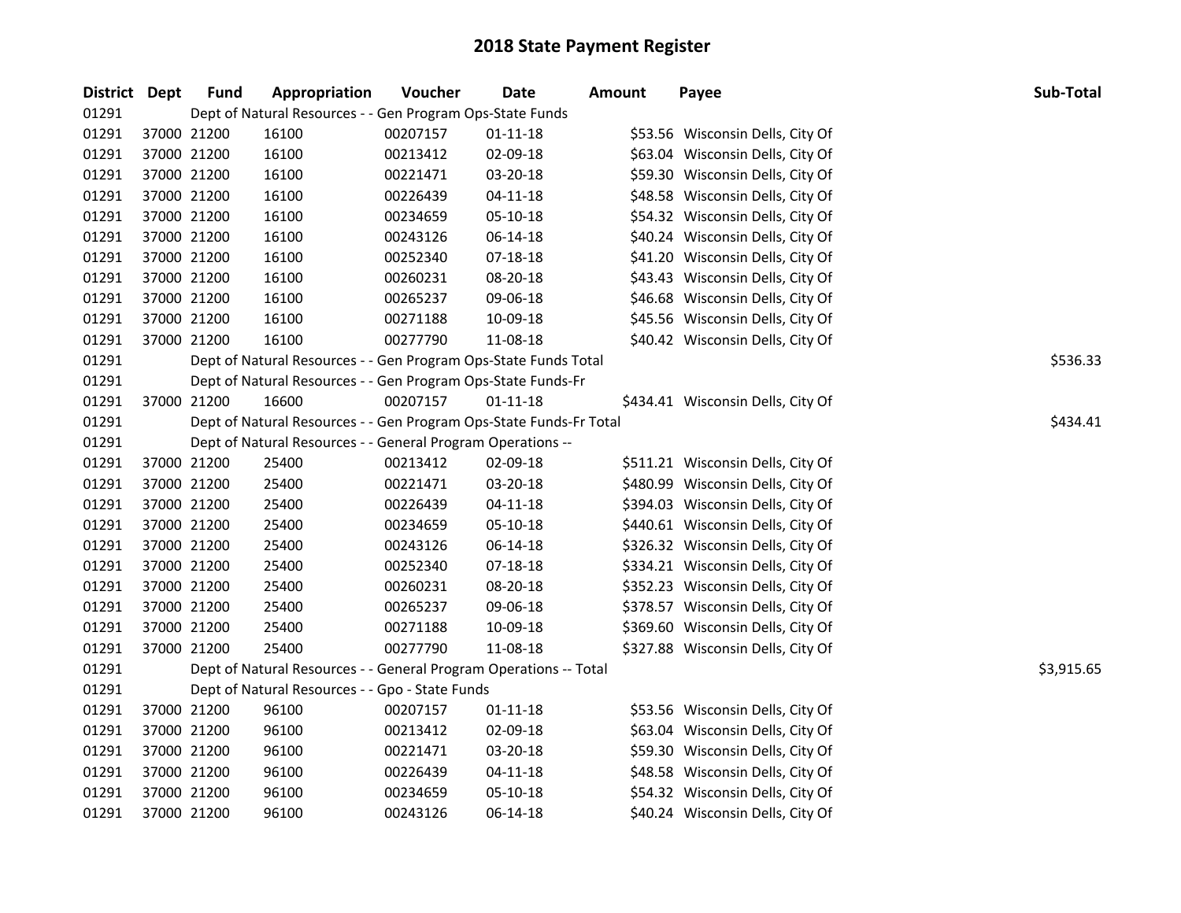# 2018 State Payment Register

| District | Dept | Fund | Appropriation | Voucher | Date | Amount | Payee | Sub-Total |
|---|---|---|---|---|---|---|---|---|
| 01291 | | Dept of Natural Resources - - Gen Program Ops-State Funds | | | | | | |
| 01291 | 37000 | 21200 | 16100 | 00207157 | 01-11-18 | $53.56 | Wisconsin Dells, City Of | |
| 01291 | 37000 | 21200 | 16100 | 00213412 | 02-09-18 | $63.04 | Wisconsin Dells, City Of | |
| 01291 | 37000 | 21200 | 16100 | 00221471 | 03-20-18 | $59.30 | Wisconsin Dells, City Of | |
| 01291 | 37000 | 21200 | 16100 | 00226439 | 04-11-18 | $48.58 | Wisconsin Dells, City Of | |
| 01291 | 37000 | 21200 | 16100 | 00234659 | 05-10-18 | $54.32 | Wisconsin Dells, City Of | |
| 01291 | 37000 | 21200 | 16100 | 00243126 | 06-14-18 | $40.24 | Wisconsin Dells, City Of | |
| 01291 | 37000 | 21200 | 16100 | 00252340 | 07-18-18 | $41.20 | Wisconsin Dells, City Of | |
| 01291 | 37000 | 21200 | 16100 | 00260231 | 08-20-18 | $43.43 | Wisconsin Dells, City Of | |
| 01291 | 37000 | 21200 | 16100 | 00265237 | 09-06-18 | $46.68 | Wisconsin Dells, City Of | |
| 01291 | 37000 | 21200 | 16100 | 00271188 | 10-09-18 | $45.56 | Wisconsin Dells, City Of | |
| 01291 | 37000 | 21200 | 16100 | 00277790 | 11-08-18 | $40.42 | Wisconsin Dells, City Of | |
| 01291 | | Dept of Natural Resources - - Gen Program Ops-State Funds Total | | | | | | $536.33 |
| 01291 | | Dept of Natural Resources - - Gen Program Ops-State Funds-Fr | | | | | | |
| 01291 | 37000 | 21200 | 16600 | 00207157 | 01-11-18 | $434.41 | Wisconsin Dells, City Of | |
| 01291 | | Dept of Natural Resources - - Gen Program Ops-State Funds-Fr Total | | | | | | $434.41 |
| 01291 | | Dept of Natural Resources - - General Program Operations -- | | | | | | |
| 01291 | 37000 | 21200 | 25400 | 00213412 | 02-09-18 | $511.21 | Wisconsin Dells, City Of | |
| 01291 | 37000 | 21200 | 25400 | 00221471 | 03-20-18 | $480.99 | Wisconsin Dells, City Of | |
| 01291 | 37000 | 21200 | 25400 | 00226439 | 04-11-18 | $394.03 | Wisconsin Dells, City Of | |
| 01291 | 37000 | 21200 | 25400 | 00234659 | 05-10-18 | $440.61 | Wisconsin Dells, City Of | |
| 01291 | 37000 | 21200 | 25400 | 00243126 | 06-14-18 | $326.32 | Wisconsin Dells, City Of | |
| 01291 | 37000 | 21200 | 25400 | 00252340 | 07-18-18 | $334.21 | Wisconsin Dells, City Of | |
| 01291 | 37000 | 21200 | 25400 | 00260231 | 08-20-18 | $352.23 | Wisconsin Dells, City Of | |
| 01291 | 37000 | 21200 | 25400 | 00265237 | 09-06-18 | $378.57 | Wisconsin Dells, City Of | |
| 01291 | 37000 | 21200 | 25400 | 00271188 | 10-09-18 | $369.60 | Wisconsin Dells, City Of | |
| 01291 | 37000 | 21200 | 25400 | 00277790 | 11-08-18 | $327.88 | Wisconsin Dells, City Of | |
| 01291 | | Dept of Natural Resources - - General Program Operations -- Total | | | | | | $3,915.65 |
| 01291 | | Dept of Natural Resources - - Gpo - State Funds | | | | | | |
| 01291 | 37000 | 21200 | 96100 | 00207157 | 01-11-18 | $53.56 | Wisconsin Dells, City Of | |
| 01291 | 37000 | 21200 | 96100 | 00213412 | 02-09-18 | $63.04 | Wisconsin Dells, City Of | |
| 01291 | 37000 | 21200 | 96100 | 00221471 | 03-20-18 | $59.30 | Wisconsin Dells, City Of | |
| 01291 | 37000 | 21200 | 96100 | 00226439 | 04-11-18 | $48.58 | Wisconsin Dells, City Of | |
| 01291 | 37000 | 21200 | 96100 | 00234659 | 05-10-18 | $54.32 | Wisconsin Dells, City Of | |
| 01291 | 37000 | 21200 | 96100 | 00243126 | 06-14-18 | $40.24 | Wisconsin Dells, City Of | |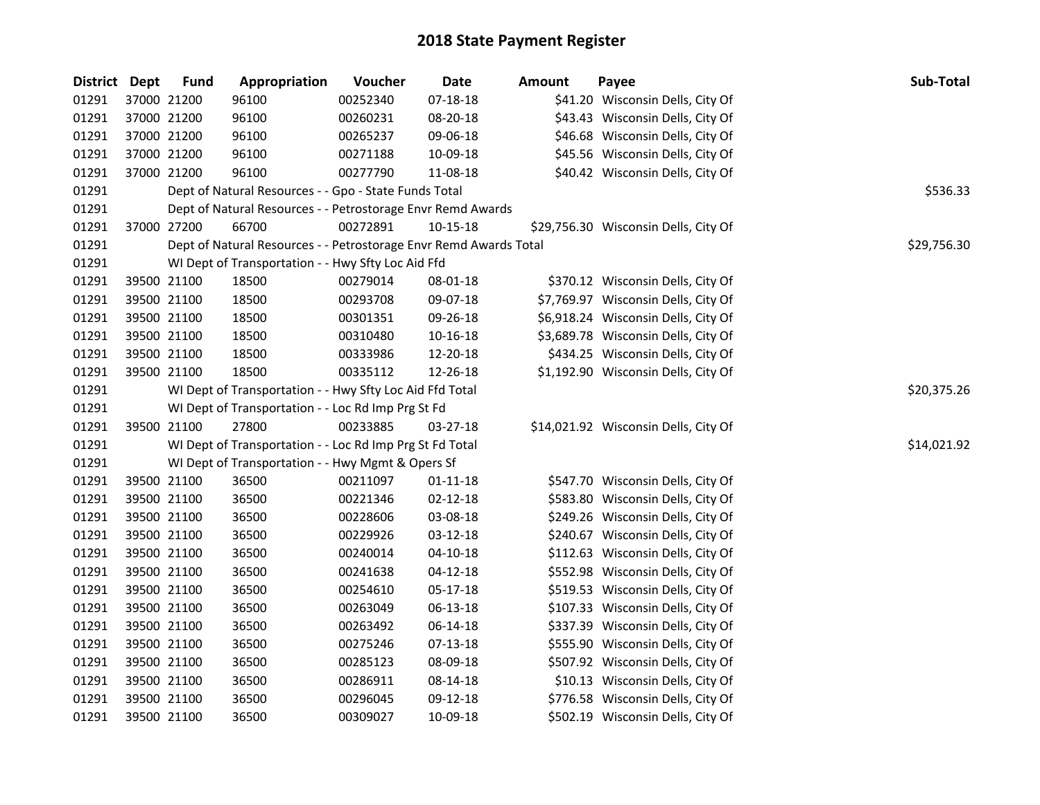# 2018 State Payment Register

| District | Dept | Fund | Appropriation | Voucher | Date | Amount | Payee | Sub-Total |
|---|---|---|---|---|---|---|---|---|
| 01291 | 37000 | 21200 | 96100 | 00252340 | 07-18-18 | $41.20 | Wisconsin Dells, City Of | |
| 01291 | 37000 | 21200 | 96100 | 00260231 | 08-20-18 | $43.43 | Wisconsin Dells, City Of | |
| 01291 | 37000 | 21200 | 96100 | 00265237 | 09-06-18 | $46.68 | Wisconsin Dells, City Of | |
| 01291 | 37000 | 21200 | 96100 | 00271188 | 10-09-18 | $45.56 | Wisconsin Dells, City Of | |
| 01291 | 37000 | 21200 | 96100 | 00277790 | 11-08-18 | $40.42 | Wisconsin Dells, City Of | |
| 01291 | | | Dept of Natural Resources - - Gpo - State Funds Total | | | | | $536.33 |
| 01291 | | | Dept of Natural Resources - - Petrostorage Envr Remd Awards | | | | | |
| 01291 | 37000 | 27200 | 66700 | 00272891 | 10-15-18 | $29,756.30 | Wisconsin Dells, City Of | |
| 01291 | | | Dept of Natural Resources - - Petrostorage Envr Remd Awards Total | | | | | $29,756.30 |
| 01291 | | | WI Dept of Transportation - - Hwy Sfty Loc Aid Ffd | | | | | |
| 01291 | 39500 | 21100 | 18500 | 00279014 | 08-01-18 | $370.12 | Wisconsin Dells, City Of | |
| 01291 | 39500 | 21100 | 18500 | 00293708 | 09-07-18 | $7,769.97 | Wisconsin Dells, City Of | |
| 01291 | 39500 | 21100 | 18500 | 00301351 | 09-26-18 | $6,918.24 | Wisconsin Dells, City Of | |
| 01291 | 39500 | 21100 | 18500 | 00310480 | 10-16-18 | $3,689.78 | Wisconsin Dells, City Of | |
| 01291 | 39500 | 21100 | 18500 | 00333986 | 12-20-18 | $434.25 | Wisconsin Dells, City Of | |
| 01291 | 39500 | 21100 | 18500 | 00335112 | 12-26-18 | $1,192.90 | Wisconsin Dells, City Of | |
| 01291 | | | WI Dept of Transportation - - Hwy Sfty Loc Aid Ffd Total | | | | | $20,375.26 |
| 01291 | | | WI Dept of Transportation - - Loc Rd Imp Prg St Fd | | | | | |
| 01291 | 39500 | 21100 | 27800 | 00233885 | 03-27-18 | $14,021.92 | Wisconsin Dells, City Of | |
| 01291 | | | WI Dept of Transportation - - Loc Rd Imp Prg St Fd Total | | | | | $14,021.92 |
| 01291 | | | WI Dept of Transportation - - Hwy Mgmt & Opers Sf | | | | | |
| 01291 | 39500 | 21100 | 36500 | 00211097 | 01-11-18 | $547.70 | Wisconsin Dells, City Of | |
| 01291 | 39500 | 21100 | 36500 | 00221346 | 02-12-18 | $583.80 | Wisconsin Dells, City Of | |
| 01291 | 39500 | 21100 | 36500 | 00228606 | 03-08-18 | $249.26 | Wisconsin Dells, City Of | |
| 01291 | 39500 | 21100 | 36500 | 00229926 | 03-12-18 | $240.67 | Wisconsin Dells, City Of | |
| 01291 | 39500 | 21100 | 36500 | 00240014 | 04-10-18 | $112.63 | Wisconsin Dells, City Of | |
| 01291 | 39500 | 21100 | 36500 | 00241638 | 04-12-18 | $552.98 | Wisconsin Dells, City Of | |
| 01291 | 39500 | 21100 | 36500 | 00254610 | 05-17-18 | $519.53 | Wisconsin Dells, City Of | |
| 01291 | 39500 | 21100 | 36500 | 00263049 | 06-13-18 | $107.33 | Wisconsin Dells, City Of | |
| 01291 | 39500 | 21100 | 36500 | 00263492 | 06-14-18 | $337.39 | Wisconsin Dells, City Of | |
| 01291 | 39500 | 21100 | 36500 | 00275246 | 07-13-18 | $555.90 | Wisconsin Dells, City Of | |
| 01291 | 39500 | 21100 | 36500 | 00285123 | 08-09-18 | $507.92 | Wisconsin Dells, City Of | |
| 01291 | 39500 | 21100 | 36500 | 00286911 | 08-14-18 | $10.13 | Wisconsin Dells, City Of | |
| 01291 | 39500 | 21100 | 36500 | 00296045 | 09-12-18 | $776.58 | Wisconsin Dells, City Of | |
| 01291 | 39500 | 21100 | 36500 | 00309027 | 10-09-18 | $502.19 | Wisconsin Dells, City Of | |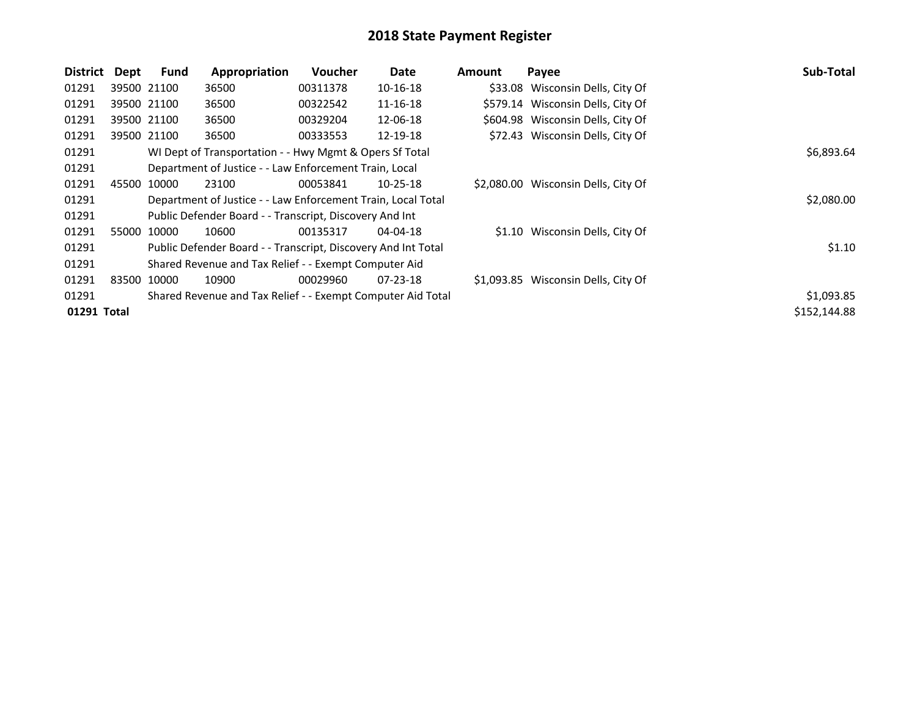# 2018 State Payment Register

| District | Dept | Fund | Appropriation | Voucher | Date | Amount | Payee | Sub-Total |
|---|---|---|---|---|---|---|---|---|
| 01291 | 39500 | 21100 | 36500 | 00311378 | 10-16-18 | $33.08 | Wisconsin Dells, City Of | |
| 01291 | 39500 | 21100 | 36500 | 00322542 | 11-16-18 | $579.14 | Wisconsin Dells, City Of | |
| 01291 | 39500 | 21100 | 36500 | 00329204 | 12-06-18 | $604.98 | Wisconsin Dells, City Of | |
| 01291 | 39500 | 21100 | 36500 | 00333553 | 12-19-18 | $72.43 | Wisconsin Dells, City Of | |
| 01291 | | WI Dept of Transportation - - Hwy Mgmt & Opers Sf Total | | | | | | $6,893.64 |
| 01291 | | Department of Justice - - Law Enforcement Train, Local | | | | | | |
| 01291 | 45500 | 10000 | 23100 | 00053841 | 10-25-18 | $2,080.00 | Wisconsin Dells, City Of | |
| 01291 | | Department of Justice - - Law Enforcement Train, Local Total | | | | | | $2,080.00 |
| 01291 | | Public Defender Board - - Transcript, Discovery And Int | | | | | | |
| 01291 | 55000 | 10000 | 10600 | 00135317 | 04-04-18 | $1.10 | Wisconsin Dells, City Of | |
| 01291 | | Public Defender Board - - Transcript, Discovery And Int Total | | | | | | $1.10 |
| 01291 | | Shared Revenue and Tax Relief - - Exempt Computer Aid | | | | | | |
| 01291 | 83500 | 10000 | 10900 | 00029960 | 07-23-18 | $1,093.85 | Wisconsin Dells, City Of | |
| 01291 | | Shared Revenue and Tax Relief - - Exempt Computer Aid Total | | | | | | $1,093.85 |
| **01291 Total** | | | | | | | | $152,144.88 |